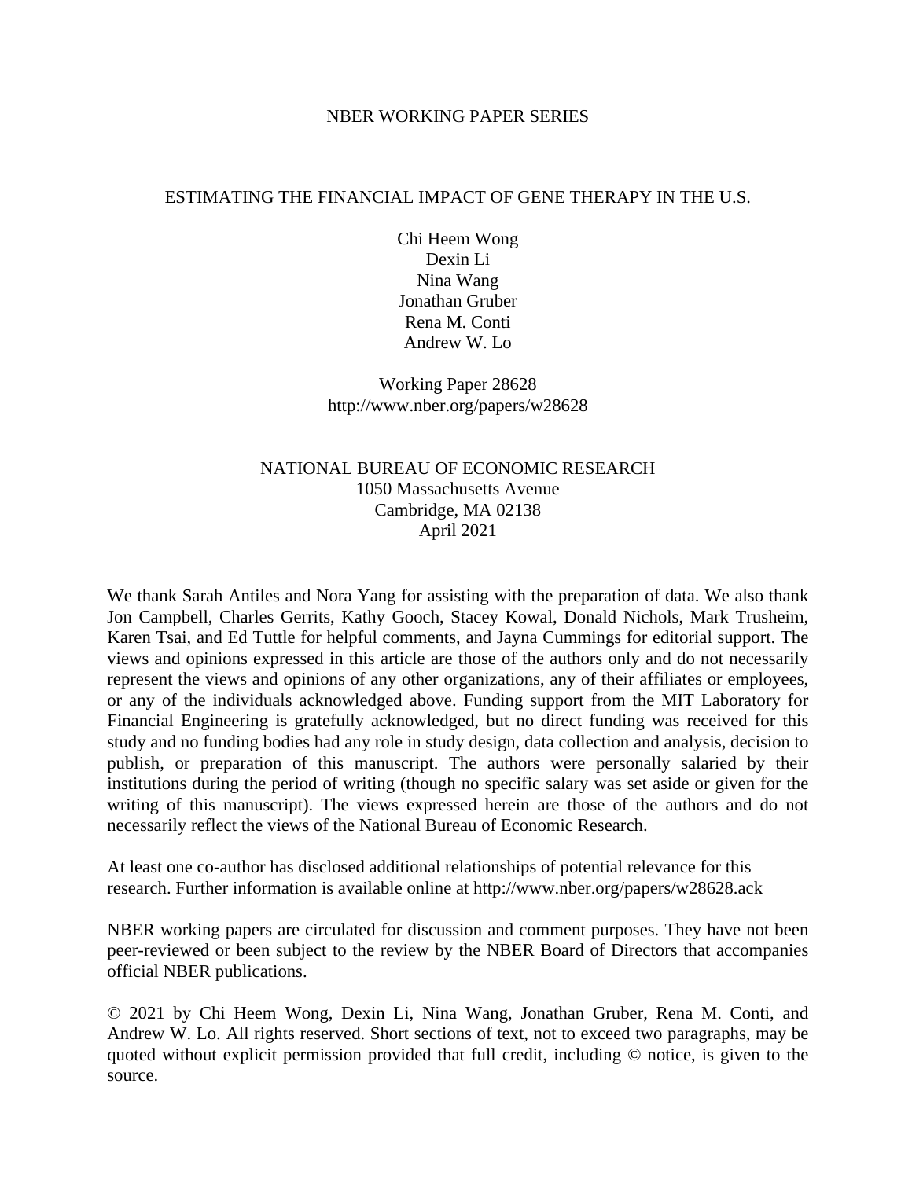NBER WORKING PAPER SERIES

# ESTIMATING THE FINANCIAL IMPACT OF GENE THERAPY IN THE U.S.

Chi Heem Wong
Dexin Li
Nina Wang
Jonathan Gruber
Rena M. Conti
Andrew W. Lo

Working Paper 28628
http://www.nber.org/papers/w28628

NATIONAL BUREAU OF ECONOMIC RESEARCH
1050 Massachusetts Avenue
Cambridge, MA 02138
April 2021

We thank Sarah Antiles and Nora Yang for assisting with the preparation of data. We also thank Jon Campbell, Charles Gerrits, Kathy Gooch, Stacey Kowal, Donald Nichols, Mark Trusheim, Karen Tsai, and Ed Tuttle for helpful comments, and Jayna Cummings for editorial support. The views and opinions expressed in this article are those of the authors only and do not necessarily represent the views and opinions of any other organizations, any of their affiliates or employees, or any of the individuals acknowledged above. Funding support from the MIT Laboratory for Financial Engineering is gratefully acknowledged, but no direct funding was received for this study and no funding bodies had any role in study design, data collection and analysis, decision to publish, or preparation of this manuscript. The authors were personally salaried by their institutions during the period of writing (though no specific salary was set aside or given for the writing of this manuscript). The views expressed herein are those of the authors and do not necessarily reflect the views of the National Bureau of Economic Research.

At least one co-author has disclosed additional relationships of potential relevance for this research. Further information is available online at http://www.nber.org/papers/w28628.ack

NBER working papers are circulated for discussion and comment purposes. They have not been peer-reviewed or been subject to the review by the NBER Board of Directors that accompanies official NBER publications.

© 2021 by Chi Heem Wong, Dexin Li, Nina Wang, Jonathan Gruber, Rena M. Conti, and Andrew W. Lo. All rights reserved. Short sections of text, not to exceed two paragraphs, may be quoted without explicit permission provided that full credit, including © notice, is given to the source.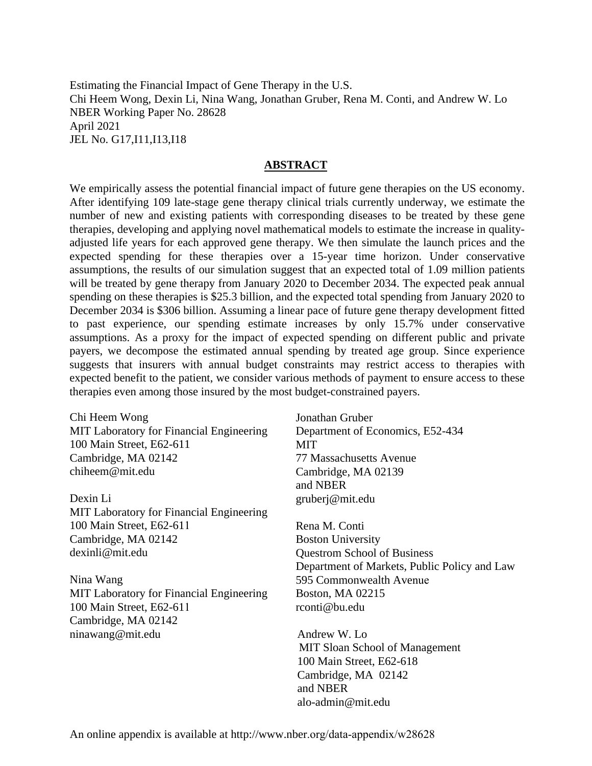Estimating the Financial Impact of Gene Therapy in the U.S.
Chi Heem Wong, Dexin Li, Nina Wang, Jonathan Gruber, Rena M. Conti, and Andrew W. Lo
NBER Working Paper No. 28628
April 2021
JEL No. G17,I11,I13,I18

## ABSTRACT

We empirically assess the potential financial impact of future gene therapies on the US economy. After identifying 109 late-stage gene therapy clinical trials currently underway, we estimate the number of new and existing patients with corresponding diseases to be treated by these gene therapies, developing and applying novel mathematical models to estimate the increase in quality-adjusted life years for each approved gene therapy. We then simulate the launch prices and the expected spending for these therapies over a 15-year time horizon. Under conservative assumptions, the results of our simulation suggest that an expected total of 1.09 million patients will be treated by gene therapy from January 2020 to December 2034. The expected peak annual spending on these therapies is $25.3 billion, and the expected total spending from January 2020 to December 2034 is $306 billion. Assuming a linear pace of future gene therapy development fitted to past experience, our spending estimate increases by only 15.7% under conservative assumptions. As a proxy for the impact of expected spending on different public and private payers, we decompose the estimated annual spending by treated age group. Since experience suggests that insurers with annual budget constraints may restrict access to therapies with expected benefit to the patient, we consider various methods of payment to ensure access to these therapies even among those insured by the most budget-constrained payers.

Chi Heem Wong
MIT Laboratory for Financial Engineering
100 Main Street, E62-611
Cambridge, MA 02142
chiheem@mit.edu

Dexin Li
MIT Laboratory for Financial Engineering
100 Main Street, E62-611
Cambridge, MA 02142
dexinli@mit.edu

Nina Wang
MIT Laboratory for Financial Engineering
100 Main Street, E62-611
Cambridge, MA 02142
ninawang@mit.edu

Jonathan Gruber
Department of Economics, E52-434
MIT
77 Massachusetts Avenue
Cambridge, MA 02139
and NBER
gruberj@mit.edu

Rena M. Conti
Boston University
Questrom School of Business
Department of Markets, Public Policy and Law
595 Commonwealth Avenue
Boston, MA 02215
rconti@bu.edu

Andrew W. Lo
MIT Sloan School of Management
100 Main Street, E62-618
Cambridge, MA 02142
and NBER
alo-admin@mit.edu

An online appendix is available at http://www.nber.org/data-appendix/w28628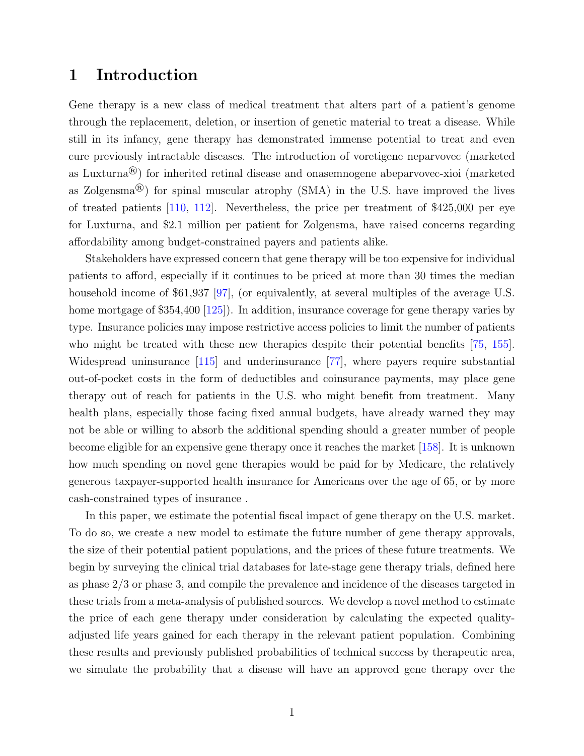# 1 Introduction

Gene therapy is a new class of medical treatment that alters part of a patient's genome through the replacement, deletion, or insertion of genetic material to treat a disease. While still in its infancy, gene therapy has demonstrated immense potential to treat and even cure previously intractable diseases. The introduction of voretigene neparvovec (marketed as Luxturna®) for inherited retinal disease and onasemnogene abeparvovec-xioi (marketed as Zolgensma®) for spinal muscular atrophy (SMA) in the U.S. have improved the lives of treated patients [110, 112]. Nevertheless, the price per treatment of $425,000 per eye for Luxturna, and $2.1 million per patient for Zolgensma, have raised concerns regarding affordability among budget-constrained payers and patients alike.

Stakeholders have expressed concern that gene therapy will be too expensive for individual patients to afford, especially if it continues to be priced at more than 30 times the median household income of $61,937 [97], (or equivalently, at several multiples of the average U.S. home mortgage of $354,400 [125]). In addition, insurance coverage for gene therapy varies by type. Insurance policies may impose restrictive access policies to limit the number of patients who might be treated with these new therapies despite their potential benefits [75, 155]. Widespread uninsurance [115] and underinsurance [77], where payers require substantial out-of-pocket costs in the form of deductibles and coinsurance payments, may place gene therapy out of reach for patients in the U.S. who might benefit from treatment. Many health plans, especially those facing fixed annual budgets, have already warned they may not be able or willing to absorb the additional spending should a greater number of people become eligible for an expensive gene therapy once it reaches the market [158]. It is unknown how much spending on novel gene therapies would be paid for by Medicare, the relatively generous taxpayer-supported health insurance for Americans over the age of 65, or by more cash-constrained types of insurance .

In this paper, we estimate the potential fiscal impact of gene therapy on the U.S. market. To do so, we create a new model to estimate the future number of gene therapy approvals, the size of their potential patient populations, and the prices of these future treatments. We begin by surveying the clinical trial databases for late-stage gene therapy trials, defined here as phase 2/3 or phase 3, and compile the prevalence and incidence of the diseases targeted in these trials from a meta-analysis of published sources. We develop a novel method to estimate the price of each gene therapy under consideration by calculating the expected quality-adjusted life years gained for each therapy in the relevant patient population. Combining these results and previously published probabilities of technical success by therapeutic area, we simulate the probability that a disease will have an approved gene therapy over the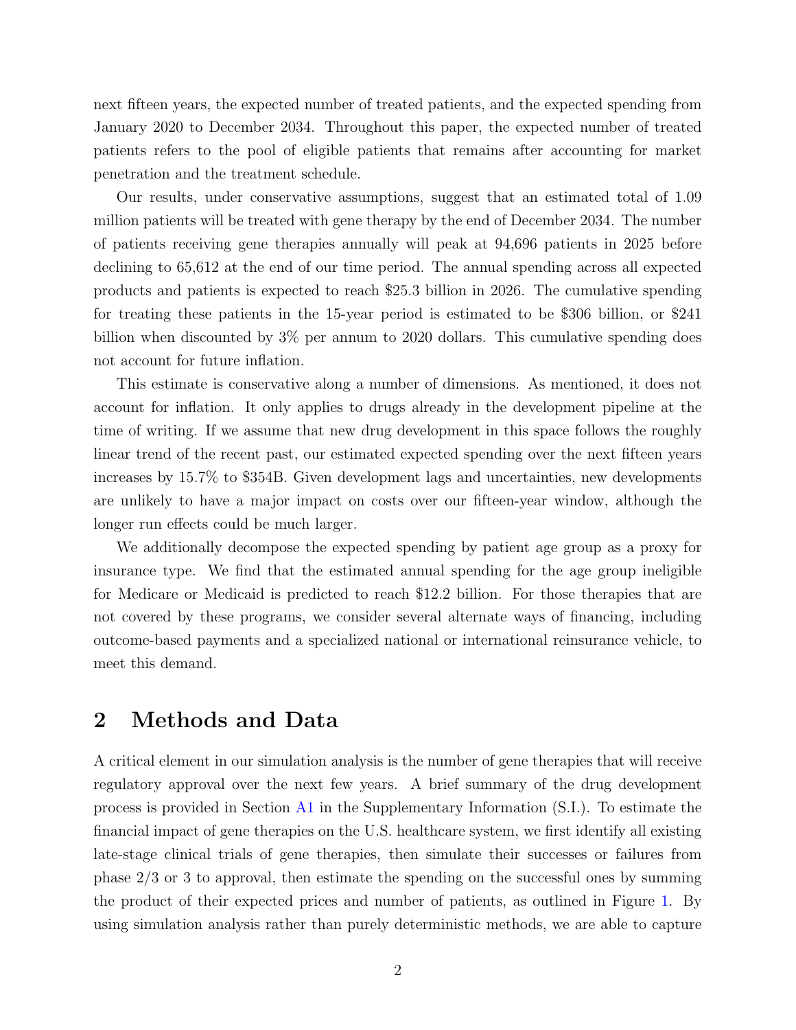next fifteen years, the expected number of treated patients, and the expected spending from January 2020 to December 2034. Throughout this paper, the expected number of treated patients refers to the pool of eligible patients that remains after accounting for market penetration and the treatment schedule.

Our results, under conservative assumptions, suggest that an estimated total of 1.09 million patients will be treated with gene therapy by the end of December 2034. The number of patients receiving gene therapies annually will peak at 94,696 patients in 2025 before declining to 65,612 at the end of our time period. The annual spending across all expected products and patients is expected to reach $25.3 billion in 2026. The cumulative spending for treating these patients in the 15-year period is estimated to be $306 billion, or $241 billion when discounted by 3% per annum to 2020 dollars. This cumulative spending does not account for future inflation.

This estimate is conservative along a number of dimensions. As mentioned, it does not account for inflation. It only applies to drugs already in the development pipeline at the time of writing. If we assume that new drug development in this space follows the roughly linear trend of the recent past, our estimated expected spending over the next fifteen years increases by 15.7% to $354B. Given development lags and uncertainties, new developments are unlikely to have a major impact on costs over our fifteen-year window, although the longer run effects could be much larger.

We additionally decompose the expected spending by patient age group as a proxy for insurance type. We find that the estimated annual spending for the age group ineligible for Medicare or Medicaid is predicted to reach $12.2 billion. For those therapies that are not covered by these programs, we consider several alternate ways of financing, including outcome-based payments and a specialized national or international reinsurance vehicle, to meet this demand.

## 2 Methods and Data

A critical element in our simulation analysis is the number of gene therapies that will receive regulatory approval over the next few years. A brief summary of the drug development process is provided in Section A1 in the Supplementary Information (S.I.). To estimate the financial impact of gene therapies on the U.S. healthcare system, we first identify all existing late-stage clinical trials of gene therapies, then simulate their successes or failures from phase 2/3 or 3 to approval, then estimate the spending on the successful ones by summing the product of their expected prices and number of patients, as outlined in Figure 1. By using simulation analysis rather than purely deterministic methods, we are able to capture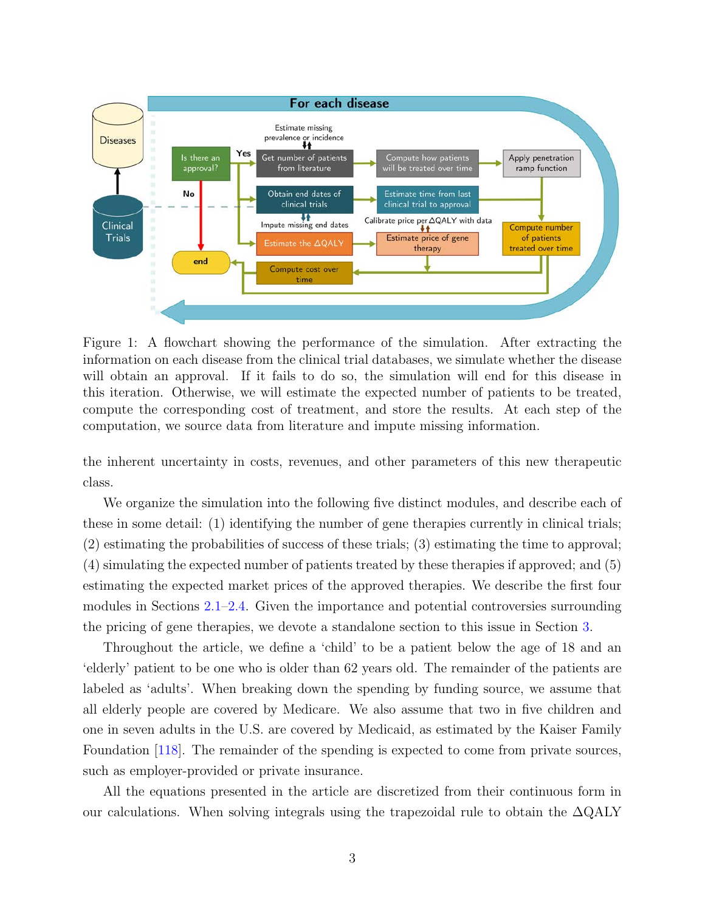Figure 1: A flowchart showing the performance of the simulation. After extracting the information on each disease from the clinical trial databases, we simulate whether the disease will obtain an approval. If it fails to do so, the simulation will end for this disease in this iteration. Otherwise, we will estimate the expected number of patients to be treated, compute the corresponding cost of treatment, and store the results. At each step of the computation, we source data from literature and impute missing information.

the inherent uncertainty in costs, revenues, and other parameters of this new therapeutic class.

We organize the simulation into the following five distinct modules, and describe each of these in some detail: (1) identifying the number of gene therapies currently in clinical trials; (2) estimating the probabilities of success of these trials; (3) estimating the time to approval; (4) simulating the expected number of patients treated by these therapies if approved; and (5) estimating the expected market prices of the approved therapies. We describe the first four modules in Sections 2.1–2.4. Given the importance and potential controversies surrounding the pricing of gene therapies, we devote a standalone section to this issue in Section 3.

Throughout the article, we define a 'child' to be a patient below the age of 18 and an 'elderly' patient to be one who is older than 62 years old. The remainder of the patients are labeled as 'adults'. When breaking down the spending by funding source, we assume that all elderly people are covered by Medicare. We also assume that two in five children and one in seven adults in the U.S. are covered by Medicaid, as estimated by the Kaiser Family Foundation [118]. The remainder of the spending is expected to come from private sources, such as employer-provided or private insurance.

All the equations presented in the article are discretized from their continuous form in our calculations. When solving integrals using the trapezoidal rule to obtain the ΔQALY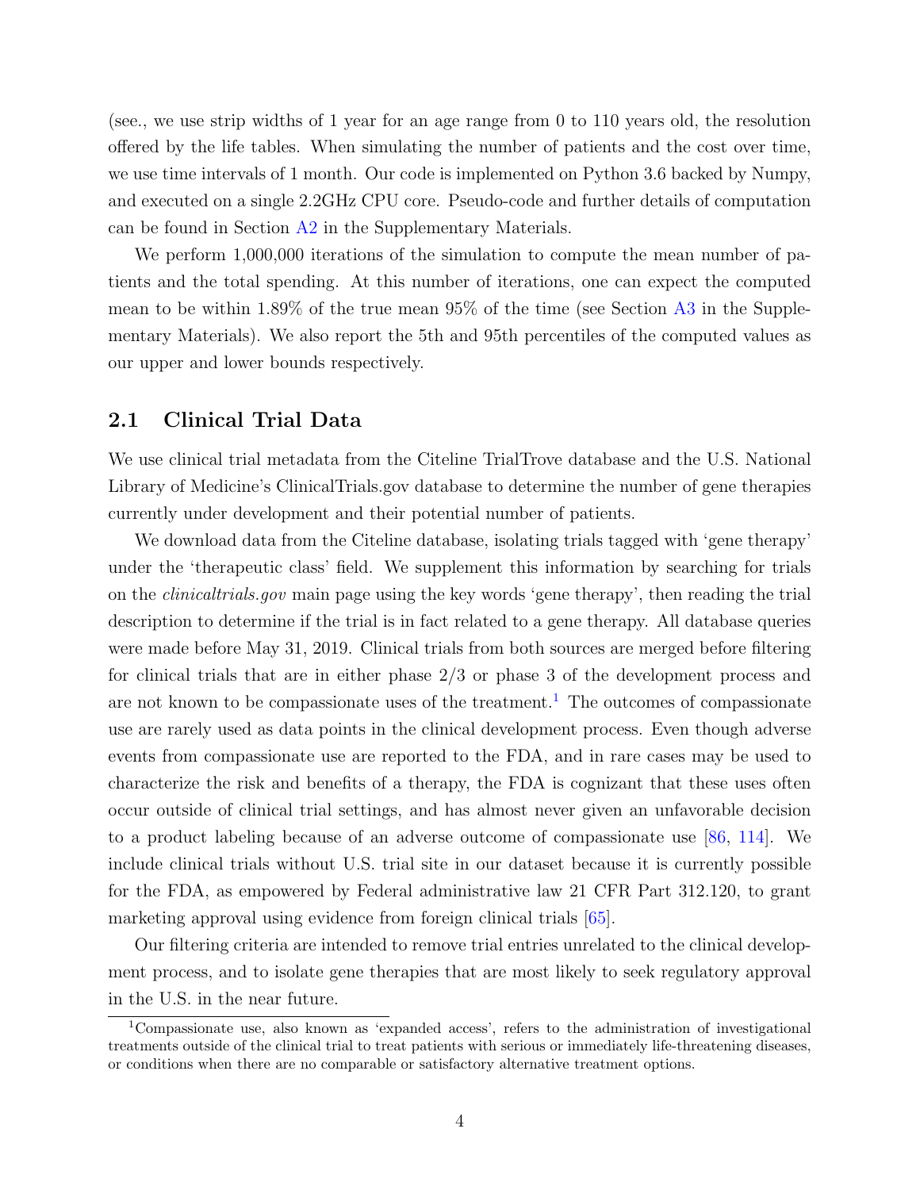(see., we use strip widths of 1 year for an age range from 0 to 110 years old, the resolution offered by the life tables. When simulating the number of patients and the cost over time, we use time intervals of 1 month. Our code is implemented on Python 3.6 backed by Numpy, and executed on a single 2.2GHz CPU core. Pseudo-code and further details of computation can be found in Section A2 in the Supplementary Materials.

We perform 1,000,000 iterations of the simulation to compute the mean number of patients and the total spending. At this number of iterations, one can expect the computed mean to be within 1.89% of the true mean 95% of the time (see Section A3 in the Supplementary Materials). We also report the 5th and 95th percentiles of the computed values as our upper and lower bounds respectively.

## 2.1 Clinical Trial Data

We use clinical trial metadata from the Citeline TrialTrove database and the U.S. National Library of Medicine's ClinicalTrials.gov database to determine the number of gene therapies currently under development and their potential number of patients.

We download data from the Citeline database, isolating trials tagged with 'gene therapy' under the 'therapeutic class' field. We supplement this information by searching for trials on the *clinicaltrials.gov* main page using the key words 'gene therapy', then reading the trial description to determine if the trial is in fact related to a gene therapy. All database queries were made before May 31, 2019. Clinical trials from both sources are merged before filtering for clinical trials that are in either phase 2/3 or phase 3 of the development process and are not known to be compassionate uses of the treatment.[1] The outcomes of compassionate use are rarely used as data points in the clinical development process. Even though adverse events from compassionate use are reported to the FDA, and in rare cases may be used to characterize the risk and benefits of a therapy, the FDA is cognizant that these uses often occur outside of clinical trial settings, and has almost never given an unfavorable decision to a product labeling because of an adverse outcome of compassionate use [86, 114]. We include clinical trials without U.S. trial site in our dataset because it is currently possible for the FDA, as empowered by Federal administrative law 21 CFR Part 312.120, to grant marketing approval using evidence from foreign clinical trials [65].

Our filtering criteria are intended to remove trial entries unrelated to the clinical development process, and to isolate gene therapies that are most likely to seek regulatory approval in the U.S. in the near future.

[1] Compassionate use, also known as 'expanded access', refers to the administration of investigational treatments outside of the clinical trial to treat patients with serious or immediately life-threatening diseases, or conditions when there are no comparable or satisfactory alternative treatment options.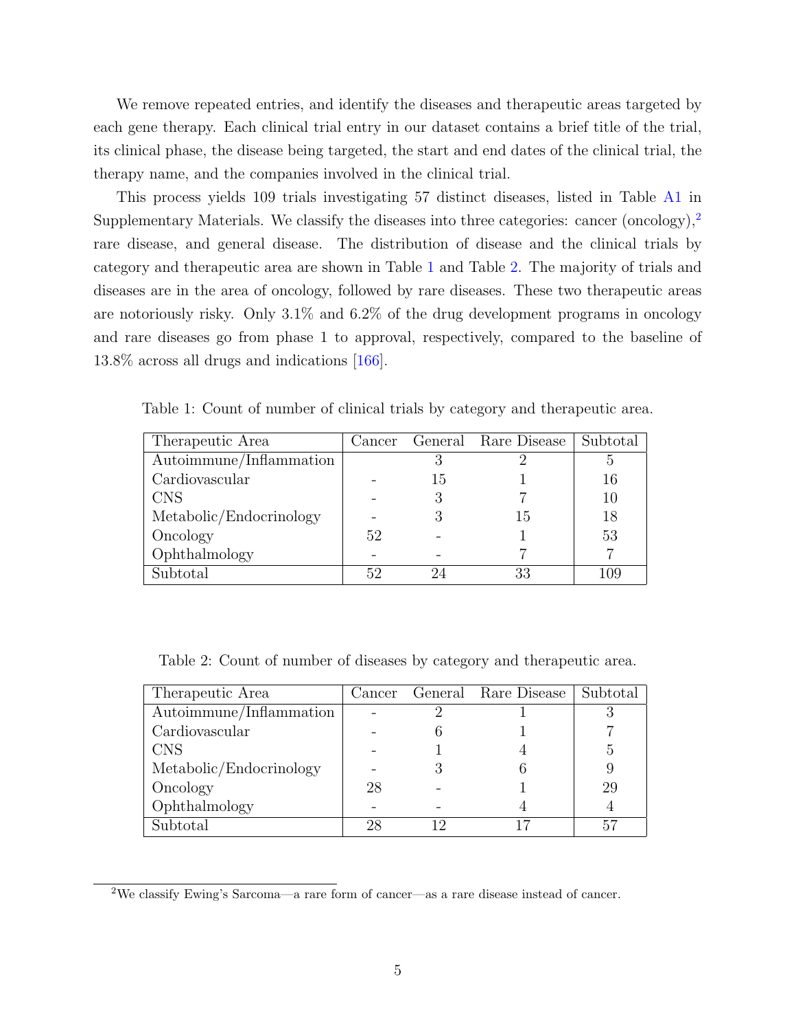We remove repeated entries, and identify the diseases and therapeutic areas targeted by each gene therapy. Each clinical trial entry in our dataset contains a brief title of the trial, its clinical phase, the disease being targeted, the start and end dates of the clinical trial, the therapy name, and the companies involved in the clinical trial.

This process yields 109 trials investigating 57 distinct diseases, listed in Table A1 in Supplementary Materials. We classify the diseases into three categories: cancer (oncology),[2] rare disease, and general disease. The distribution of disease and the clinical trials by category and therapeutic area are shown in Table 1 and Table 2. The majority of trials and diseases are in the area of oncology, followed by rare diseases. These two therapeutic areas are notoriously risky. Only 3.1% and 6.2% of the drug development programs in oncology and rare diseases go from phase 1 to approval, respectively, compared to the baseline of 13.8% across all drugs and indications [166].

Table 1: Count of number of clinical trials by category and therapeutic area.

| Therapeutic Area | Cancer | General | Rare Disease | Subtotal |
|---|---|---|---|---|
| Autoimmune/Inflammation | | 3 | 2 | 5 |
| Cardiovascular | - | 15 | 1 | 16 |
| CNS | - | 3 | 7 | 10 |
| Metabolic/Endocrinology | - | 3 | 15 | 18 |
| Oncology | 52 | - | 1 | 53 |
| Ophthalmology | - | - | 7 | 7 |
| Subtotal | 52 | 24 | 33 | 109 |

Table 2: Count of number of diseases by category and therapeutic area.

| Therapeutic Area | Cancer | General | Rare Disease | Subtotal |
|---|---|---|---|---|
| Autoimmune/Inflammation | - | 2 | 1 | 3 |
| Cardiovascular | - | 6 | 1 | 7 |
| CNS | - | 1 | 4 | 5 |
| Metabolic/Endocrinology | - | 3 | 6 | 9 |
| Oncology | 28 | - | 1 | 29 |
| Ophthalmology | - | - | 4 | 4 |
| Subtotal | 28 | 12 | 17 | 57 |

[2] We classify Ewing's Sarcoma—a rare form of cancer—as a rare disease instead of cancer.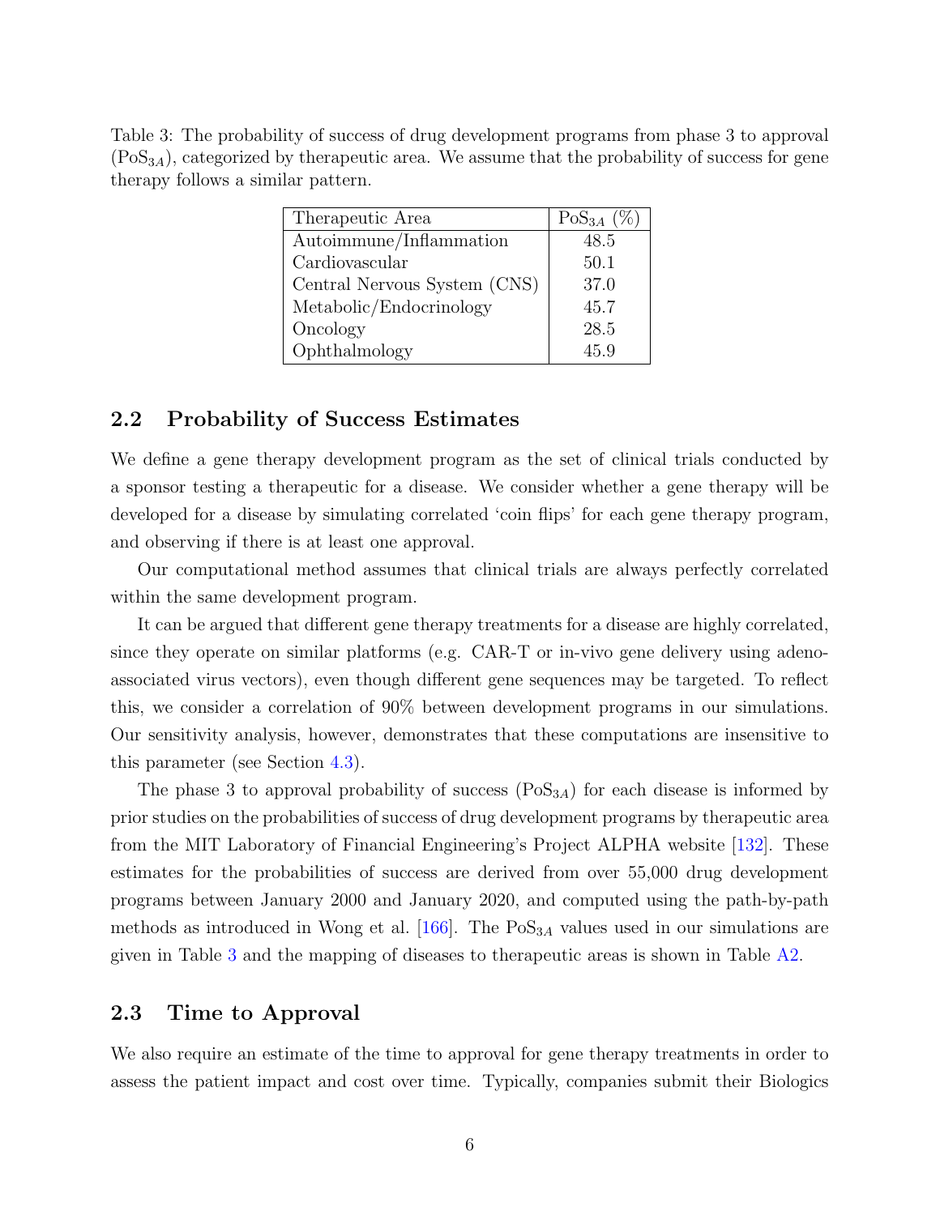Table 3: The probability of success of drug development programs from phase 3 to approval ($\text{PoS}_{3A}$), categorized by therapeutic area. We assume that the probability of success for gene therapy follows a similar pattern.

| Therapeutic Area | $\text{PoS}_{3A}$ (%) |
|---|---|
| Autoimmune/Inflammation | 48.5 |
| Cardiovascular | 50.1 |
| Central Nervous System (CNS) | 37.0 |
| Metabolic/Endocrinology | 45.7 |
| Oncology | 28.5 |
| Ophthalmology | 45.9 |

## 2.2 Probability of Success Estimates

We define a gene therapy development program as the set of clinical trials conducted by a sponsor testing a therapeutic for a disease. We consider whether a gene therapy will be developed for a disease by simulating correlated 'coin flips' for each gene therapy program, and observing if there is at least one approval.

Our computational method assumes that clinical trials are always perfectly correlated within the same development program.

It can be argued that different gene therapy treatments for a disease are highly correlated, since they operate on similar platforms (e.g. CAR-T or in-vivo gene delivery using adeno-associated virus vectors), even though different gene sequences may be targeted. To reflect this, we consider a correlation of 90% between development programs in our simulations. Our sensitivity analysis, however, demonstrates that these computations are insensitive to this parameter (see Section 4.3).

The phase 3 to approval probability of success ($\text{PoS}_{3A}$) for each disease is informed by prior studies on the probabilities of success of drug development programs by therapeutic area from the MIT Laboratory of Financial Engineering's Project ALPHA website [132]. These estimates for the probabilities of success are derived from over 55,000 drug development programs between January 2000 and January 2020, and computed using the path-by-path methods as introduced in Wong et al. [166]. The $\text{PoS}_{3A}$ values used in our simulations are given in Table 3 and the mapping of diseases to therapeutic areas is shown in Table A2.

## 2.3 Time to Approval

We also require an estimate of the time to approval for gene therapy treatments in order to assess the patient impact and cost over time. Typically, companies submit their Biologics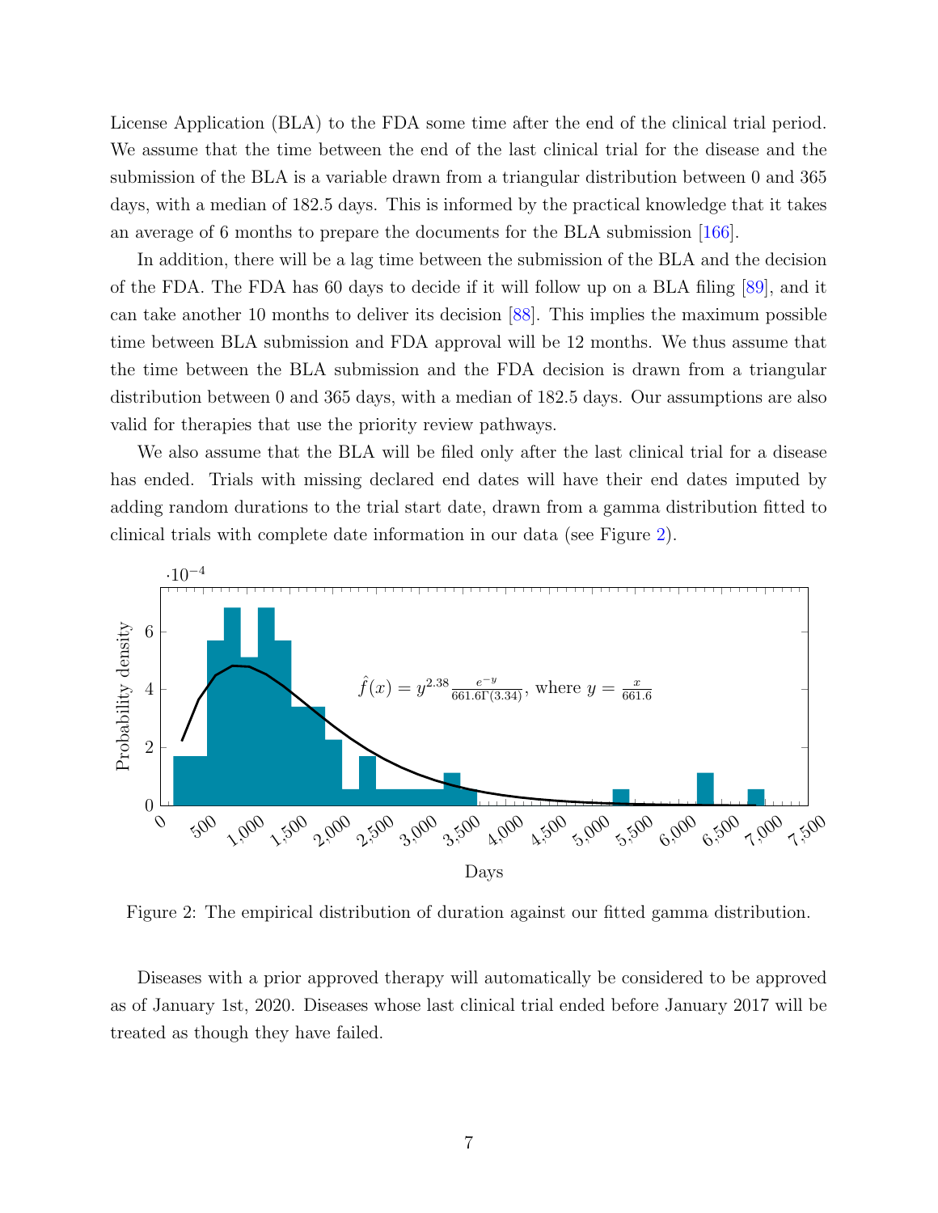License Application (BLA) to the FDA some time after the end of the clinical trial period. We assume that the time between the end of the last clinical trial for the disease and the submission of the BLA is a variable drawn from a triangular distribution between 0 and 365 days, with a median of 182.5 days. This is informed by the practical knowledge that it takes an average of 6 months to prepare the documents for the BLA submission [166].

In addition, there will be a lag time between the submission of the BLA and the decision of the FDA. The FDA has 60 days to decide if it will follow up on a BLA filing [89], and it can take another 10 months to deliver its decision [88]. This implies the maximum possible time between BLA submission and FDA approval will be 12 months. We thus assume that the time between the BLA submission and the FDA decision is drawn from a triangular distribution between 0 and 365 days, with a median of 182.5 days. Our assumptions are also valid for therapies that use the priority review pathways.

We also assume that the BLA will be filed only after the last clinical trial for a disease has ended. Trials with missing declared end dates will have their end dates imputed by adding random durations to the trial start date, drawn from a gamma distribution fitted to clinical trials with complete date information in our data (see Figure 2).

$$\hat{f}(x) = y^{2.38}\frac{e^{-y}}{661.6\Gamma(3.34)}, \text{ where } y = \frac{x}{661.6}$$

Figure 2: The empirical distribution of duration against our fitted gamma distribution.

Diseases with a prior approved therapy will automatically be considered to be approved as of January 1st, 2020. Diseases whose last clinical trial ended before January 2017 will be treated as though they have failed.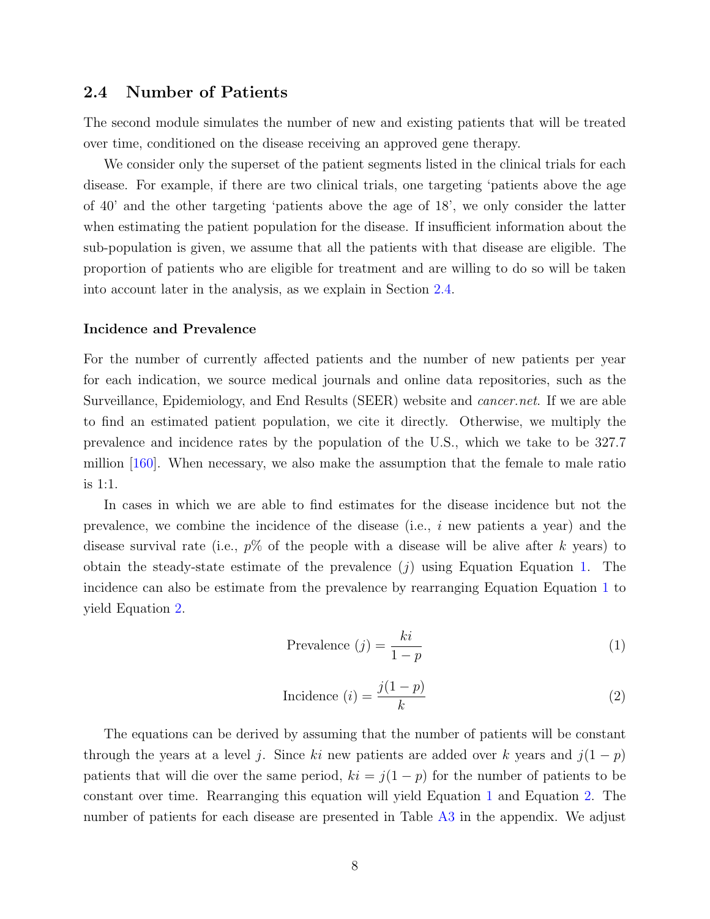## 2.4 Number of Patients

The second module simulates the number of new and existing patients that will be treated over time, conditioned on the disease receiving an approved gene therapy.

We consider only the superset of the patient segments listed in the clinical trials for each disease. For example, if there are two clinical trials, one targeting 'patients above the age of 40' and the other targeting 'patients above the age of 18', we only consider the latter when estimating the patient population for the disease. If insufficient information about the sub-population is given, we assume that all the patients with that disease are eligible. The proportion of patients who are eligible for treatment and are willing to do so will be taken into account later in the analysis, as we explain in Section 2.4.

**Incidence and Prevalence**

For the number of currently affected patients and the number of new patients per year for each indication, we source medical journals and online data repositories, such as the Surveillance, Epidemiology, and End Results (SEER) website and *cancer.net*. If we are able to find an estimated patient population, we cite it directly. Otherwise, we multiply the prevalence and incidence rates by the population of the U.S., which we take to be 327.7 million [160]. When necessary, we also make the assumption that the female to male ratio is 1:1.

In cases in which we are able to find estimates for the disease incidence but not the prevalence, we combine the incidence of the disease (i.e., $i$ new patients a year) and the disease survival rate (i.e., $p\%$ of the people with a disease will be alive after $k$ years) to obtain the steady-state estimate of the prevalence ($j$) using Equation Equation 1. The incidence can also be estimate from the prevalence by rearranging Equation Equation 1 to yield Equation 2.

$$\text{Prevalence } (j) = \frac{ki}{1-p} \tag{1}$$

$$\text{Incidence } (i) = \frac{j(1-p)}{k} \tag{2}$$

The equations can be derived by assuming that the number of patients will be constant through the years at a level $j$. Since $ki$ new patients are added over $k$ years and $j(1-p)$ patients that will die over the same period, $ki = j(1-p)$ for the number of patients to be constant over time. Rearranging this equation will yield Equation 1 and Equation 2. The number of patients for each disease are presented in Table A3 in the appendix. We adjust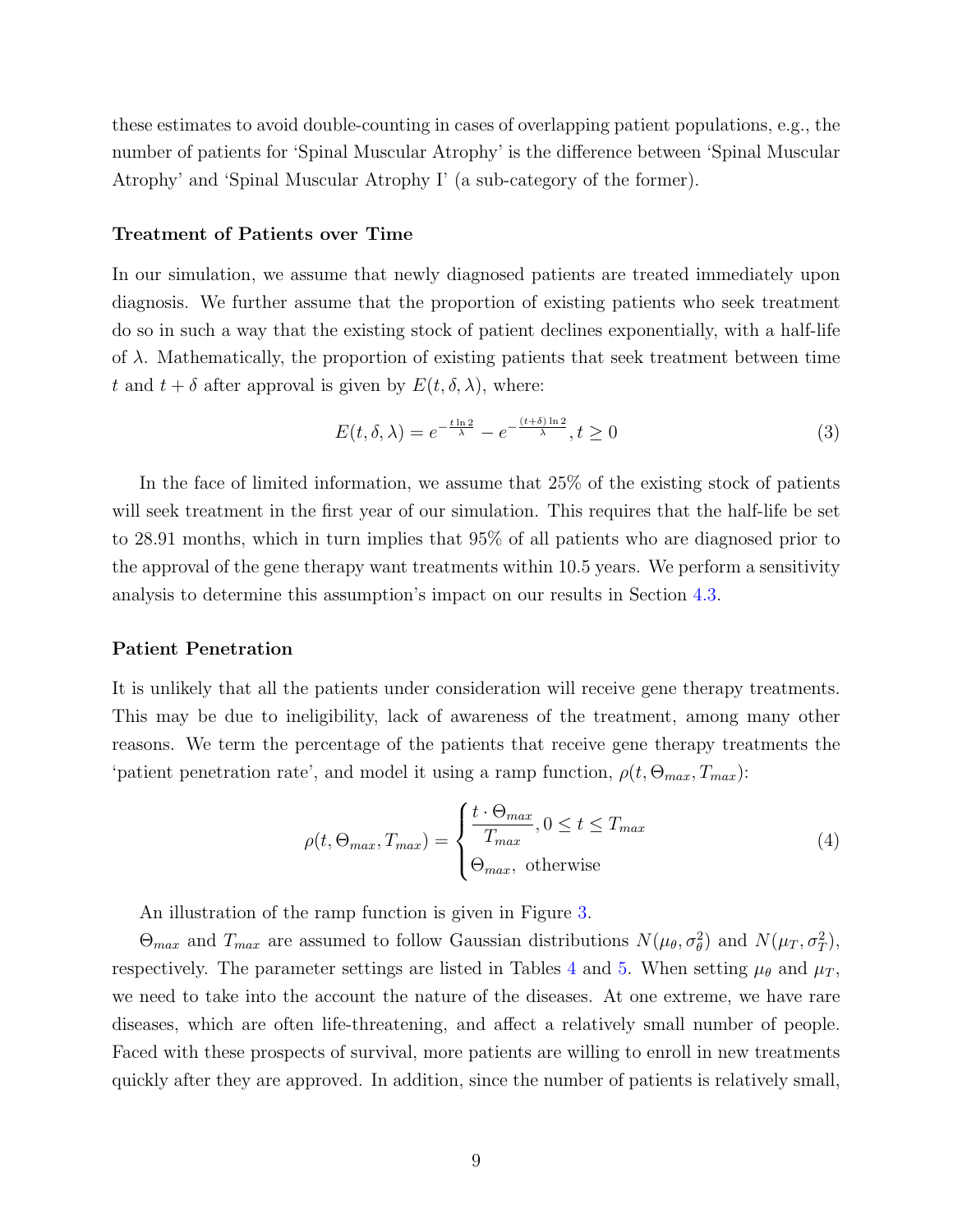these estimates to avoid double-counting in cases of overlapping patient populations, e.g., the number of patients for 'Spinal Muscular Atrophy' is the difference between 'Spinal Muscular Atrophy' and 'Spinal Muscular Atrophy I' (a sub-category of the former).

### Treatment of Patients over Time

In our simulation, we assume that newly diagnosed patients are treated immediately upon diagnosis. We further assume that the proportion of existing patients who seek treatment do so in such a way that the existing stock of patient declines exponentially, with a half-life of $\lambda$. Mathematically, the proportion of existing patients that seek treatment between time $t$ and $t + \delta$ after approval is given by $E(t, \delta, \lambda)$, where:

$$E(t, \delta, \lambda) = e^{-\frac{t \ln 2}{\lambda}} - e^{-\frac{(t+\delta) \ln 2}{\lambda}}, t \geq 0 \tag{3}$$

In the face of limited information, we assume that 25% of the existing stock of patients will seek treatment in the first year of our simulation. This requires that the half-life be set to 28.91 months, which in turn implies that 95% of all patients who are diagnosed prior to the approval of the gene therapy want treatments within 10.5 years. We perform a sensitivity analysis to determine this assumption's impact on our results in Section 4.3.

### Patient Penetration

It is unlikely that all the patients under consideration will receive gene therapy treatments. This may be due to ineligibility, lack of awareness of the treatment, among many other reasons. We term the percentage of the patients that receive gene therapy treatments the 'patient penetration rate', and model it using a ramp function, $\rho(t, \Theta_{max}, T_{max})$:

$$\rho(t, \Theta_{max}, T_{max}) = \begin{cases} \dfrac{t \cdot \Theta_{max}}{T_{max}}, 0 \leq t \leq T_{max} \\ \Theta_{max}, \text{ otherwise} \end{cases} \tag{4}$$

An illustration of the ramp function is given in Figure 3.

$\Theta_{max}$ and $T_{max}$ are assumed to follow Gaussian distributions $N(\mu_\theta, \sigma_\theta^2)$ and $N(\mu_T, \sigma_T^2)$, respectively. The parameter settings are listed in Tables 4 and 5. When setting $\mu_\theta$ and $\mu_T$, we need to take into the account the nature of the diseases. At one extreme, we have rare diseases, which are often life-threatening, and affect a relatively small number of people. Faced with these prospects of survival, more patients are willing to enroll in new treatments quickly after they are approved. In addition, since the number of patients is relatively small,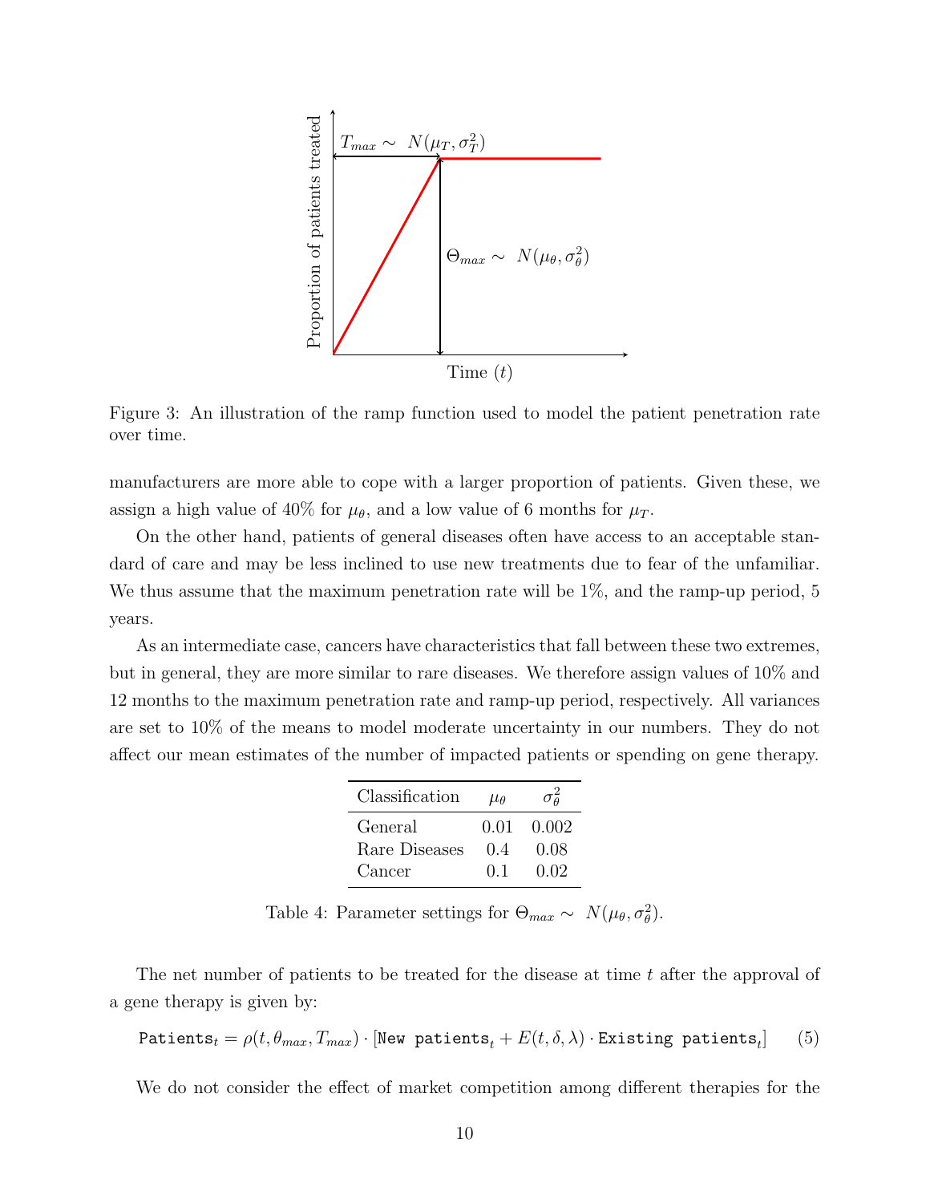Figure 3: An illustration of the ramp function used to model the patient penetration rate over time.

manufacturers are more able to cope with a larger proportion of patients. Given these, we assign a high value of 40% for $\mu_\theta$, and a low value of 6 months for $\mu_T$.

On the other hand, patients of general diseases often have access to an acceptable standard of care and may be less inclined to use new treatments due to fear of the unfamiliar. We thus assume that the maximum penetration rate will be 1%, and the ramp-up period, 5 years.

As an intermediate case, cancers have characteristics that fall between these two extremes, but in general, they are more similar to rare diseases. We therefore assign values of 10% and 12 months to the maximum penetration rate and ramp-up period, respectively. All variances are set to 10% of the means to model moderate uncertainty in our numbers. They do not affect our mean estimates of the number of impacted patients or spending on gene therapy.

| Classification | $\mu_\theta$ | $\sigma^2_\theta$ |
|---|---|---|
| General | 0.01 | 0.002 |
| Rare Diseases | 0.4 | 0.08 |
| Cancer | 0.1 | 0.02 |

Table 4: Parameter settings for $\Theta_{max} \sim N(\mu_\theta, \sigma^2_\theta)$.

The net number of patients to be treated for the disease at time $t$ after the approval of a gene therapy is given by:

$$\texttt{Patients}_t = \rho(t, \theta_{max}, T_{max}) \cdot [\texttt{New patients}_t + E(t, \delta, \lambda) \cdot \texttt{Existing patients}_t] \quad (5)$$

We do not consider the effect of market competition among different therapies for the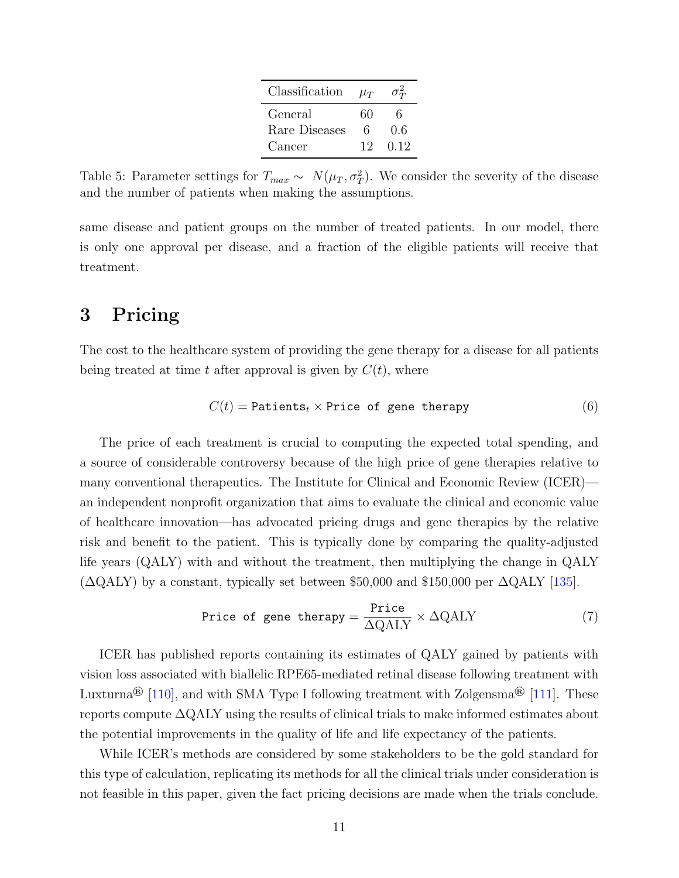| Classification | $\mu_T$ | $\sigma_T^2$ |
|---|---|---|
| General | 60 | 6 |
| Rare Diseases | 6 | 0.6 |
| Cancer | 12 | 0.12 |

Table 5: Parameter settings for $T_{max} \sim N(\mu_T, \sigma_T^2)$. We consider the severity of the disease and the number of patients when making the assumptions.

same disease and patient groups on the number of treated patients. In our model, there is only one approval per disease, and a fraction of the eligible patients will receive that treatment.

# 3 Pricing

The cost to the healthcare system of providing the gene therapy for a disease for all patients being treated at time $t$ after approval is given by $C(t)$, where

$$C(t) = \texttt{Patients}_t \times \texttt{Price of gene therapy} \tag{6}$$

The price of each treatment is crucial to computing the expected total spending, and a source of considerable controversy because of the high price of gene therapies relative to many conventional therapeutics. The Institute for Clinical and Economic Review (ICER)—an independent nonprofit organization that aims to evaluate the clinical and economic value of healthcare innovation—has advocated pricing drugs and gene therapies by the relative risk and benefit to the patient. This is typically done by comparing the quality-adjusted life years (QALY) with and without the treatment, then multiplying the change in QALY (ΔQALY) by a constant, typically set between \$50,000 and \$150,000 per ΔQALY [135].

$$\texttt{Price of gene therapy} = \frac{\texttt{Price}}{\Delta\text{QALY}} \times \Delta\text{QALY} \tag{7}$$

ICER has published reports containing its estimates of QALY gained by patients with vision loss associated with biallelic RPE65-mediated retinal disease following treatment with Luxturna® [110], and with SMA Type I following treatment with Zolgensma® [111]. These reports compute ΔQALY using the results of clinical trials to make informed estimates about the potential improvements in the quality of life and life expectancy of the patients.

While ICER's methods are considered by some stakeholders to be the gold standard for this type of calculation, replicating its methods for all the clinical trials under consideration is not feasible in this paper, given the fact pricing decisions are made when the trials conclude.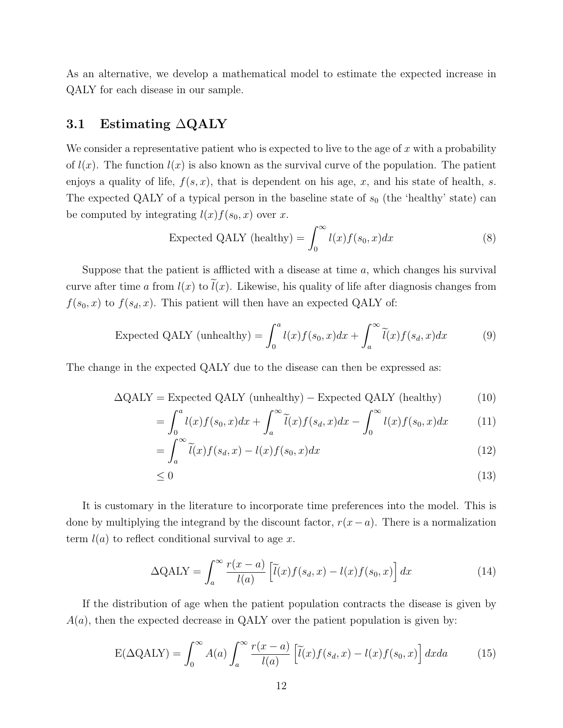As an alternative, we develop a mathematical model to estimate the expected increase in QALY for each disease in our sample.

### 3.1 Estimating ΔQALY

We consider a representative patient who is expected to live to the age of $x$ with a probability of $l(x)$. The function $l(x)$ is also known as the survival curve of the population. The patient enjoys a quality of life, $f(s, x)$, that is dependent on his age, $x$, and his state of health, $s$. The expected QALY of a typical person in the baseline state of $s_0$ (the 'healthy' state) can be computed by integrating $l(x)f(s_0, x)$ over $x$.

$$\text{Expected QALY (healthy)} = \int_0^\infty l(x)f(s_0, x)dx \tag{8}$$

Suppose that the patient is afflicted with a disease at time $a$, which changes his survival curve after time $a$ from $l(x)$ to $\widetilde{l}(x)$. Likewise, his quality of life after diagnosis changes from $f(s_0, x)$ to $f(s_d, x)$. This patient will then have an expected QALY of:

$$\text{Expected QALY (unhealthy)} = \int_0^a l(x)f(s_0, x)dx + \int_a^\infty \widetilde{l}(x)f(s_d, x)dx \tag{9}$$

The change in the expected QALY due to the disease can then be expressed as:

$$\begin{aligned}
\Delta\text{QALY} &= \text{Expected QALY (unhealthy)} - \text{Expected QALY (healthy)} && (10)\\
&= \int_0^a l(x)f(s_0, x)dx + \int_a^\infty \widetilde{l}(x)f(s_d, x)dx - \int_0^\infty l(x)f(s_0, x)dx && (11)\\
&= \int_a^\infty \widetilde{l}(x)f(s_d, x) - l(x)f(s_0, x)dx && (12)\\
&\leq 0 && (13)
\end{aligned}$$

It is customary in the literature to incorporate time preferences into the model. This is done by multiplying the integrand by the discount factor, $r(x-a)$. There is a normalization term $l(a)$ to reflect conditional survival to age $x$.

$$\Delta\text{QALY} = \int_a^\infty \frac{r(x-a)}{l(a)} \left[\widetilde{l}(x)f(s_d, x) - l(x)f(s_0, x)\right] dx \tag{14}$$

If the distribution of age when the patient population contracts the disease is given by $A(a)$, then the expected decrease in QALY over the patient population is given by:

$$\text{E}(\Delta\text{QALY}) = \int_0^\infty A(a) \int_a^\infty \frac{r(x-a)}{l(a)} \left[\widetilde{l}(x)f(s_d, x) - l(x)f(s_0, x)\right] dxda \tag{15}$$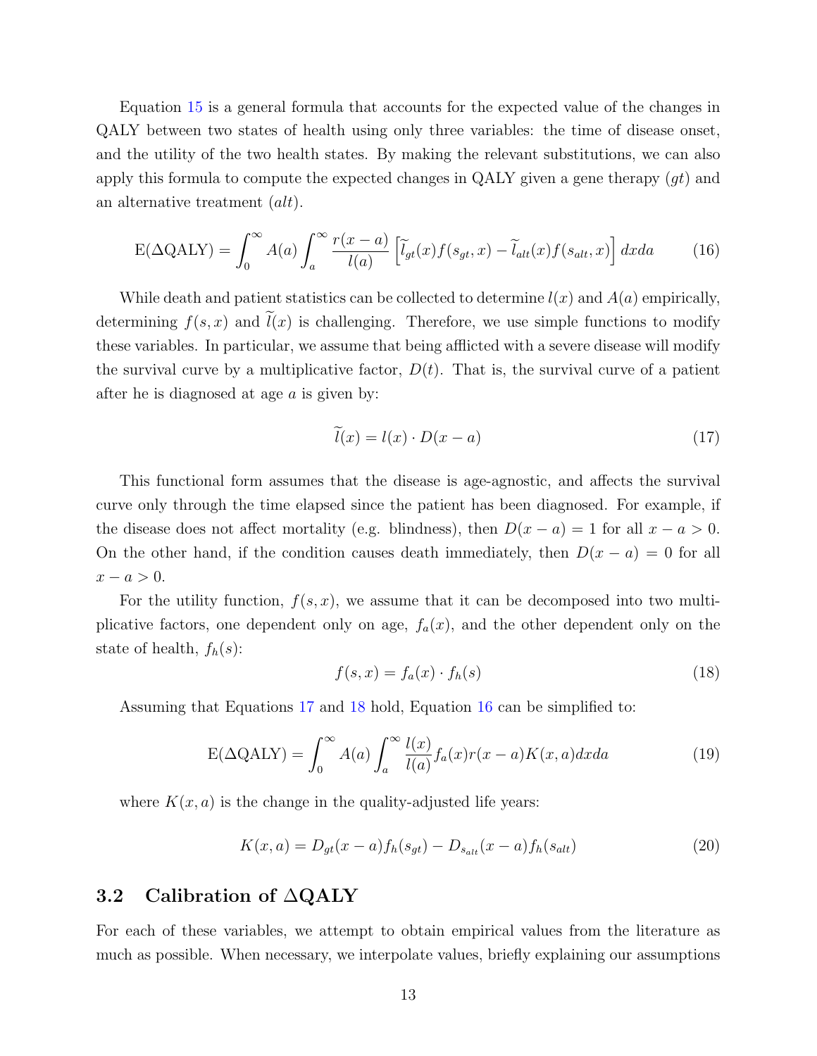Equation 15 is a general formula that accounts for the expected value of the changes in QALY between two states of health using only three variables: the time of disease onset, and the utility of the two health states. By making the relevant substitutions, we can also apply this formula to compute the expected changes in QALY given a gene therapy ($gt$) and an alternative treatment ($alt$).

$$\mathrm{E}(\Delta\mathrm{QALY}) = \int_0^\infty A(a) \int_a^\infty \frac{r(x-a)}{l(a)} \left[\widetilde{l}_{gt}(x) f(s_{gt}, x) - \widetilde{l}_{alt}(x) f(s_{alt}, x)\right] dx da \tag{16}$$

While death and patient statistics can be collected to determine $l(x)$ and $A(a)$ empirically, determining $f(s,x)$ and $\widetilde{l}(x)$ is challenging. Therefore, we use simple functions to modify these variables. In particular, we assume that being afflicted with a severe disease will modify the survival curve by a multiplicative factor, $D(t)$. That is, the survival curve of a patient after he is diagnosed at age $a$ is given by:

$$\widetilde{l}(x) = l(x) \cdot D(x-a) \tag{17}$$

This functional form assumes that the disease is age-agnostic, and affects the survival curve only through the time elapsed since the patient has been diagnosed. For example, if the disease does not affect mortality (e.g. blindness), then $D(x-a) = 1$ for all $x - a > 0$. On the other hand, if the condition causes death immediately, then $D(x-a) = 0$ for all $x - a > 0$.

For the utility function, $f(s,x)$, we assume that it can be decomposed into two multiplicative factors, one dependent only on age, $f_a(x)$, and the other dependent only on the state of health, $f_h(s)$:

$$f(s,x) = f_a(x) \cdot f_h(s) \tag{18}$$

Assuming that Equations 17 and 18 hold, Equation 16 can be simplified to:

$$\mathrm{E}(\Delta\mathrm{QALY}) = \int_0^\infty A(a) \int_a^\infty \frac{l(x)}{l(a)} f_a(x) r(x-a) K(x,a) dx da \tag{19}$$

where $K(x,a)$ is the change in the quality-adjusted life years:

$$K(x,a) = D_{gt}(x-a) f_h(s_{gt}) - D_{s_{alt}}(x-a) f_h(s_{alt}) \tag{20}$$

## 3.2 Calibration of $\Delta$QALY

For each of these variables, we attempt to obtain empirical values from the literature as much as possible. When necessary, we interpolate values, briefly explaining our assumptions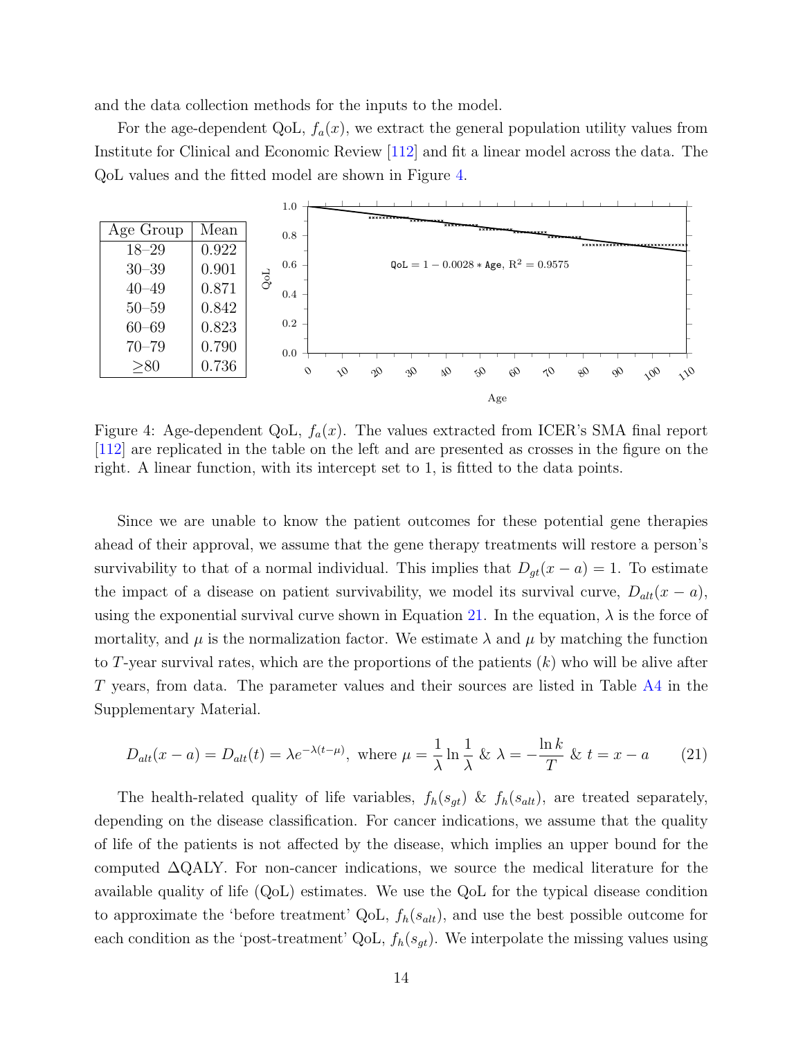and the data collection methods for the inputs to the model.

For the age-dependent QoL, $f_a(x)$, we extract the general population utility values from Institute for Clinical and Economic Review [112] and fit a linear model across the data. The QoL values and the fitted model are shown in Figure 4.

| Age Group | Mean |
|---|---|
| 18–29 | 0.922 |
| 30–39 | 0.901 |
| 40–49 | 0.871 |
| 50–59 | 0.842 |
| 60–69 | 0.823 |
| 70–79 | 0.790 |
| ≥80 | 0.736 |

$\texttt{QoL} = 1 - 0.0028 * \texttt{Age}$, $R^2 = 0.9575$

Figure 4: Age-dependent QoL, $f_a(x)$. The values extracted from ICER's SMA final report [112] are replicated in the table on the left and are presented as crosses in the figure on the right. A linear function, with its intercept set to 1, is fitted to the data points.

Since we are unable to know the patient outcomes for these potential gene therapies ahead of their approval, we assume that the gene therapy treatments will restore a person's survivability to that of a normal individual. This implies that $D_{gt}(x - a) = 1$. To estimate the impact of a disease on patient survivability, we model its survival curve, $D_{alt}(x - a)$, using the exponential survival curve shown in Equation 21. In the equation, $\lambda$ is the force of mortality, and $\mu$ is the normalization factor. We estimate $\lambda$ and $\mu$ by matching the function to $T$-year survival rates, which are the proportions of the patients ($k$) who will be alive after $T$ years, from data. The parameter values and their sources are listed in Table A4 in the Supplementary Material.

$$D_{alt}(x - a) = D_{alt}(t) = \lambda e^{-\lambda(t - \mu)}, \text{ where } \mu = \frac{1}{\lambda} \ln \frac{1}{\lambda} \ \& \ \lambda = -\frac{\ln k}{T} \ \& \ t = x - a \tag{21}$$

The health-related quality of life variables, $f_h(s_{gt})$ & $f_h(s_{alt})$, are treated separately, depending on the disease classification. For cancer indications, we assume that the quality of life of the patients is not affected by the disease, which implies an upper bound for the computed $\Delta$QALY. For non-cancer indications, we source the medical literature for the available quality of life (QoL) estimates. We use the QoL for the typical disease condition to approximate the 'before treatment' QoL, $f_h(s_{alt})$, and use the best possible outcome for each condition as the 'post-treatment' QoL, $f_h(s_{gt})$. We interpolate the missing values using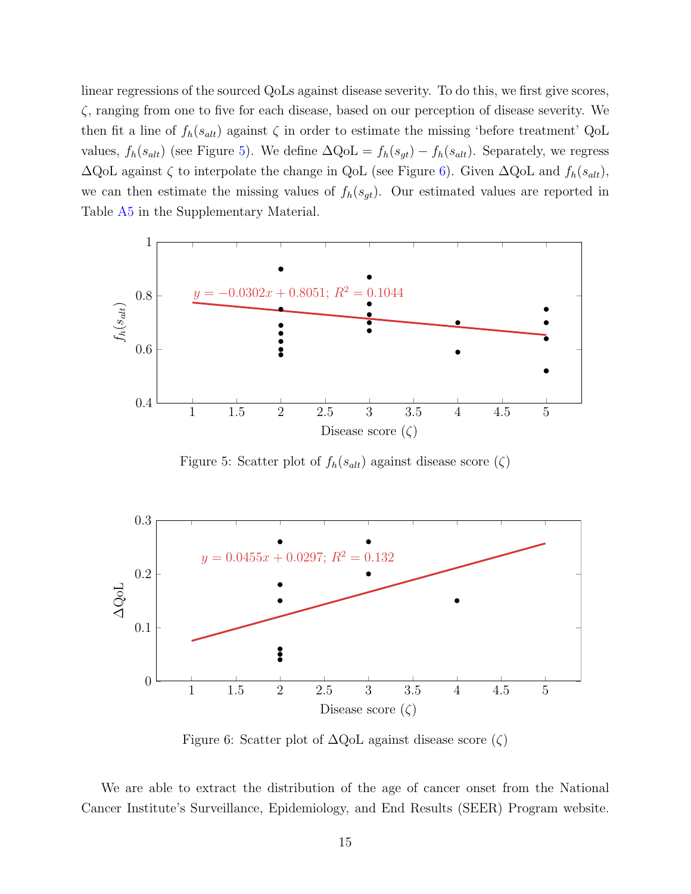linear regressions of the sourced QoLs against disease severity. To do this, we first give scores, $\zeta$, ranging from one to five for each disease, based on our perception of disease severity. We then fit a line of $f_h(s_{alt})$ against $\zeta$ in order to estimate the missing 'before treatment' QoL values, $f_h(s_{alt})$ (see Figure 5). We define $\Delta\text{QoL} = f_h(s_{gt}) - f_h(s_{alt})$. Separately, we regress $\Delta$QoL against $\zeta$ to interpolate the change in QoL (see Figure 6). Given $\Delta$QoL and $f_h(s_{alt})$, we can then estimate the missing values of $f_h(s_{gt})$. Our estimated values are reported in Table A5 in the Supplementary Material.

Figure 5: Scatter plot of $f_h(s_{alt})$ against disease score ($\zeta$)

Figure 6: Scatter plot of $\Delta$QoL against disease score ($\zeta$)

We are able to extract the distribution of the age of cancer onset from the National Cancer Institute's Surveillance, Epidemiology, and End Results (SEER) Program website.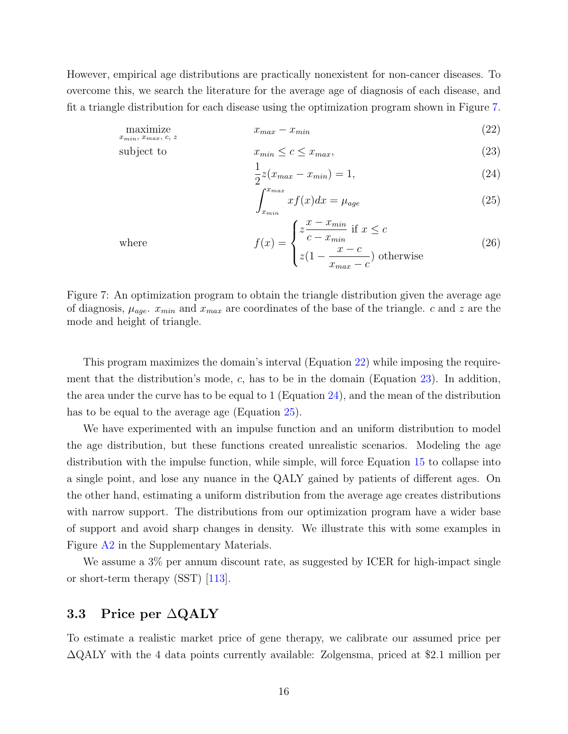However, empirical age distributions are practically nonexistent for non-cancer diseases. To overcome this, we search the literature for the average age of diagnosis of each disease, and fit a triangle distribution for each disease using the optimization program shown in Figure 7.

$$
\begin{aligned}
\underset{x_{min},\, x_{max},\, c,\, z}{\text{maximize}} \quad & x_{max} - x_{min} && (22) \\
\text{subject to} \quad & x_{min} \leq c \leq x_{max}, && (23) \\
& \frac{1}{2} z (x_{max} - x_{min}) = 1, && (24) \\
& \int_{x_{min}}^{x_{max}} x f(x) dx = \mu_{age} && (25) \\
\text{where} \quad & f(x) = \begin{cases} z \dfrac{x - x_{min}}{c - x_{min}} & \text{if } x \leq c \\ z(1 - \dfrac{x - c}{x_{max} - c}) & \text{otherwise} \end{cases} && (26)
\end{aligned}
$$

Figure 7: An optimization program to obtain the triangle distribution given the average age of diagnosis, $\mu_{age}$. $x_{min}$ and $x_{max}$ are coordinates of the base of the triangle. $c$ and $z$ are the mode and height of triangle.

This program maximizes the domain's interval (Equation 22) while imposing the requirement that the distribution's mode, $c$, has to be in the domain (Equation 23). In addition, the area under the curve has to be equal to 1 (Equation 24), and the mean of the distribution has to be equal to the average age (Equation 25).

We have experimented with an impulse function and an uniform distribution to model the age distribution, but these functions created unrealistic scenarios. Modeling the age distribution with the impulse function, while simple, will force Equation 15 to collapse into a single point, and lose any nuance in the QALY gained by patients of different ages. On the other hand, estimating a uniform distribution from the average age creates distributions with narrow support. The distributions from our optimization program have a wider base of support and avoid sharp changes in density. We illustrate this with some examples in Figure A2 in the Supplementary Materials.

We assume a 3% per annum discount rate, as suggested by ICER for high-impact single or short-term therapy (SST) [113].

### 3.3 Price per ΔQALY

To estimate a realistic market price of gene therapy, we calibrate our assumed price per ΔQALY with the 4 data points currently available: Zolgensma, priced at $2.1 million per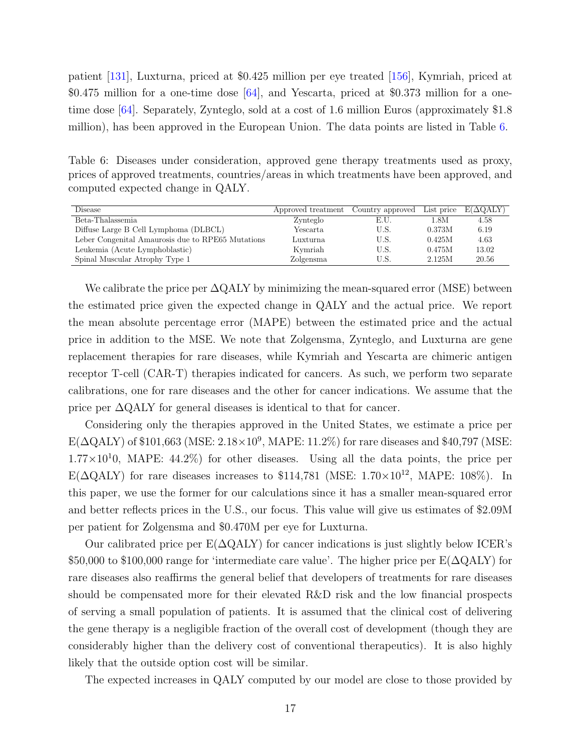patient [131], Luxturna, priced at \$0.425 million per eye treated [156], Kymriah, priced at \$0.475 million for a one-time dose [64], and Yescarta, priced at \$0.373 million for a one-time dose [64]. Separately, Zynteglo, sold at a cost of 1.6 million Euros (approximately \$1.8 million), has been approved in the European Union. The data points are listed in Table 6.

Table 6: Diseases under consideration, approved gene therapy treatments used as proxy, prices of approved treatments, countries/areas in which treatments have been approved, and computed expected change in QALY.

| Disease | Approved treatment | Country approved | List price | E(ΔQALY) |
|---|---|---|---|---|
| Beta-Thalassemia | Zynteglo | E.U. | 1.8M | 4.58 |
| Diffuse Large B Cell Lymphoma (DLBCL) | Yescarta | U.S. | 0.373M | 6.19 |
| Leber Congenital Amaurosis due to RPE65 Mutations | Luxturna | U.S. | 0.425M | 4.63 |
| Leukemia (Acute Lymphoblastic) | Kymriah | U.S. | 0.475M | 13.02 |
| Spinal Muscular Atrophy Type 1 | Zolgensma | U.S. | 2.125M | 20.56 |

We calibrate the price per ΔQALY by minimizing the mean-squared error (MSE) between the estimated price given the expected change in QALY and the actual price. We report the mean absolute percentage error (MAPE) between the estimated price and the actual price in addition to the MSE. We note that Zolgensma, Zynteglo, and Luxturna are gene replacement therapies for rare diseases, while Kymriah and Yescarta are chimeric antigen receptor T-cell (CAR-T) therapies indicated for cancers. As such, we perform two separate calibrations, one for rare diseases and the other for cancer indications. We assume that the price per ΔQALY for general diseases is identical to that for cancer.

Considering only the therapies approved in the United States, we estimate a price per E(ΔQALY) of \$101,663 (MSE: $2.18\times10^9$, MAPE: 11.2%) for rare diseases and \$40,797 (MSE: $1.77\times10^10$, MAPE: 44.2%) for other diseases. Using all the data points, the price per E(ΔQALY) for rare diseases increases to \$114,781 (MSE: $1.70\times10^{12}$, MAPE: 108%). In this paper, we use the former for our calculations since it has a smaller mean-squared error and better reflects prices in the U.S., our focus. This value will give us estimates of \$2.09M per patient for Zolgensma and \$0.470M per eye for Luxturna.

Our calibrated price per E(ΔQALY) for cancer indications is just slightly below ICER's \$50,000 to \$100,000 range for 'intermediate care value'. The higher price per E(ΔQALY) for rare diseases also reaffirms the general belief that developers of treatments for rare diseases should be compensated more for their elevated R&D risk and the low financial prospects of serving a small population of patients. It is assumed that the clinical cost of delivering the gene therapy is a negligible fraction of the overall cost of development (though they are considerably higher than the delivery cost of conventional therapeutics). It is also highly likely that the outside option cost will be similar.

The expected increases in QALY computed by our model are close to those provided by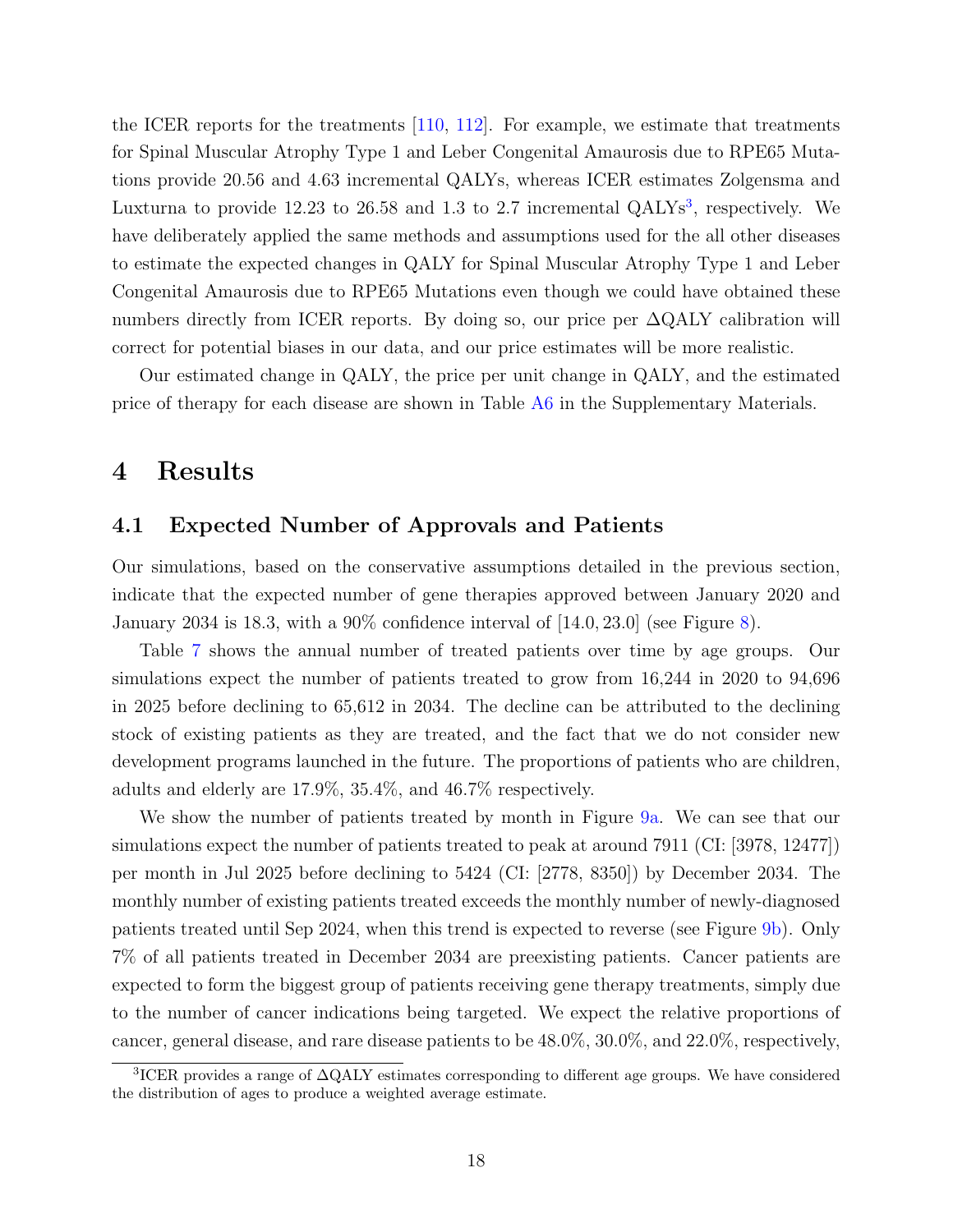the ICER reports for the treatments [110, 112]. For example, we estimate that treatments for Spinal Muscular Atrophy Type 1 and Leber Congenital Amaurosis due to RPE65 Mutations provide 20.56 and 4.63 incremental QALYs, whereas ICER estimates Zolgensma and Luxturna to provide 12.23 to 26.58 and 1.3 to 2.7 incremental QALYs[3], respectively. We have deliberately applied the same methods and assumptions used for the all other diseases to estimate the expected changes in QALY for Spinal Muscular Atrophy Type 1 and Leber Congenital Amaurosis due to RPE65 Mutations even though we could have obtained these numbers directly from ICER reports. By doing so, our price per $\Delta$QALY calibration will correct for potential biases in our data, and our price estimates will be more realistic.

Our estimated change in QALY, the price per unit change in QALY, and the estimated price of therapy for each disease are shown in Table A6 in the Supplementary Materials.

# 4 Results

## 4.1 Expected Number of Approvals and Patients

Our simulations, based on the conservative assumptions detailed in the previous section, indicate that the expected number of gene therapies approved between January 2020 and January 2034 is 18.3, with a 90% confidence interval of $[14.0, 23.0]$ (see Figure 8).

Table 7 shows the annual number of treated patients over time by age groups. Our simulations expect the number of patients treated to grow from 16,244 in 2020 to 94,696 in 2025 before declining to 65,612 in 2034. The decline can be attributed to the declining stock of existing patients as they are treated, and the fact that we do not consider new development programs launched in the future. The proportions of patients who are children, adults and elderly are 17.9%, 35.4%, and 46.7% respectively.

We show the number of patients treated by month in Figure 9a. We can see that our simulations expect the number of patients treated to peak at around 7911 (CI: [3978, 12477]) per month in Jul 2025 before declining to 5424 (CI: [2778, 8350]) by December 2034. The monthly number of existing patients treated exceeds the monthly number of newly-diagnosed patients treated until Sep 2024, when this trend is expected to reverse (see Figure 9b). Only 7% of all patients treated in December 2034 are preexisting patients. Cancer patients are expected to form the biggest group of patients receiving gene therapy treatments, simply due to the number of cancer indications being targeted. We expect the relative proportions of cancer, general disease, and rare disease patients to be 48.0%, 30.0%, and 22.0%, respectively,

[3] ICER provides a range of $\Delta$QALY estimates corresponding to different age groups. We have considered the distribution of ages to produce a weighted average estimate.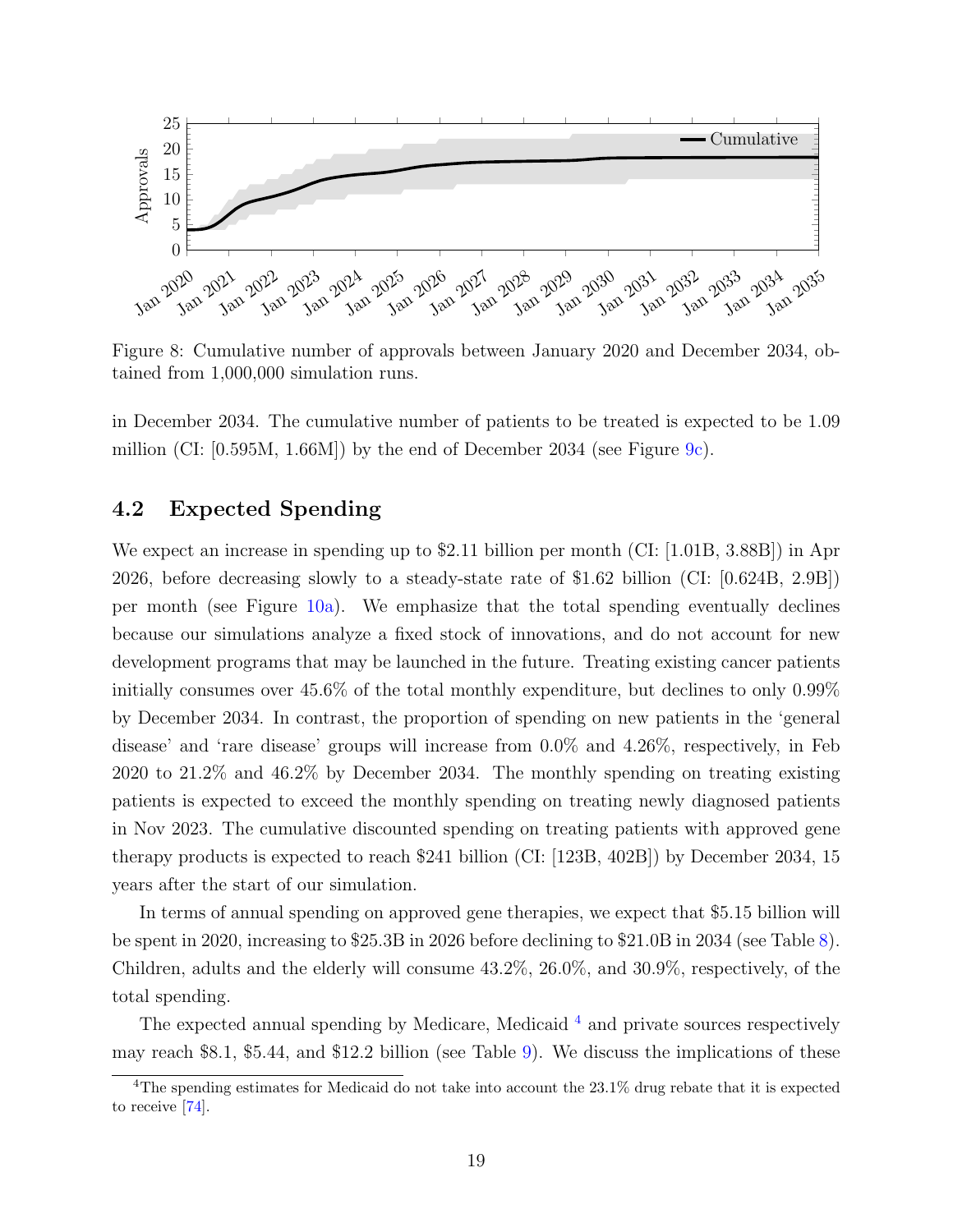Figure 8: Cumulative number of approvals between January 2020 and December 2034, obtained from 1,000,000 simulation runs.

in December 2034. The cumulative number of patients to be treated is expected to be 1.09 million (CI: [0.595M, 1.66M]) by the end of December 2034 (see Figure 9c).

## 4.2 Expected Spending

We expect an increase in spending up to $2.11 billion per month (CI: [1.01B, 3.88B]) in Apr 2026, before decreasing slowly to a steady-state rate of $1.62 billion (CI: [0.624B, 2.9B]) per month (see Figure 10a). We emphasize that the total spending eventually declines because our simulations analyze a fixed stock of innovations, and do not account for new development programs that may be launched in the future. Treating existing cancer patients initially consumes over 45.6% of the total monthly expenditure, but declines to only 0.99% by December 2034. In contrast, the proportion of spending on new patients in the 'general disease' and 'rare disease' groups will increase from 0.0% and 4.26%, respectively, in Feb 2020 to 21.2% and 46.2% by December 2034. The monthly spending on treating existing patients is expected to exceed the monthly spending on treating newly diagnosed patients in Nov 2023. The cumulative discounted spending on treating patients with approved gene therapy products is expected to reach $241 billion (CI: [123B, 402B]) by December 2034, 15 years after the start of our simulation.

In terms of annual spending on approved gene therapies, we expect that $5.15 billion will be spent in 2020, increasing to $25.3B in 2026 before declining to $21.0B in 2034 (see Table 8). Children, adults and the elderly will consume 43.2%, 26.0%, and 30.9%, respectively, of the total spending.

The expected annual spending by Medicare, Medicaid [4] and private sources respectively may reach $8.1, $5.44, and $12.2 billion (see Table 9). We discuss the implications of these

[4] The spending estimates for Medicaid do not take into account the 23.1% drug rebate that it is expected to receive [74].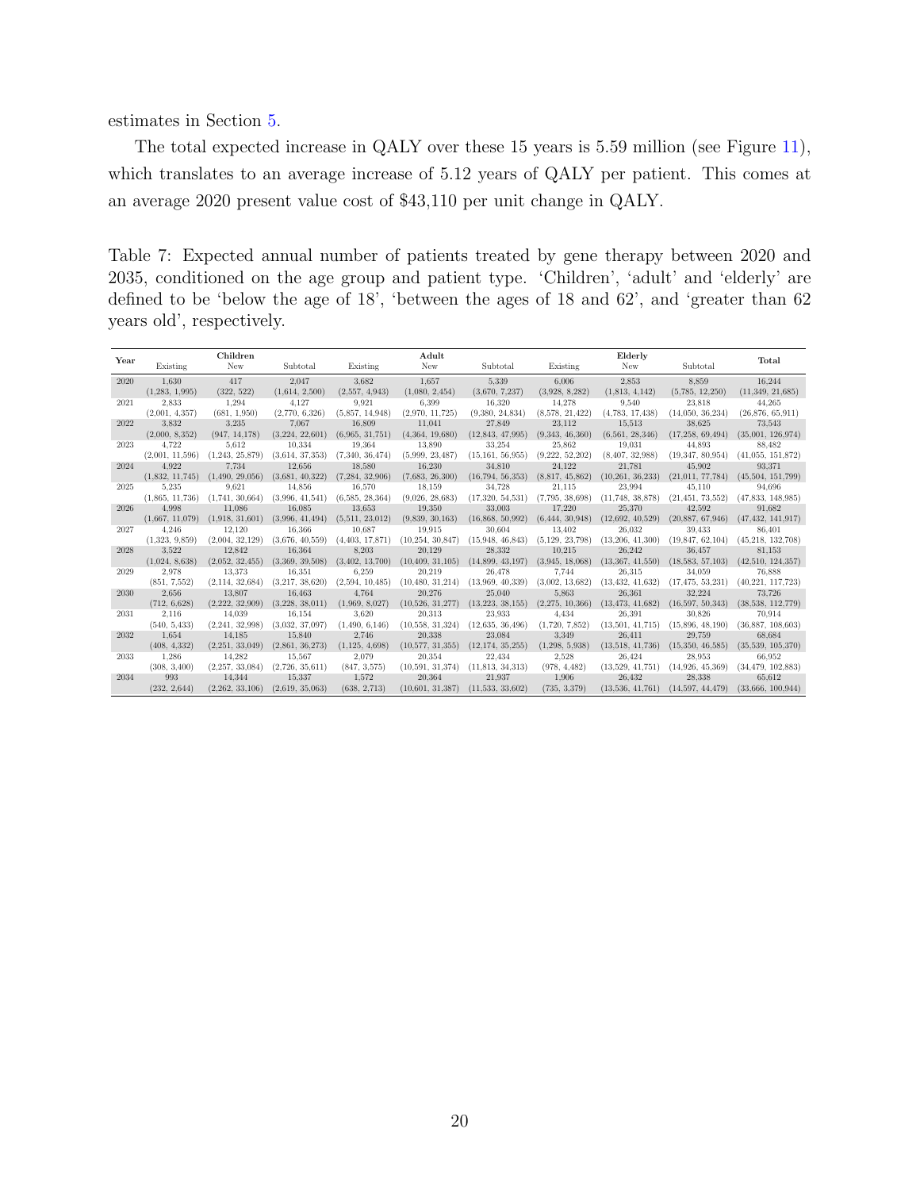estimates in Section 5.

The total expected increase in QALY over these 15 years is 5.59 million (see Figure 11), which translates to an average increase of 5.12 years of QALY per patient. This comes at an average 2020 present value cost of $43,110 per unit change in QALY.

Table 7: Expected annual number of patients treated by gene therapy between 2020 and 2035, conditioned on the age group and patient type. 'Children', 'adult' and 'elderly' are defined to be 'below the age of 18', 'between the ages of 18 and 62', and 'greater than 62 years old', respectively.

| Year | Children | | | Adult | | | Elderly | | | Total |
|---|---|---|---|---|---|---|---|---|---|---|
| | Existing | New | Subtotal | Existing | New | Subtotal | Existing | New | Subtotal | |
| 2020 | 1,630 | 417 | 2,047 | 3,682 | 1,657 | 5,339 | 6,006 | 2,853 | 8,859 | 16,244 |
| | (1,283, 1,995) | (322, 522) | (1,614, 2,500) | (2,557, 4,943) | (1,080, 2,454) | (3,670, 7,237) | (3,928, 8,282) | (1,813, 4,142) | (5,785, 12,250) | (11,349, 21,685) |
| 2021 | 2,833 | 1,294 | 4,127 | 9,921 | 6,399 | 16,320 | 14,278 | 9,540 | 23,818 | 44,265 |
| | (2,001, 4,357) | (681, 1,950) | (2,770, 6,326) | (5,857, 14,948) | (2,970, 11,725) | (9,380, 24,834) | (8,578, 21,422) | (4,783, 17,438) | (14,050, 36,234) | (26,876, 65,911) |
| 2022 | 3,832 | 3,235 | 7,067 | 16,809 | 11,041 | 27,849 | 23,112 | 15,513 | 38,625 | 73,543 |
| | (2,000, 8,352) | (947, 14,178) | (3,224, 22,601) | (6,965, 31,751) | (4,364, 19,680) | (12,843, 47,995) | (9,343, 46,360) | (6,561, 28,346) | (17,258, 69,494) | (35,001, 126,974) |
| 2023 | 4,722 | 5,612 | 10,334 | 19,364 | 13,890 | 33,254 | 25,862 | 19,031 | 44,893 | 88,482 |
| | (2,001, 11,596) | (1,243, 25,879) | (3,614, 37,353) | (7,340, 36,474) | (5,999, 23,487) | (15,161, 56,955) | (9,222, 52,202) | (8,407, 32,988) | (19,347, 80,954) | (41,055, 151,872) |
| 2024 | 4,922 | 7,734 | 12,656 | 18,580 | 16,230 | 34,810 | 24,122 | 21,781 | 45,902 | 93,371 |
| | (1,832, 11,745) | (1,490, 29,056) | (3,681, 40,322) | (7,284, 32,906) | (7,683, 26,300) | (16,794, 56,353) | (8,817, 45,862) | (10,261, 36,233) | (21,011, 77,784) | (45,504, 151,799) |
| 2025 | 5,235 | 9,621 | 14,856 | 16,570 | 18,159 | 34,728 | 21,115 | 23,994 | 45,110 | 94,696 |
| | (1,865, 11,736) | (1,741, 30,664) | (3,996, 41,541) | (6,585, 28,364) | (9,026, 28,683) | (17,320, 54,531) | (7,795, 38,698) | (11,748, 38,878) | (21,451, 73,552) | (47,833, 148,985) |
| 2026 | 4,998 | 11,086 | 16,085 | 13,653 | 19,350 | 33,003 | 17,220 | 25,370 | 42,592 | 91,682 |
| | (1,667, 11,079) | (1,918, 31,601) | (3,996, 41,494) | (5,511, 23,012) | (9,839, 30,163) | (16,868, 50,992) | (6,444, 30,948) | (12,692, 40,529) | (20,887, 67,946) | (47,432, 141,917) |
| 2027 | 4,246 | 12,120 | 16,366 | 10,687 | 19,915 | 30,604 | 13,402 | 26,032 | 39,433 | 86,401 |
| | (1,323, 9,859) | (2,004, 32,129) | (3,676, 40,559) | (4,403, 17,871) | (10,254, 30,847) | (15,948, 46,843) | (5,129, 23,798) | (13,206, 41,300) | (19,847, 62,104) | (45,218, 132,708) |
| 2028 | 3,522 | 12,842 | 16,364 | 8,203 | 20,129 | 28,332 | 10,215 | 26,242 | 36,457 | 81,153 |
| | (1,024, 8,638) | (2,052, 32,455) | (3,369, 39,508) | (3,402, 13,700) | (10,409, 31,105) | (14,899, 43,197) | (3,945, 18,068) | (13,367, 41,550) | (18,583, 57,103) | (42,510, 124,357) |
| 2029 | 2,978 | 13,373 | 16,351 | 6,259 | 20,219 | 26,478 | 7,744 | 26,315 | 34,059 | 76,888 |
| | (851, 7,552) | (2,114, 32,684) | (3,217, 38,620) | (2,594, 10,485) | (10,480, 31,214) | (13,969, 40,339) | (3,002, 13,682) | (13,432, 41,632) | (17,475, 53,231) | (40,221, 117,723) |
| 2030 | 2,656 | 13,807 | 16,463 | 4,764 | 20,276 | 25,040 | 5,863 | 26,361 | 32,224 | 73,726 |
| | (712, 6,628) | (2,222, 32,909) | (3,228, 38,011) | (1,969, 8,027) | (10,526, 31,277) | (13,223, 38,155) | (2,275, 10,366) | (13,473, 41,682) | (16,597, 50,343) | (38,538, 112,779) |
| 2031 | 2,116 | 14,039 | 16,154 | 3,620 | 20,313 | 23,933 | 4,434 | 26,391 | 30,826 | 70,914 |
| | (540, 5,433) | (2,241, 32,998) | (3,032, 37,097) | (1,490, 6,146) | (10,558, 31,324) | (12,635, 36,496) | (1,720, 7,852) | (13,501, 41,715) | (15,896, 48,190) | (36,887, 108,603) |
| 2032 | 1,654 | 14,185 | 15,840 | 2,746 | 20,338 | 23,084 | 3,349 | 26,411 | 29,759 | 68,684 |
| | (408, 4,332) | (2,251, 33,049) | (2,861, 36,273) | (1,125, 4,698) | (10,577, 31,355) | (12,174, 35,255) | (1,298, 5,938) | (13,518, 41,736) | (15,350, 46,585) | (35,539, 105,370) |
| 2033 | 1,286 | 14,282 | 15,567 | 2,079 | 20,354 | 22,434 | 2,528 | 26,424 | 28,953 | 66,952 |
| | (308, 3,400) | (2,257, 33,084) | (2,726, 35,611) | (847, 3,575) | (10,591, 31,374) | (11,813, 34,313) | (978, 4,482) | (13,529, 41,751) | (14,926, 45,369) | (34,479, 102,883) |
| 2034 | 993 | 14,344 | 15,337 | 1,572 | 20,364 | 21,937 | 1,906 | 26,432 | 28,338 | 65,612 |
| | (232, 2,644) | (2,262, 33,106) | (2,619, 35,063) | (638, 2,713) | (10,601, 31,387) | (11,533, 33,602) | (735, 3,379) | (13,536, 41,761) | (14,597, 44,479) | (33,666, 100,944) |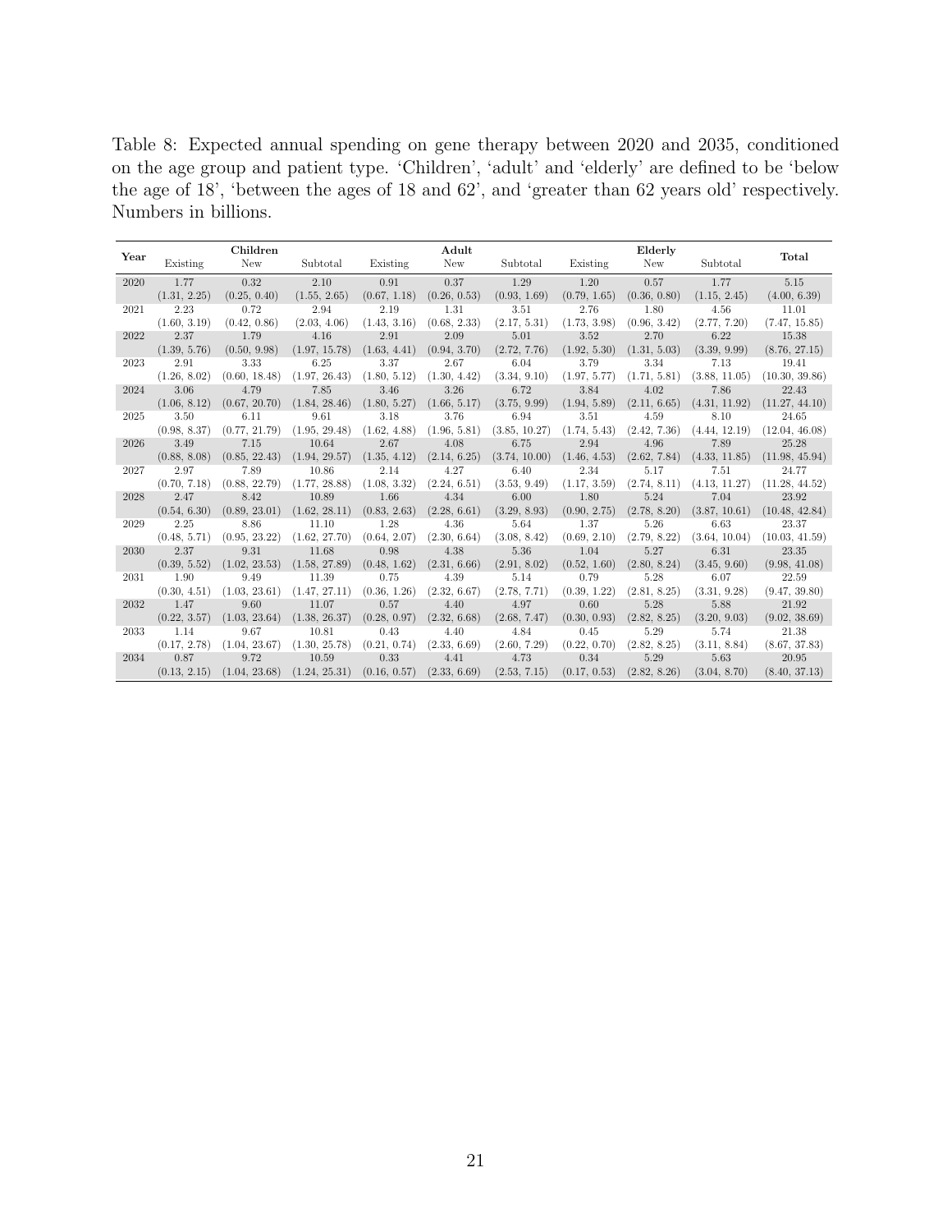Table 8: Expected annual spending on gene therapy between 2020 and 2035, conditioned on the age group and patient type. 'Children', 'adult' and 'elderly' are defined to be 'below the age of 18', 'between the ages of 18 and 62', and 'greater than 62 years old' respectively. Numbers in billions.

| Year | Children | | | Adult | | | Elderly | | | Total |
|---|---|---|---|---|---|---|---|---|---|---|
| | Existing | New | Subtotal | Existing | New | Subtotal | Existing | New | Subtotal | |
| 2020 | 1.77 | 0.32 | 2.10 | 0.91 | 0.37 | 1.29 | 1.20 | 0.57 | 1.77 | 5.15 |
| | (1.31, 2.25) | (0.25, 0.40) | (1.55, 2.65) | (0.67, 1.18) | (0.26, 0.53) | (0.93, 1.69) | (0.79, 1.65) | (0.36, 0.80) | (1.15, 2.45) | (4.00, 6.39) |
| 2021 | 2.23 | 0.72 | 2.94 | 2.19 | 1.31 | 3.51 | 2.76 | 1.80 | 4.56 | 11.01 |
| | (1.60, 3.19) | (0.42, 0.86) | (2.03, 4.06) | (1.43, 3.16) | (0.68, 2.33) | (2.17, 5.31) | (1.73, 3.98) | (0.96, 3.42) | (2.77, 7.20) | (7.47, 15.85) |
| 2022 | 2.37 | 1.79 | 4.16 | 2.91 | 2.09 | 5.01 | 3.52 | 2.70 | 6.22 | 15.38 |
| | (1.39, 5.76) | (0.50, 9.98) | (1.97, 15.78) | (1.63, 4.41) | (0.94, 3.70) | (2.72, 7.76) | (1.92, 5.30) | (1.31, 5.03) | (3.39, 9.99) | (8.76, 27.15) |
| 2023 | 2.91 | 3.33 | 6.25 | 3.37 | 2.67 | 6.04 | 3.79 | 3.34 | 7.13 | 19.41 |
| | (1.26, 8.02) | (0.60, 18.48) | (1.97, 26.43) | (1.80, 5.12) | (1.30, 4.42) | (3.34, 9.10) | (1.97, 5.77) | (1.71, 5.81) | (3.88, 11.05) | (10.30, 39.86) |
| 2024 | 3.06 | 4.79 | 7.85 | 3.46 | 3.26 | 6.72 | 3.84 | 4.02 | 7.86 | 22.43 |
| | (1.06, 8.12) | (0.67, 20.70) | (1.84, 28.46) | (1.80, 5.27) | (1.66, 5.17) | (3.75, 9.99) | (1.94, 5.89) | (2.11, 6.65) | (4.31, 11.92) | (11.27, 44.10) |
| 2025 | 3.50 | 6.11 | 9.61 | 3.18 | 3.76 | 6.94 | 3.51 | 4.59 | 8.10 | 24.65 |
| | (0.98, 8.37) | (0.77, 21.79) | (1.95, 29.48) | (1.62, 4.88) | (1.96, 5.81) | (3.85, 10.27) | (1.74, 5.43) | (2.42, 7.36) | (4.44, 12.19) | (12.04, 46.08) |
| 2026 | 3.49 | 7.15 | 10.64 | 2.67 | 4.08 | 6.75 | 2.94 | 4.96 | 7.89 | 25.28 |
| | (0.88, 8.08) | (0.85, 22.43) | (1.94, 29.57) | (1.35, 4.12) | (2.14, 6.25) | (3.74, 10.00) | (1.46, 4.53) | (2.62, 7.84) | (4.33, 11.85) | (11.98, 45.94) |
| 2027 | 2.97 | 7.89 | 10.86 | 2.14 | 4.27 | 6.40 | 2.34 | 5.17 | 7.51 | 24.77 |
| | (0.70, 7.18) | (0.88, 22.79) | (1.77, 28.88) | (1.08, 3.32) | (2.24, 6.51) | (3.53, 9.49) | (1.17, 3.59) | (2.74, 8.11) | (4.13, 11.27) | (11.28, 44.52) |
| 2028 | 2.47 | 8.42 | 10.89 | 1.66 | 4.34 | 6.00 | 1.80 | 5.24 | 7.04 | 23.92 |
| | (0.54, 6.30) | (0.89, 23.01) | (1.62, 28.11) | (0.83, 2.63) | (2.28, 6.61) | (3.29, 8.93) | (0.90, 2.75) | (2.78, 8.20) | (3.87, 10.61) | (10.48, 42.84) |
| 2029 | 2.25 | 8.86 | 11.10 | 1.28 | 4.36 | 5.64 | 1.37 | 5.26 | 6.63 | 23.37 |
| | (0.48, 5.71) | (0.95, 23.22) | (1.62, 27.70) | (0.64, 2.07) | (2.30, 6.64) | (3.08, 8.42) | (0.69, 2.10) | (2.79, 8.22) | (3.64, 10.04) | (10.03, 41.59) |
| 2030 | 2.37 | 9.31 | 11.68 | 0.98 | 4.38 | 5.36 | 1.04 | 5.27 | 6.31 | 23.35 |
| | (0.39, 5.52) | (1.02, 23.53) | (1.58, 27.89) | (0.48, 1.62) | (2.31, 6.66) | (2.91, 8.02) | (0.52, 1.60) | (2.80, 8.24) | (3.45, 9.60) | (9.98, 41.08) |
| 2031 | 1.90 | 9.49 | 11.39 | 0.75 | 4.39 | 5.14 | 0.79 | 5.28 | 6.07 | 22.59 |
| | (0.30, 4.51) | (1.03, 23.61) | (1.47, 27.11) | (0.36, 1.26) | (2.32, 6.67) | (2.78, 7.71) | (0.39, 1.22) | (2.81, 8.25) | (3.31, 9.28) | (9.47, 39.80) |
| 2032 | 1.47 | 9.60 | 11.07 | 0.57 | 4.40 | 4.97 | 0.60 | 5.28 | 5.88 | 21.92 |
| | (0.22, 3.57) | (1.03, 23.64) | (1.38, 26.37) | (0.28, 0.97) | (2.32, 6.68) | (2.68, 7.47) | (0.30, 0.93) | (2.82, 8.25) | (3.20, 9.03) | (9.02, 38.69) |
| 2033 | 1.14 | 9.67 | 10.81 | 0.43 | 4.40 | 4.84 | 0.45 | 5.29 | 5.74 | 21.38 |
| | (0.17, 2.78) | (1.04, 23.67) | (1.30, 25.78) | (0.21, 0.74) | (2.33, 6.69) | (2.60, 7.29) | (0.22, 0.70) | (2.82, 8.25) | (3.11, 8.84) | (8.67, 37.83) |
| 2034 | 0.87 | 9.72 | 10.59 | 0.33 | 4.41 | 4.73 | 0.34 | 5.29 | 5.63 | 20.95 |
| | (0.13, 2.15) | (1.04, 23.68) | (1.24, 25.31) | (0.16, 0.57) | (2.33, 6.69) | (2.53, 7.15) | (0.17, 0.53) | (2.82, 8.26) | (3.04, 8.70) | (8.40, 37.13) |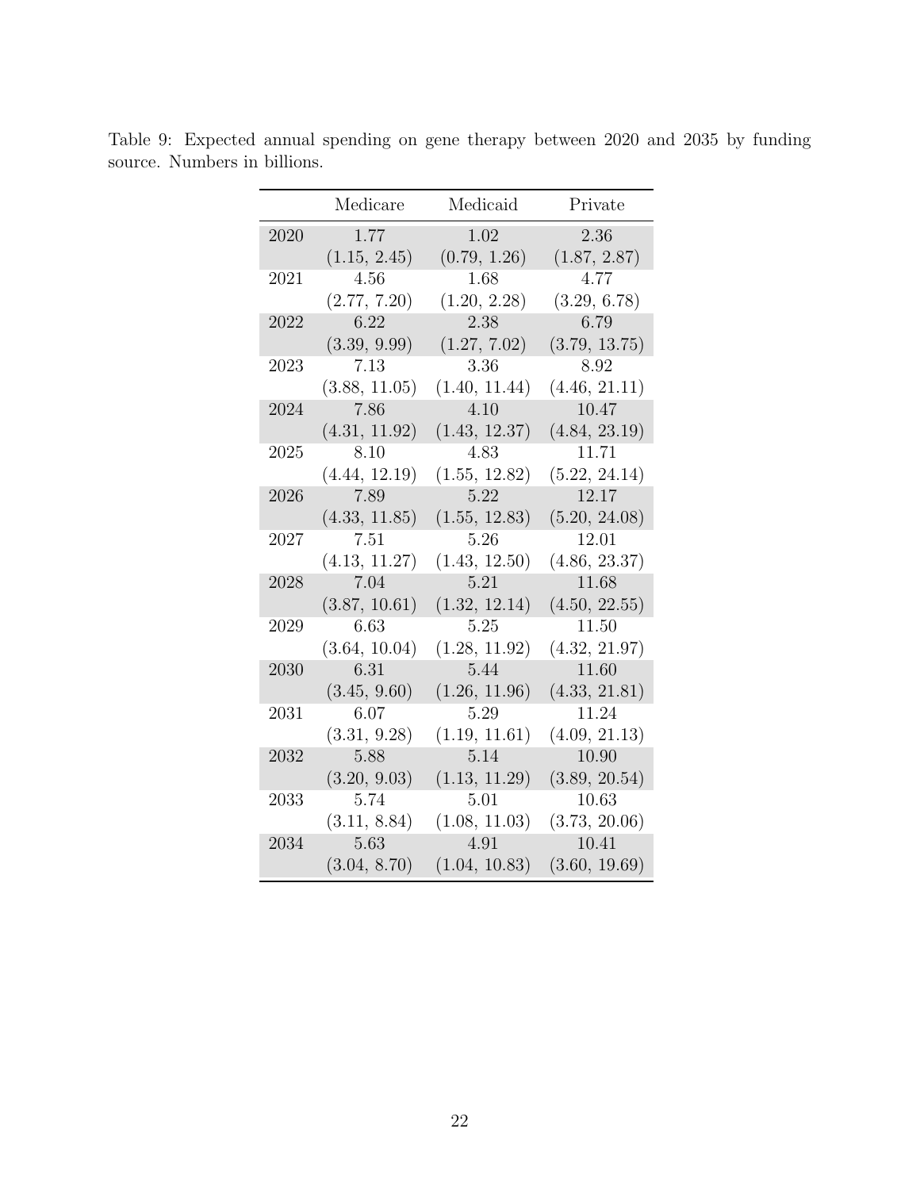Table 9: Expected annual spending on gene therapy between 2020 and 2035 by funding source. Numbers in billions.

| | Medicare | Medicaid | Private |
|---|---|---|---|
| 2020 | 1.77 | 1.02 | 2.36 |
| | (1.15, 2.45) | (0.79, 1.26) | (1.87, 2.87) |
| 2021 | 4.56 | 1.68 | 4.77 |
| | (2.77, 7.20) | (1.20, 2.28) | (3.29, 6.78) |
| 2022 | 6.22 | 2.38 | 6.79 |
| | (3.39, 9.99) | (1.27, 7.02) | (3.79, 13.75) |
| 2023 | 7.13 | 3.36 | 8.92 |
| | (3.88, 11.05) | (1.40, 11.44) | (4.46, 21.11) |
| 2024 | 7.86 | 4.10 | 10.47 |
| | (4.31, 11.92) | (1.43, 12.37) | (4.84, 23.19) |
| 2025 | 8.10 | 4.83 | 11.71 |
| | (4.44, 12.19) | (1.55, 12.82) | (5.22, 24.14) |
| 2026 | 7.89 | 5.22 | 12.17 |
| | (4.33, 11.85) | (1.55, 12.83) | (5.20, 24.08) |
| 2027 | 7.51 | 5.26 | 12.01 |
| | (4.13, 11.27) | (1.43, 12.50) | (4.86, 23.37) |
| 2028 | 7.04 | 5.21 | 11.68 |
| | (3.87, 10.61) | (1.32, 12.14) | (4.50, 22.55) |
| 2029 | 6.63 | 5.25 | 11.50 |
| | (3.64, 10.04) | (1.28, 11.92) | (4.32, 21.97) |
| 2030 | 6.31 | 5.44 | 11.60 |
| | (3.45, 9.60) | (1.26, 11.96) | (4.33, 21.81) |
| 2031 | 6.07 | 5.29 | 11.24 |
| | (3.31, 9.28) | (1.19, 11.61) | (4.09, 21.13) |
| 2032 | 5.88 | 5.14 | 10.90 |
| | (3.20, 9.03) | (1.13, 11.29) | (3.89, 20.54) |
| 2033 | 5.74 | 5.01 | 10.63 |
| | (3.11, 8.84) | (1.08, 11.03) | (3.73, 20.06) |
| 2034 | 5.63 | 4.91 | 10.41 |
| | (3.04, 8.70) | (1.04, 10.83) | (3.60, 19.69) |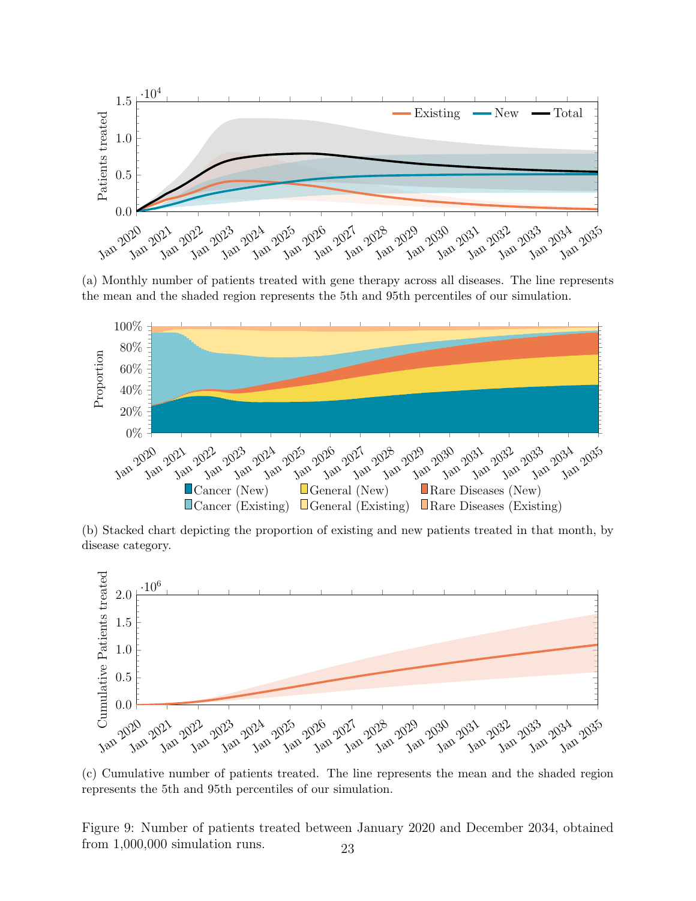(a) Monthly number of patients treated with gene therapy across all diseases. The line represents the mean and the shaded region represents the 5th and 95th percentiles of our simulation.

(b) Stacked chart depicting the proportion of existing and new patients treated in that month, by disease category.

(c) Cumulative number of patients treated. The line represents the mean and the shaded region represents the 5th and 95th percentiles of our simulation.

Figure 9: Number of patients treated between January 2020 and December 2034, obtained from 1,000,000 simulation runs.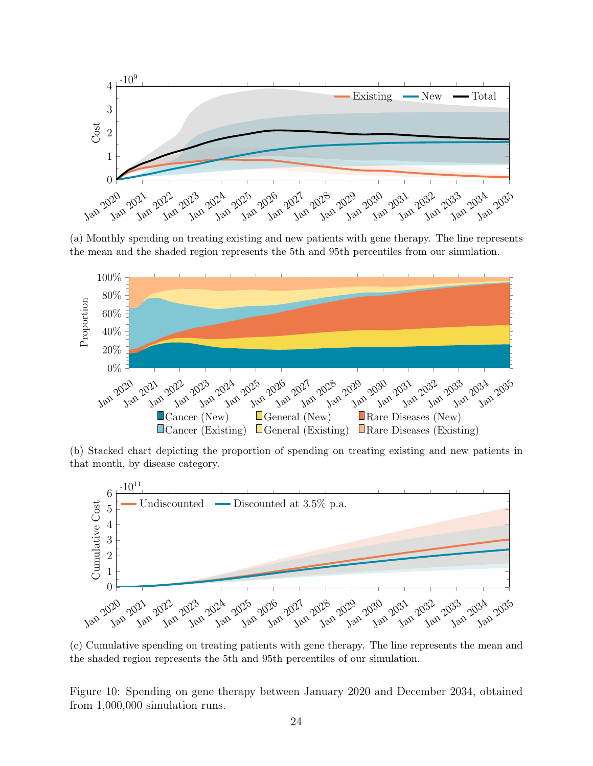(a) Monthly spending on treating existing and new patients with gene therapy. The line represents the mean and the shaded region represents the 5th and 95th percentiles from our simulation.

(b) Stacked chart depicting the proportion of spending on treating existing and new patients in that month, by disease category.

(c) Cumulative spending on treating patients with gene therapy. The line represents the mean and the shaded region represents the 5th and 95th percentiles of our simulation.

Figure 10: Spending on gene therapy between January 2020 and December 2034, obtained from 1,000,000 simulation runs.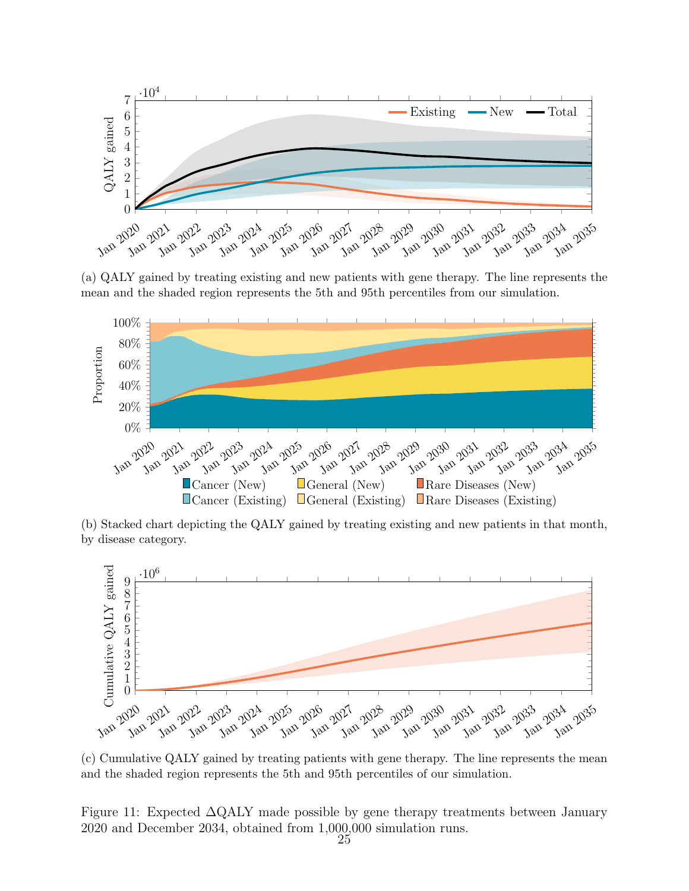(a) QALY gained by treating existing and new patients with gene therapy. The line represents the mean and the shaded region represents the 5th and 95th percentiles from our simulation.

(b) Stacked chart depicting the QALY gained by treating existing and new patients in that month, by disease category.

(c) Cumulative QALY gained by treating patients with gene therapy. The line represents the mean and the shaded region represents the 5th and 95th percentiles of our simulation.

Figure 11: Expected ΔQALY made possible by gene therapy treatments between January 2020 and December 2034, obtained from 1,000,000 simulation runs.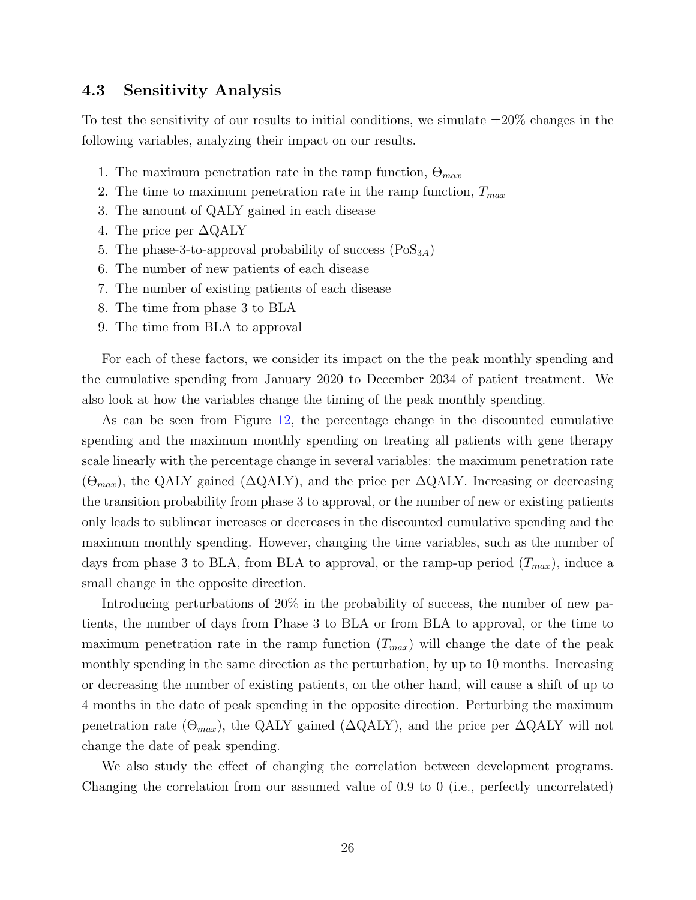### 4.3 Sensitivity Analysis

To test the sensitivity of our results to initial conditions, we simulate ±20% changes in the following variables, analyzing their impact on our results.

1. The maximum penetration rate in the ramp function, $\Theta_{max}$
2. The time to maximum penetration rate in the ramp function, $T_{max}$
3. The amount of QALY gained in each disease
4. The price per $\Delta$QALY
5. The phase-3-to-approval probability of success ($\text{PoS}_{3A}$)
6. The number of new patients of each disease
7. The number of existing patients of each disease
8. The time from phase 3 to BLA
9. The time from BLA to approval

For each of these factors, we consider its impact on the the peak monthly spending and the cumulative spending from January 2020 to December 2034 of patient treatment. We also look at how the variables change the timing of the peak monthly spending.

As can be seen from Figure 12, the percentage change in the discounted cumulative spending and the maximum monthly spending on treating all patients with gene therapy scale linearly with the percentage change in several variables: the maximum penetration rate ($\Theta_{max}$), the QALY gained ($\Delta$QALY), and the price per $\Delta$QALY. Increasing or decreasing the transition probability from phase 3 to approval, or the number of new or existing patients only leads to sublinear increases or decreases in the discounted cumulative spending and the maximum monthly spending. However, changing the time variables, such as the number of days from phase 3 to BLA, from BLA to approval, or the ramp-up period ($T_{max}$), induce a small change in the opposite direction.

Introducing perturbations of 20% in the probability of success, the number of new patients, the number of days from Phase 3 to BLA or from BLA to approval, or the time to maximum penetration rate in the ramp function ($T_{max}$) will change the date of the peak monthly spending in the same direction as the perturbation, by up to 10 months. Increasing or decreasing the number of existing patients, on the other hand, will cause a shift of up to 4 months in the date of peak spending in the opposite direction. Perturbing the maximum penetration rate ($\Theta_{max}$), the QALY gained ($\Delta$QALY), and the price per $\Delta$QALY will not change the date of peak spending.

We also study the effect of changing the correlation between development programs. Changing the correlation from our assumed value of 0.9 to 0 (i.e., perfectly uncorrelated)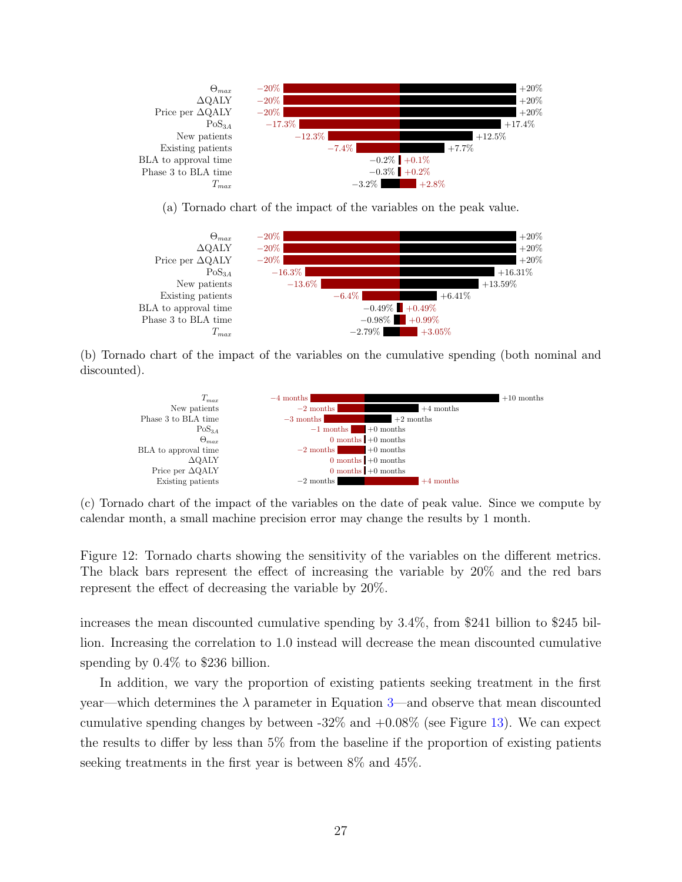| Variable | −20% | +20% |
|---|---|---|
| $\Theta_{max}$ | −20% | +20% |
| ΔQALY | −20% | +20% |
| Price per ΔQALY | −20% | +20% |
| $\text{PoS}_{3A}$ | −17.3% | +17.4% |
| New patients | −12.3% | +12.5% |
| Existing patients | −7.4% | +7.7% |
| BLA to approval time | +0.1% | −0.2% |
| Phase 3 to BLA time | +0.2% | −0.3% |
| $T_{max}$ | +2.8% | −3.2% |

(a) Tornado chart of the impact of the variables on the peak value.

| Variable | −20% | +20% |
|---|---|---|
| $\Theta_{max}$ | −20% | +20% |
| ΔQALY | −20% | +20% |
| Price per ΔQALY | −20% | +20% |
| $\text{PoS}_{3A}$ | −16.3% | +16.31% |
| New patients | −13.6% | +13.59% |
| Existing patients | −6.4% | +6.41% |
| BLA to approval time | +0.49% | −0.49% |
| Phase 3 to BLA time | +0.99% | −0.98% |
| $T_{max}$ | +3.05% | −2.79% |

(b) Tornado chart of the impact of the variables on the cumulative spending (both nominal and discounted).

| Variable | −20% | +20% |
|---|---|---|
| $T_{max}$ | −4 months | +10 months |
| New patients | −2 months | +4 months |
| Phase 3 to BLA time | −3 months | +2 months |
| $\text{PoS}_{3A}$ | −1 months | +0 months |
| $\Theta_{max}$ | 0 months | +0 months |
| BLA to approval time | −2 months | +0 months |
| ΔQALY | 0 months | +0 months |
| Price per ΔQALY | 0 months | +0 months |
| Existing patients | +4 months | −2 months |

(c) Tornado chart of the impact of the variables on the date of peak value. Since we compute by calendar month, a small machine precision error may change the results by 1 month.

Figure 12: Tornado charts showing the sensitivity of the variables on the different metrics. The black bars represent the effect of increasing the variable by 20% and the red bars represent the effect of decreasing the variable by 20%.

increases the mean discounted cumulative spending by 3.4%, from \$241 billion to \$245 billion. Increasing the correlation to 1.0 instead will decrease the mean discounted cumulative spending by 0.4% to \$236 billion.

In addition, we vary the proportion of existing patients seeking treatment in the first year—which determines the $\lambda$ parameter in Equation 3—and observe that mean discounted cumulative spending changes by between -32% and +0.08% (see Figure 13). We can expect the results to differ by less than 5% from the baseline if the proportion of existing patients seeking treatments in the first year is between 8% and 45%.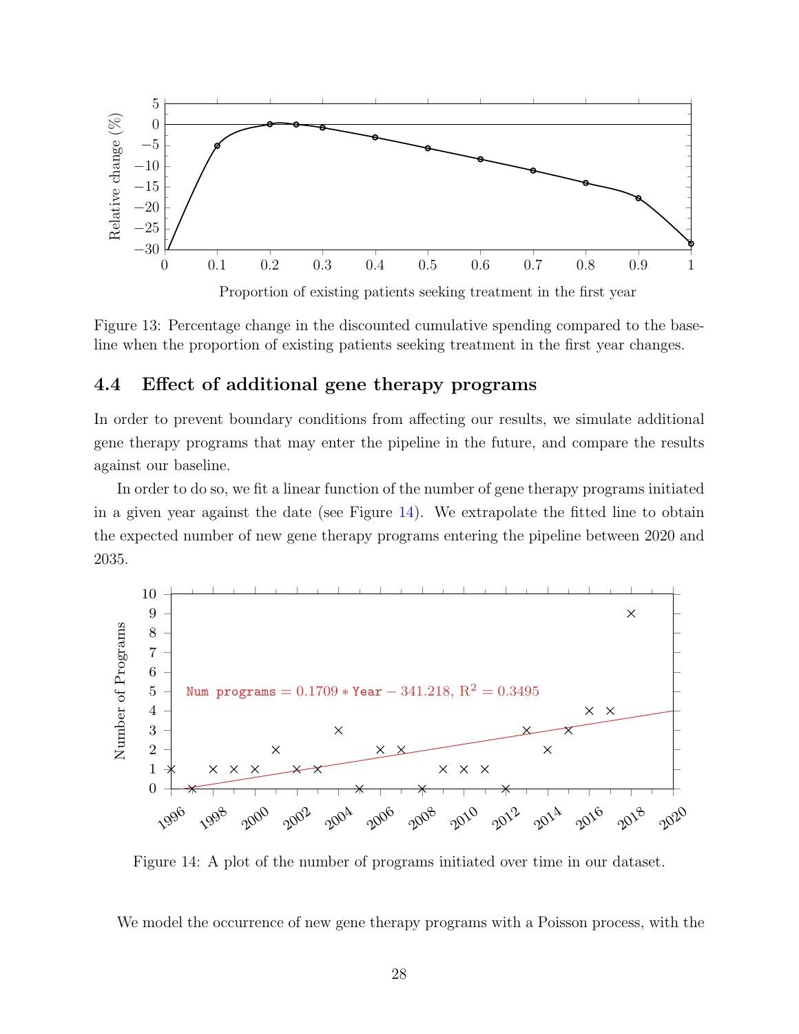Figure 13: Percentage change in the discounted cumulative spending compared to the baseline when the proportion of existing patients seeking treatment in the first year changes.

## 4.4 Effect of additional gene therapy programs

In order to prevent boundary conditions from affecting our results, we simulate additional gene therapy programs that may enter the pipeline in the future, and compare the results against our baseline.

In order to do so, we fit a linear function of the number of gene therapy programs initiated in a given year against the date (see Figure 14). We extrapolate the fitted line to obtain the expected number of new gene therapy programs entering the pipeline between 2020 and 2035.

Figure 14: A plot of the number of programs initiated over time in our dataset.

We model the occurrence of new gene therapy programs with a Poisson process, with the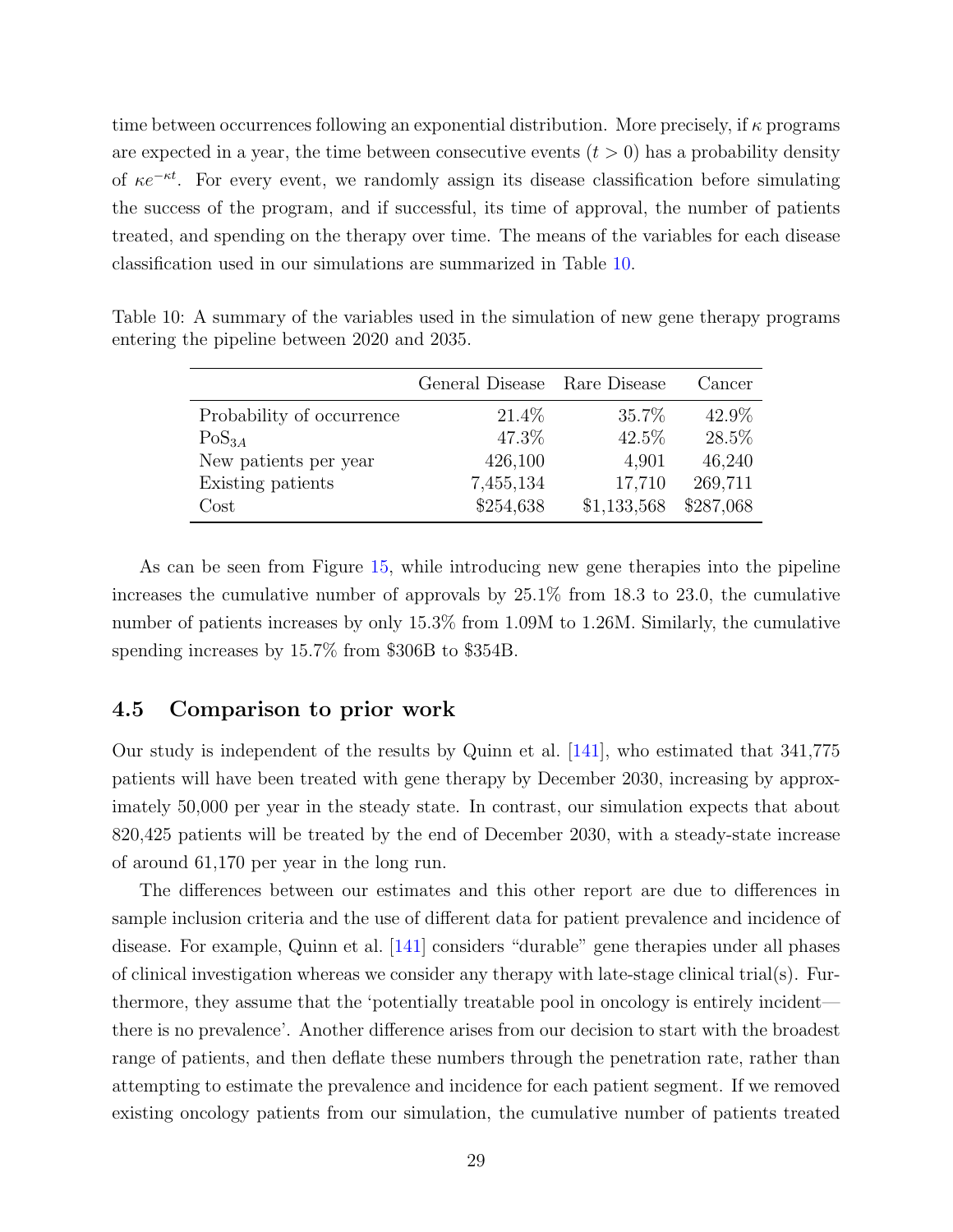time between occurrences following an exponential distribution. More precisely, if $\kappa$ programs are expected in a year, the time between consecutive events ($t > 0$) has a probability density of $\kappa e^{-\kappa t}$. For every event, we randomly assign its disease classification before simulating the success of the program, and if successful, its time of approval, the number of patients treated, and spending on the therapy over time. The means of the variables for each disease classification used in our simulations are summarized in Table 10.

Table 10: A summary of the variables used in the simulation of new gene therapy programs entering the pipeline between 2020 and 2035.

| | General Disease | Rare Disease | Cancer |
|---|---|---|---|
| Probability of occurrence | 21.4% | 35.7% | 42.9% |
| $\text{PoS}_{3A}$ | 47.3% | 42.5% | 28.5% |
| New patients per year | 426,100 | 4,901 | 46,240 |
| Existing patients | 7,455,134 | 17,710 | 269,711 |
| Cost | $254,638 | $1,133,568 | $287,068 |

As can be seen from Figure 15, while introducing new gene therapies into the pipeline increases the cumulative number of approvals by 25.1% from 18.3 to 23.0, the cumulative number of patients increases by only 15.3% from 1.09M to 1.26M. Similarly, the cumulative spending increases by 15.7% from $306B to $354B.

## 4.5 Comparison to prior work

Our study is independent of the results by Quinn et al. [141], who estimated that 341,775 patients will have been treated with gene therapy by December 2030, increasing by approximately 50,000 per year in the steady state. In contrast, our simulation expects that about 820,425 patients will be treated by the end of December 2030, with a steady-state increase of around 61,170 per year in the long run.

The differences between our estimates and this other report are due to differences in sample inclusion criteria and the use of different data for patient prevalence and incidence of disease. For example, Quinn et al. [141] considers "durable" gene therapies under all phases of clinical investigation whereas we consider any therapy with late-stage clinical trial(s). Furthermore, they assume that the 'potentially treatable pool in oncology is entirely incident—there is no prevalence'. Another difference arises from our decision to start with the broadest range of patients, and then deflate these numbers through the penetration rate, rather than attempting to estimate the prevalence and incidence for each patient segment. If we removed existing oncology patients from our simulation, the cumulative number of patients treated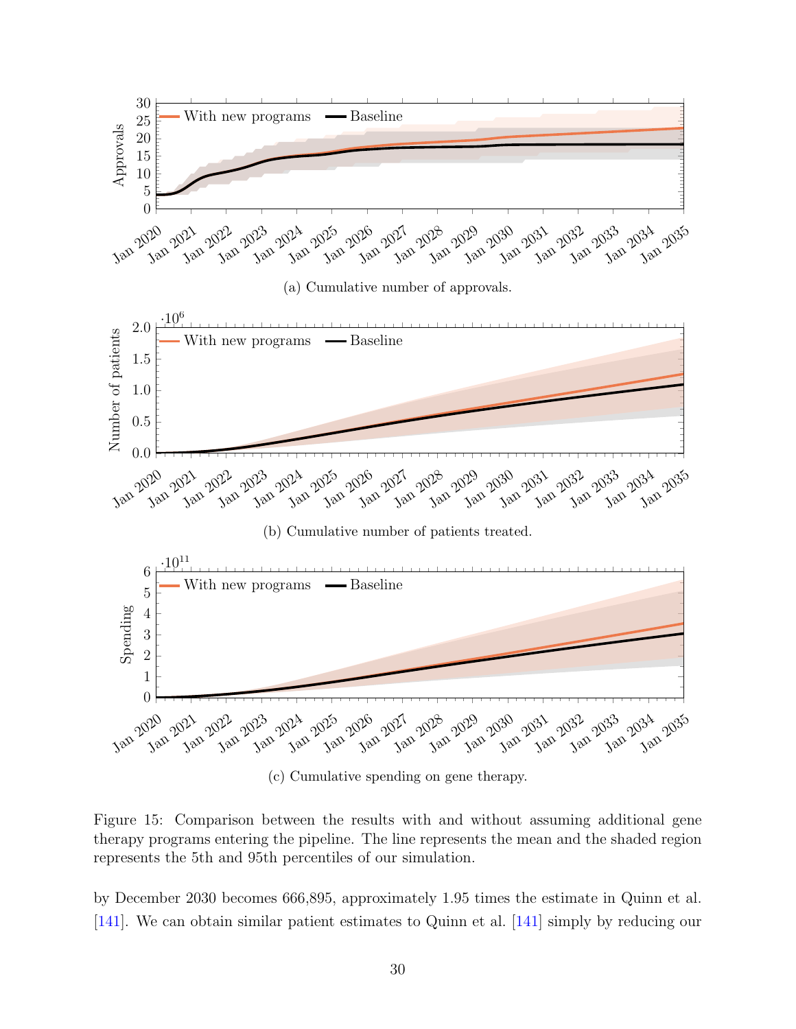(a) Cumulative number of approvals.

(b) Cumulative number of patients treated.

(c) Cumulative spending on gene therapy.

Figure 15: Comparison between the results with and without assuming additional gene therapy programs entering the pipeline. The line represents the mean and the shaded region represents the 5th and 95th percentiles of our simulation.

by December 2030 becomes 666,895, approximately 1.95 times the estimate in Quinn et al. [141]. We can obtain similar patient estimates to Quinn et al. [141] simply by reducing our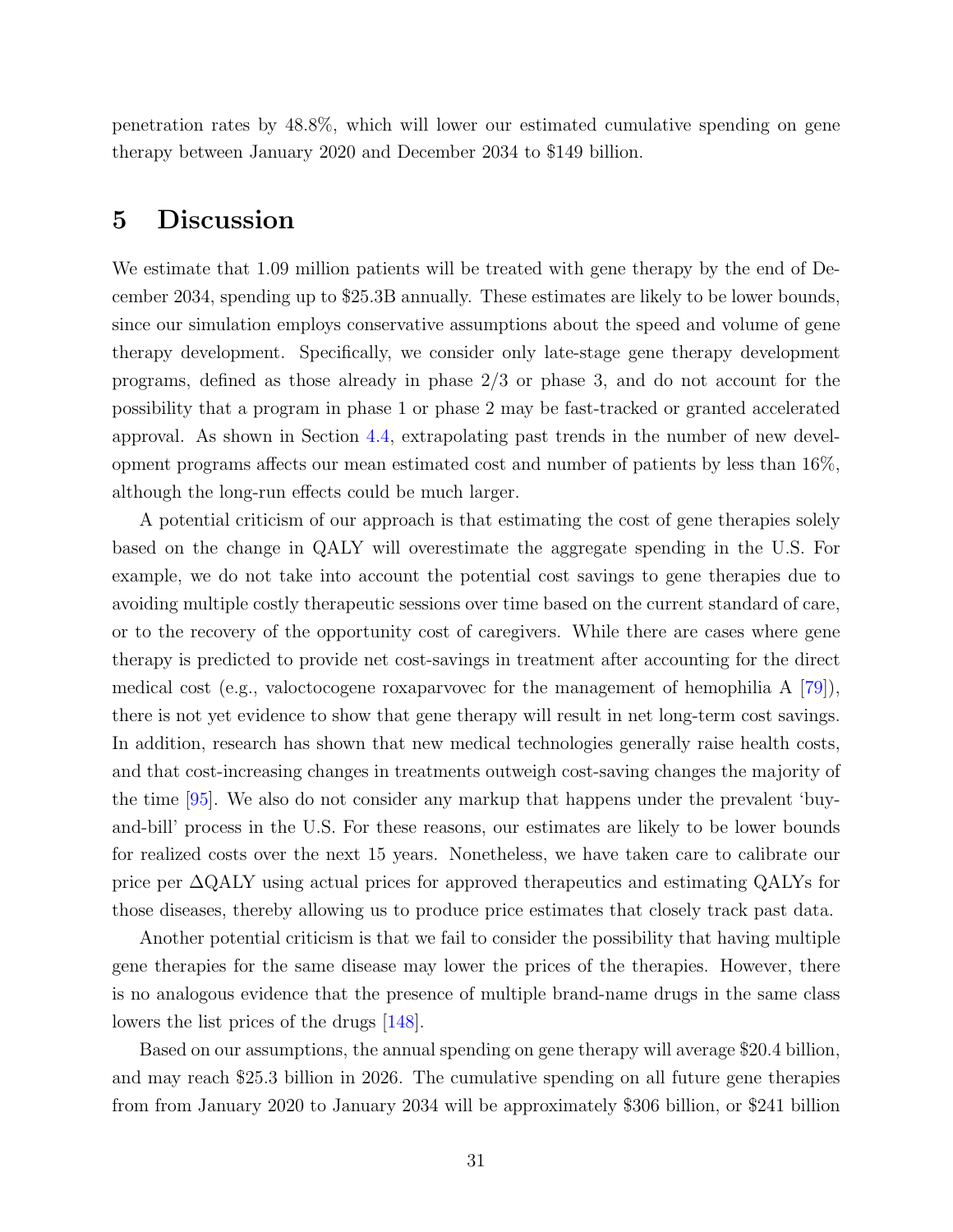penetration rates by 48.8%, which will lower our estimated cumulative spending on gene therapy between January 2020 and December 2034 to $149 billion.

# 5 Discussion

We estimate that 1.09 million patients will be treated with gene therapy by the end of December 2034, spending up to $25.3B annually. These estimates are likely to be lower bounds, since our simulation employs conservative assumptions about the speed and volume of gene therapy development. Specifically, we consider only late-stage gene therapy development programs, defined as those already in phase 2/3 or phase 3, and do not account for the possibility that a program in phase 1 or phase 2 may be fast-tracked or granted accelerated approval. As shown in Section 4.4, extrapolating past trends in the number of new development programs affects our mean estimated cost and number of patients by less than 16%, although the long-run effects could be much larger.

A potential criticism of our approach is that estimating the cost of gene therapies solely based on the change in QALY will overestimate the aggregate spending in the U.S. For example, we do not take into account the potential cost savings to gene therapies due to avoiding multiple costly therapeutic sessions over time based on the current standard of care, or to the recovery of the opportunity cost of caregivers. While there are cases where gene therapy is predicted to provide net cost-savings in treatment after accounting for the direct medical cost (e.g., valoctocogene roxaparvovec for the management of hemophilia A [79]), there is not yet evidence to show that gene therapy will result in net long-term cost savings. In addition, research has shown that new medical technologies generally raise health costs, and that cost-increasing changes in treatments outweigh cost-saving changes the majority of the time [95]. We also do not consider any markup that happens under the prevalent 'buy-and-bill' process in the U.S. For these reasons, our estimates are likely to be lower bounds for realized costs over the next 15 years. Nonetheless, we have taken care to calibrate our price per $\Delta$QALY using actual prices for approved therapeutics and estimating QALYs for those diseases, thereby allowing us to produce price estimates that closely track past data.

Another potential criticism is that we fail to consider the possibility that having multiple gene therapies for the same disease may lower the prices of the therapies. However, there is no analogous evidence that the presence of multiple brand-name drugs in the same class lowers the list prices of the drugs [148].

Based on our assumptions, the annual spending on gene therapy will average $20.4 billion, and may reach $25.3 billion in 2026. The cumulative spending on all future gene therapies from from January 2020 to January 2034 will be approximately $306 billion, or $241 billion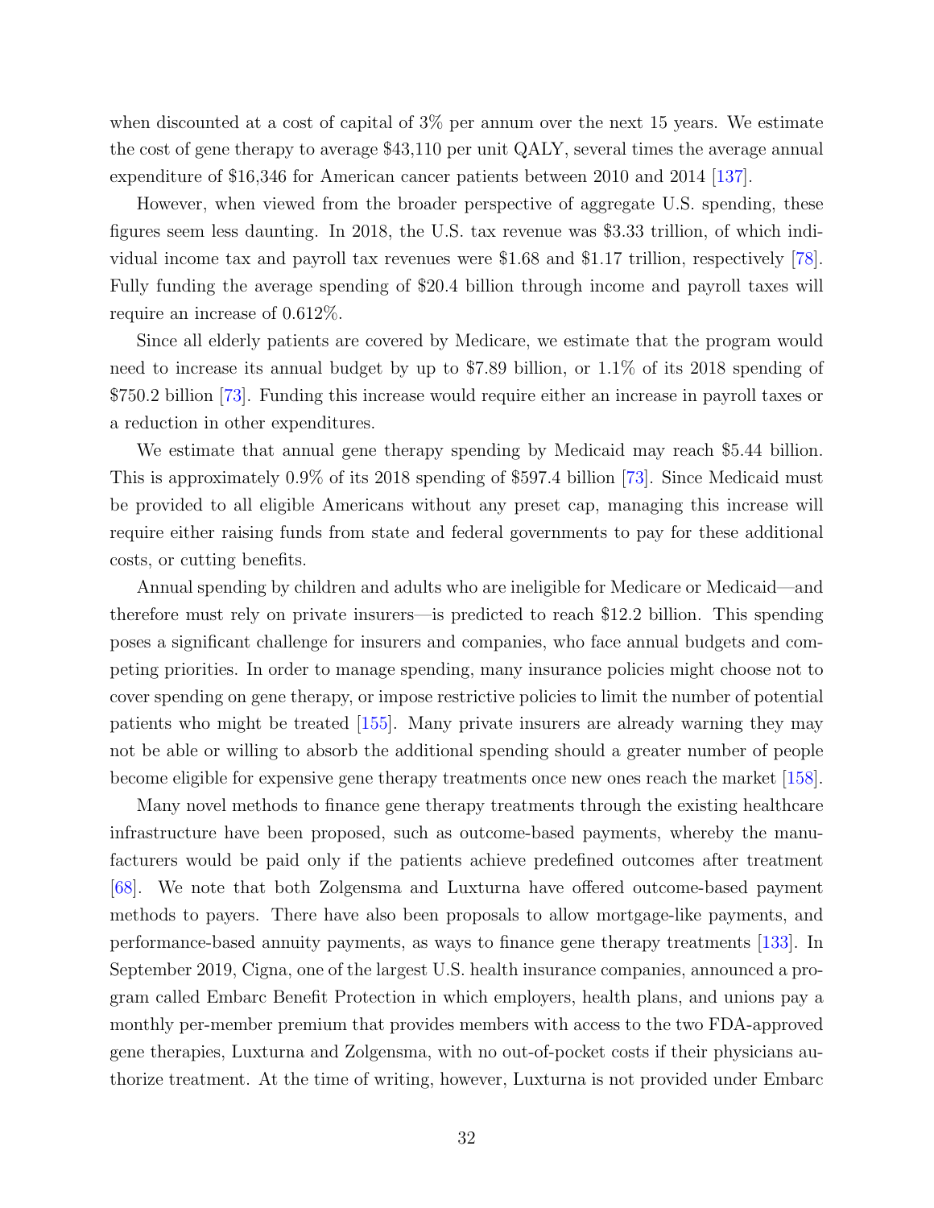when discounted at a cost of capital of 3% per annum over the next 15 years. We estimate the cost of gene therapy to average $43,110 per unit QALY, several times the average annual expenditure of $16,346 for American cancer patients between 2010 and 2014 [137].

However, when viewed from the broader perspective of aggregate U.S. spending, these figures seem less daunting. In 2018, the U.S. tax revenue was $3.33 trillion, of which individual income tax and payroll tax revenues were $1.68 and $1.17 trillion, respectively [78]. Fully funding the average spending of $20.4 billion through income and payroll taxes will require an increase of 0.612%.

Since all elderly patients are covered by Medicare, we estimate that the program would need to increase its annual budget by up to $7.89 billion, or 1.1% of its 2018 spending of $750.2 billion [73]. Funding this increase would require either an increase in payroll taxes or a reduction in other expenditures.

We estimate that annual gene therapy spending by Medicaid may reach $5.44 billion. This is approximately 0.9% of its 2018 spending of $597.4 billion [73]. Since Medicaid must be provided to all eligible Americans without any preset cap, managing this increase will require either raising funds from state and federal governments to pay for these additional costs, or cutting benefits.

Annual spending by children and adults who are ineligible for Medicare or Medicaid—and therefore must rely on private insurers—is predicted to reach $12.2 billion. This spending poses a significant challenge for insurers and companies, who face annual budgets and competing priorities. In order to manage spending, many insurance policies might choose not to cover spending on gene therapy, or impose restrictive policies to limit the number of potential patients who might be treated [155]. Many private insurers are already warning they may not be able or willing to absorb the additional spending should a greater number of people become eligible for expensive gene therapy treatments once new ones reach the market [158].

Many novel methods to finance gene therapy treatments through the existing healthcare infrastructure have been proposed, such as outcome-based payments, whereby the manufacturers would be paid only if the patients achieve predefined outcomes after treatment [68]. We note that both Zolgensma and Luxturna have offered outcome-based payment methods to payers. There have also been proposals to allow mortgage-like payments, and performance-based annuity payments, as ways to finance gene therapy treatments [133]. In September 2019, Cigna, one of the largest U.S. health insurance companies, announced a program called Embarc Benefit Protection in which employers, health plans, and unions pay a monthly per-member premium that provides members with access to the two FDA-approved gene therapies, Luxturna and Zolgensma, with no out-of-pocket costs if their physicians authorize treatment. At the time of writing, however, Luxturna is not provided under Embarc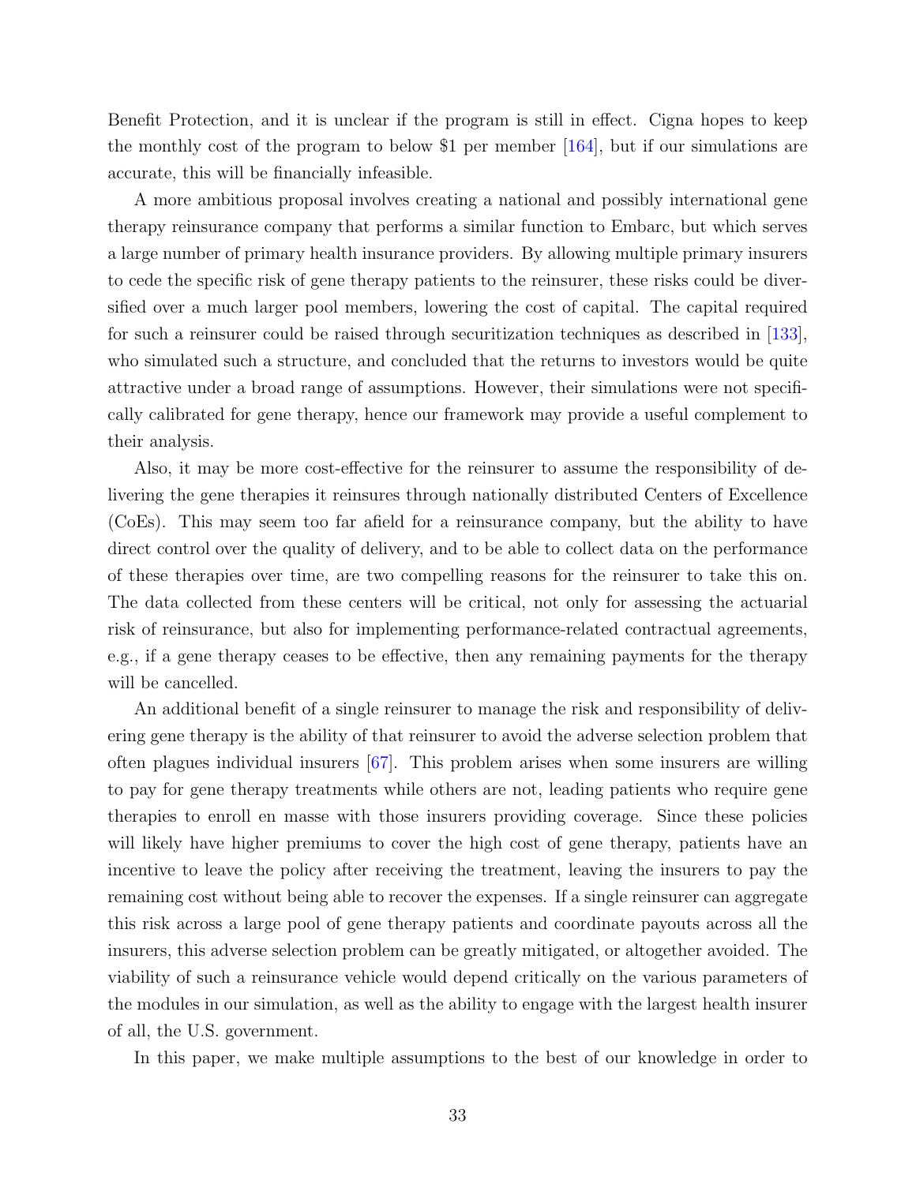Benefit Protection, and it is unclear if the program is still in effect. Cigna hopes to keep the monthly cost of the program to below $1 per member [164], but if our simulations are accurate, this will be financially infeasible.

A more ambitious proposal involves creating a national and possibly international gene therapy reinsurance company that performs a similar function to Embarc, but which serves a large number of primary health insurance providers. By allowing multiple primary insurers to cede the specific risk of gene therapy patients to the reinsurer, these risks could be diversified over a much larger pool members, lowering the cost of capital. The capital required for such a reinsurer could be raised through securitization techniques as described in [133], who simulated such a structure, and concluded that the returns to investors would be quite attractive under a broad range of assumptions. However, their simulations were not specifically calibrated for gene therapy, hence our framework may provide a useful complement to their analysis.

Also, it may be more cost-effective for the reinsurer to assume the responsibility of delivering the gene therapies it reinsures through nationally distributed Centers of Excellence (CoEs). This may seem too far afield for a reinsurance company, but the ability to have direct control over the quality of delivery, and to be able to collect data on the performance of these therapies over time, are two compelling reasons for the reinsurer to take this on. The data collected from these centers will be critical, not only for assessing the actuarial risk of reinsurance, but also for implementing performance-related contractual agreements, e.g., if a gene therapy ceases to be effective, then any remaining payments for the therapy will be cancelled.

An additional benefit of a single reinsurer to manage the risk and responsibility of delivering gene therapy is the ability of that reinsurer to avoid the adverse selection problem that often plagues individual insurers [67]. This problem arises when some insurers are willing to pay for gene therapy treatments while others are not, leading patients who require gene therapies to enroll en masse with those insurers providing coverage. Since these policies will likely have higher premiums to cover the high cost of gene therapy, patients have an incentive to leave the policy after receiving the treatment, leaving the insurers to pay the remaining cost without being able to recover the expenses. If a single reinsurer can aggregate this risk across a large pool of gene therapy patients and coordinate payouts across all the insurers, this adverse selection problem can be greatly mitigated, or altogether avoided. The viability of such a reinsurance vehicle would depend critically on the various parameters of the modules in our simulation, as well as the ability to engage with the largest health insurer of all, the U.S. government.

In this paper, we make multiple assumptions to the best of our knowledge in order to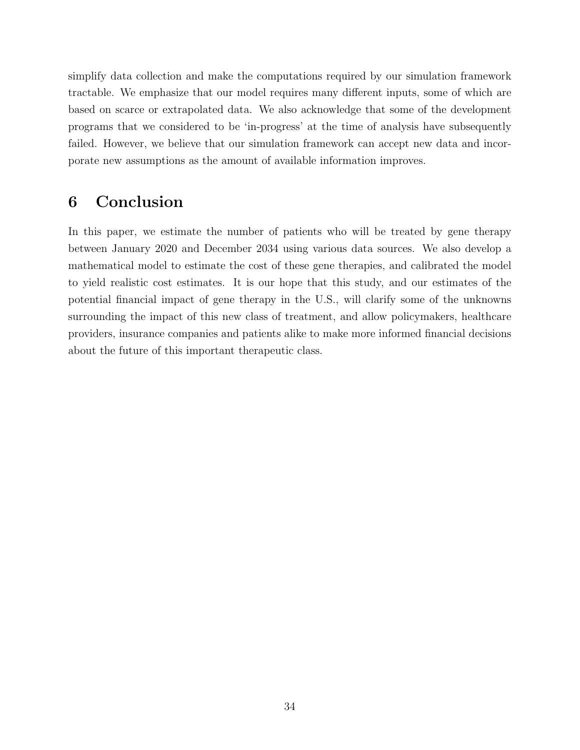simplify data collection and make the computations required by our simulation framework tractable. We emphasize that our model requires many different inputs, some of which are based on scarce or extrapolated data. We also acknowledge that some of the development programs that we considered to be 'in-progress' at the time of analysis have subsequently failed. However, we believe that our simulation framework can accept new data and incorporate new assumptions as the amount of available information improves.

# 6 Conclusion

In this paper, we estimate the number of patients who will be treated by gene therapy between January 2020 and December 2034 using various data sources. We also develop a mathematical model to estimate the cost of these gene therapies, and calibrated the model to yield realistic cost estimates. It is our hope that this study, and our estimates of the potential financial impact of gene therapy in the U.S., will clarify some of the unknowns surrounding the impact of this new class of treatment, and allow policymakers, healthcare providers, insurance companies and patients alike to make more informed financial decisions about the future of this important therapeutic class.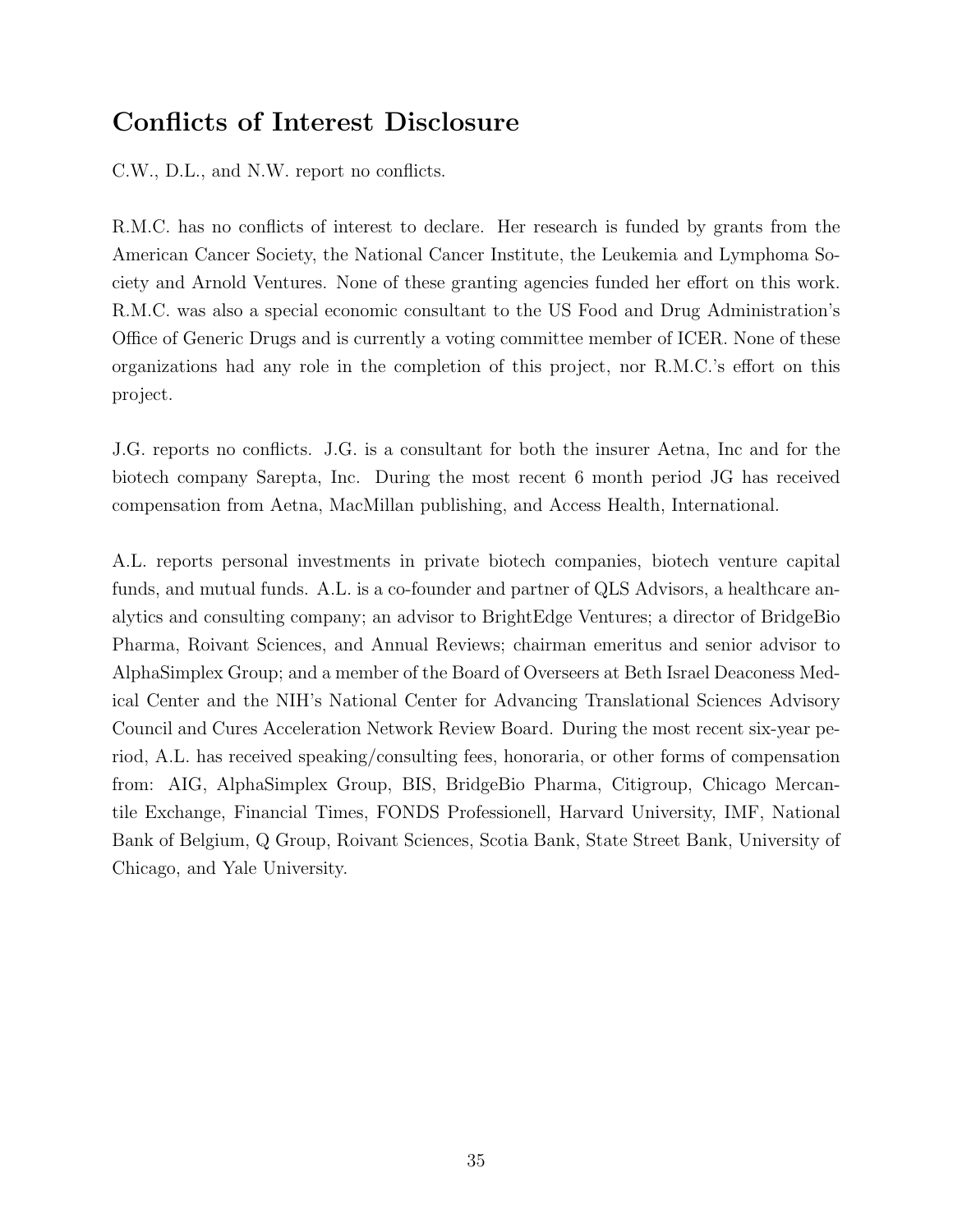## Conflicts of Interest Disclosure

C.W., D.L., and N.W. report no conflicts.

R.M.C. has no conflicts of interest to declare. Her research is funded by grants from the American Cancer Society, the National Cancer Institute, the Leukemia and Lymphoma Society and Arnold Ventures. None of these granting agencies funded her effort on this work. R.M.C. was also a special economic consultant to the US Food and Drug Administration's Office of Generic Drugs and is currently a voting committee member of ICER. None of these organizations had any role in the completion of this project, nor R.M.C.'s effort on this project.

J.G. reports no conflicts. J.G. is a consultant for both the insurer Aetna, Inc and for the biotech company Sarepta, Inc. During the most recent 6 month period JG has received compensation from Aetna, MacMillan publishing, and Access Health, International.

A.L. reports personal investments in private biotech companies, biotech venture capital funds, and mutual funds. A.L. is a co-founder and partner of QLS Advisors, a healthcare analytics and consulting company; an advisor to BrightEdge Ventures; a director of BridgeBio Pharma, Roivant Sciences, and Annual Reviews; chairman emeritus and senior advisor to AlphaSimplex Group; and a member of the Board of Overseers at Beth Israel Deaconess Medical Center and the NIH's National Center for Advancing Translational Sciences Advisory Council and Cures Acceleration Network Review Board. During the most recent six-year period, A.L. has received speaking/consulting fees, honoraria, or other forms of compensation from: AIG, AlphaSimplex Group, BIS, BridgeBio Pharma, Citigroup, Chicago Mercantile Exchange, Financial Times, FONDS Professionell, Harvard University, IMF, National Bank of Belgium, Q Group, Roivant Sciences, Scotia Bank, State Street Bank, University of Chicago, and Yale University.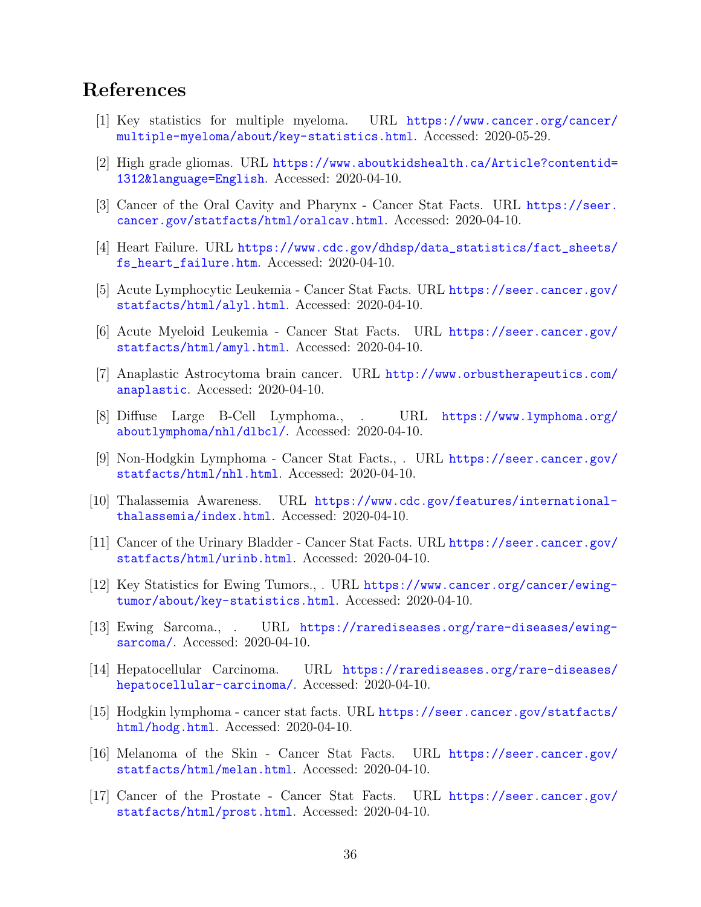# References

[1] Key statistics for multiple myeloma. URL https://www.cancer.org/cancer/multiple-myeloma/about/key-statistics.html. Accessed: 2020-05-29.

[2] High grade gliomas. URL https://www.aboutkidshealth.ca/Article?contentid=1312&language=English. Accessed: 2020-04-10.

[3] Cancer of the Oral Cavity and Pharynx - Cancer Stat Facts. URL https://seer.cancer.gov/statfacts/html/oralcav.html. Accessed: 2020-04-10.

[4] Heart Failure. URL https://www.cdc.gov/dhdsp/data_statistics/fact_sheets/fs_heart_failure.htm. Accessed: 2020-04-10.

[5] Acute Lymphocytic Leukemia - Cancer Stat Facts. URL https://seer.cancer.gov/statfacts/html/alyl.html. Accessed: 2020-04-10.

[6] Acute Myeloid Leukemia - Cancer Stat Facts. URL https://seer.cancer.gov/statfacts/html/amyl.html. Accessed: 2020-04-10.

[7] Anaplastic Astrocytoma brain cancer. URL http://www.orbustherapeutics.com/anaplastic. Accessed: 2020-04-10.

[8] Diffuse Large B-Cell Lymphoma., . URL https://www.lymphoma.org/aboutlymphoma/nhl/dlbcl/. Accessed: 2020-04-10.

[9] Non-Hodgkin Lymphoma - Cancer Stat Facts., . URL https://seer.cancer.gov/statfacts/html/nhl.html. Accessed: 2020-04-10.

[10] Thalassemia Awareness. URL https://www.cdc.gov/features/international-thalassemia/index.html. Accessed: 2020-04-10.

[11] Cancer of the Urinary Bladder - Cancer Stat Facts. URL https://seer.cancer.gov/statfacts/html/urinb.html. Accessed: 2020-04-10.

[12] Key Statistics for Ewing Tumors., . URL https://www.cancer.org/cancer/ewing-tumor/about/key-statistics.html. Accessed: 2020-04-10.

[13] Ewing Sarcoma., . URL https://rarediseases.org/rare-diseases/ewing-sarcoma/. Accessed: 2020-04-10.

[14] Hepatocellular Carcinoma. URL https://rarediseases.org/rare-diseases/hepatocellular-carcinoma/. Accessed: 2020-04-10.

[15] Hodgkin lymphoma - cancer stat facts. URL https://seer.cancer.gov/statfacts/html/hodg.html. Accessed: 2020-04-10.

[16] Melanoma of the Skin - Cancer Stat Facts. URL https://seer.cancer.gov/statfacts/html/melan.html. Accessed: 2020-04-10.

[17] Cancer of the Prostate - Cancer Stat Facts. URL https://seer.cancer.gov/statfacts/html/prost.html. Accessed: 2020-04-10.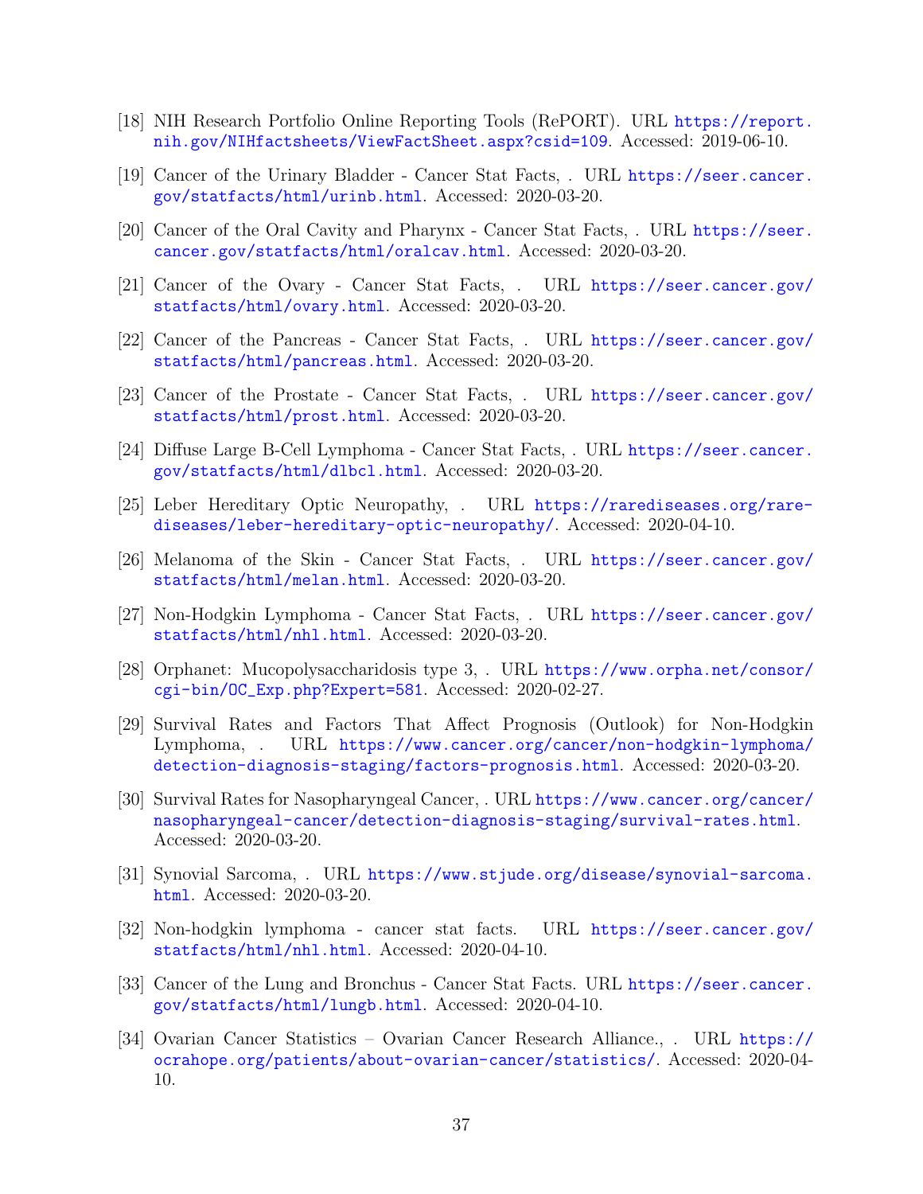[18] NIH Research Portfolio Online Reporting Tools (RePORT). URL https://report.nih.gov/NIHfactsheets/ViewFactSheet.aspx?csid=109. Accessed: 2019-06-10.

[19] Cancer of the Urinary Bladder - Cancer Stat Facts, . URL https://seer.cancer.gov/statfacts/html/urinb.html. Accessed: 2020-03-20.

[20] Cancer of the Oral Cavity and Pharynx - Cancer Stat Facts, . URL https://seer.cancer.gov/statfacts/html/oralcav.html. Accessed: 2020-03-20.

[21] Cancer of the Ovary - Cancer Stat Facts, . URL https://seer.cancer.gov/statfacts/html/ovary.html. Accessed: 2020-03-20.

[22] Cancer of the Pancreas - Cancer Stat Facts, . URL https://seer.cancer.gov/statfacts/html/pancreas.html. Accessed: 2020-03-20.

[23] Cancer of the Prostate - Cancer Stat Facts, . URL https://seer.cancer.gov/statfacts/html/prost.html. Accessed: 2020-03-20.

[24] Diffuse Large B-Cell Lymphoma - Cancer Stat Facts, . URL https://seer.cancer.gov/statfacts/html/dlbcl.html. Accessed: 2020-03-20.

[25] Leber Hereditary Optic Neuropathy, . URL https://rarediseases.org/rare-diseases/leber-hereditary-optic-neuropathy/. Accessed: 2020-04-10.

[26] Melanoma of the Skin - Cancer Stat Facts, . URL https://seer.cancer.gov/statfacts/html/melan.html. Accessed: 2020-03-20.

[27] Non-Hodgkin Lymphoma - Cancer Stat Facts, . URL https://seer.cancer.gov/statfacts/html/nhl.html. Accessed: 2020-03-20.

[28] Orphanet: Mucopolysaccharidosis type 3, . URL https://www.orpha.net/consor/cgi-bin/OC_Exp.php?Expert=581. Accessed: 2020-02-27.

[29] Survival Rates and Factors That Affect Prognosis (Outlook) for Non-Hodgkin Lymphoma, . URL https://www.cancer.org/cancer/non-hodgkin-lymphoma/detection-diagnosis-staging/factors-prognosis.html. Accessed: 2020-03-20.

[30] Survival Rates for Nasopharyngeal Cancer, . URL https://www.cancer.org/cancer/nasopharyngeal-cancer/detection-diagnosis-staging/survival-rates.html. Accessed: 2020-03-20.

[31] Synovial Sarcoma, . URL https://www.stjude.org/disease/synovial-sarcoma.html. Accessed: 2020-03-20.

[32] Non-hodgkin lymphoma - cancer stat facts. URL https://seer.cancer.gov/statfacts/html/nhl.html. Accessed: 2020-04-10.

[33] Cancer of the Lung and Bronchus - Cancer Stat Facts. URL https://seer.cancer.gov/statfacts/html/lungb.html. Accessed: 2020-04-10.

[34] Ovarian Cancer Statistics – Ovarian Cancer Research Alliance., . URL https://ocrahope.org/patients/about-ovarian-cancer/statistics/. Accessed: 2020-04-10.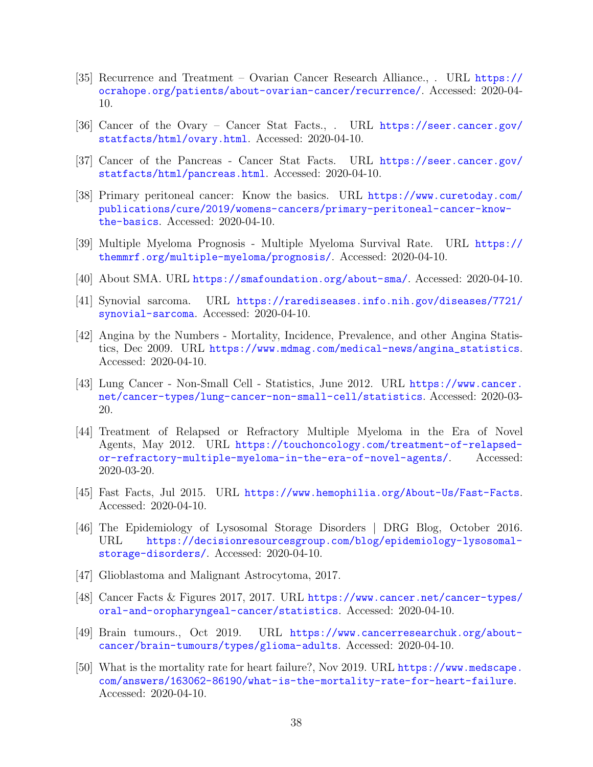[35] Recurrence and Treatment – Ovarian Cancer Research Alliance., . URL https://ocrahope.org/patients/about-ovarian-cancer/recurrence/. Accessed: 2020-04-10.

[36] Cancer of the Ovary – Cancer Stat Facts., . URL https://seer.cancer.gov/statfacts/html/ovary.html. Accessed: 2020-04-10.

[37] Cancer of the Pancreas - Cancer Stat Facts. URL https://seer.cancer.gov/statfacts/html/pancreas.html. Accessed: 2020-04-10.

[38] Primary peritoneal cancer: Know the basics. URL https://www.curetoday.com/publications/cure/2019/womens-cancers/primary-peritoneal-cancer-know-the-basics. Accessed: 2020-04-10.

[39] Multiple Myeloma Prognosis - Multiple Myeloma Survival Rate. URL https://themmrf.org/multiple-myeloma/prognosis/. Accessed: 2020-04-10.

[40] About SMA. URL https://smafoundation.org/about-sma/. Accessed: 2020-04-10.

[41] Synovial sarcoma. URL https://rarediseases.info.nih.gov/diseases/7721/synovial-sarcoma. Accessed: 2020-04-10.

[42] Angina by the Numbers - Mortality, Incidence, Prevalence, and other Angina Statistics, Dec 2009. URL https://www.mdmag.com/medical-news/angina_statistics. Accessed: 2020-04-10.

[43] Lung Cancer - Non-Small Cell - Statistics, June 2012. URL https://www.cancer.net/cancer-types/lung-cancer-non-small-cell/statistics. Accessed: 2020-03-20.

[44] Treatment of Relapsed or Refractory Multiple Myeloma in the Era of Novel Agents, May 2012. URL https://touchoncology.com/treatment-of-relapsed-or-refractory-multiple-myeloma-in-the-era-of-novel-agents/. Accessed: 2020-03-20.

[45] Fast Facts, Jul 2015. URL https://www.hemophilia.org/About-Us/Fast-Facts. Accessed: 2020-04-10.

[46] The Epidemiology of Lysosomal Storage Disorders | DRG Blog, October 2016. URL https://decisionresourcesgroup.com/blog/epidemiology-lysosomal-storage-disorders/. Accessed: 2020-04-10.

[47] Glioblastoma and Malignant Astrocytoma, 2017.

[48] Cancer Facts & Figures 2017, 2017. URL https://www.cancer.net/cancer-types/oral-and-oropharyngeal-cancer/statistics. Accessed: 2020-04-10.

[49] Brain tumours., Oct 2019. URL https://www.cancerresearchuk.org/about-cancer/brain-tumours/types/glioma-adults. Accessed: 2020-04-10.

[50] What is the mortality rate for heart failure?, Nov 2019. URL https://www.medscape.com/answers/163062-86190/what-is-the-mortality-rate-for-heart-failure. Accessed: 2020-04-10.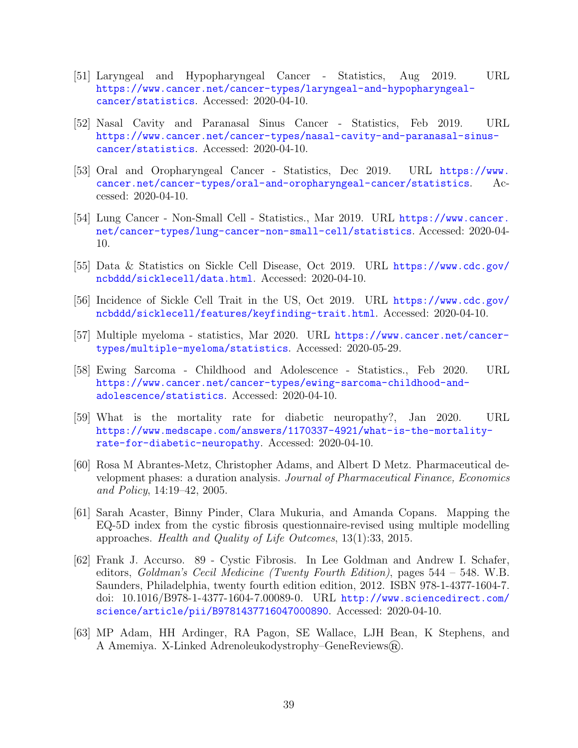[51] Laryngeal and Hypopharyngeal Cancer - Statistics, Aug 2019. URL https://www.cancer.net/cancer-types/laryngeal-and-hypopharyngeal-cancer/statistics. Accessed: 2020-04-10.

[52] Nasal Cavity and Paranasal Sinus Cancer - Statistics, Feb 2019. URL https://www.cancer.net/cancer-types/nasal-cavity-and-paranasal-sinus-cancer/statistics. Accessed: 2020-04-10.

[53] Oral and Oropharyngeal Cancer - Statistics, Dec 2019. URL https://www.cancer.net/cancer-types/oral-and-oropharyngeal-cancer/statistics. Accessed: 2020-04-10.

[54] Lung Cancer - Non-Small Cell - Statistics., Mar 2019. URL https://www.cancer.net/cancer-types/lung-cancer-non-small-cell/statistics. Accessed: 2020-04-10.

[55] Data & Statistics on Sickle Cell Disease, Oct 2019. URL https://www.cdc.gov/ncbddd/sicklecell/data.html. Accessed: 2020-04-10.

[56] Incidence of Sickle Cell Trait in the US, Oct 2019. URL https://www.cdc.gov/ncbddd/sicklecell/features/keyfinding-trait.html. Accessed: 2020-04-10.

[57] Multiple myeloma - statistics, Mar 2020. URL https://www.cancer.net/cancer-types/multiple-myeloma/statistics. Accessed: 2020-05-29.

[58] Ewing Sarcoma - Childhood and Adolescence - Statistics., Feb 2020. URL https://www.cancer.net/cancer-types/ewing-sarcoma-childhood-and-adolescence/statistics. Accessed: 2020-04-10.

[59] What is the mortality rate for diabetic neuropathy?, Jan 2020. URL https://www.medscape.com/answers/1170337-4921/what-is-the-mortality-rate-for-diabetic-neuropathy. Accessed: 2020-04-10.

[60] Rosa M Abrantes-Metz, Christopher Adams, and Albert D Metz. Pharmaceutical development phases: a duration analysis. *Journal of Pharmaceutical Finance, Economics and Policy*, 14:19–42, 2005.

[61] Sarah Acaster, Binny Pinder, Clara Mukuria, and Amanda Copans. Mapping the EQ-5D index from the cystic fibrosis questionnaire-revised using multiple modelling approaches. *Health and Quality of Life Outcomes*, 13(1):33, 2015.

[62] Frank J. Accurso. 89 - Cystic Fibrosis. In Lee Goldman and Andrew I. Schafer, editors, *Goldman's Cecil Medicine (Twenty Fourth Edition)*, pages 544 – 548. W.B. Saunders, Philadelphia, twenty fourth edition edition, 2012. ISBN 978-1-4377-1604-7. doi: 10.1016/B978-1-4377-1604-7.00089-0. URL http://www.sciencedirect.com/science/article/pii/B9781437716047000890. Accessed: 2020-04-10.

[63] MP Adam, HH Ardinger, RA Pagon, SE Wallace, LJH Bean, K Stephens, and A Amemiya. X-Linked Adrenoleukodystrophy–GeneReviews®.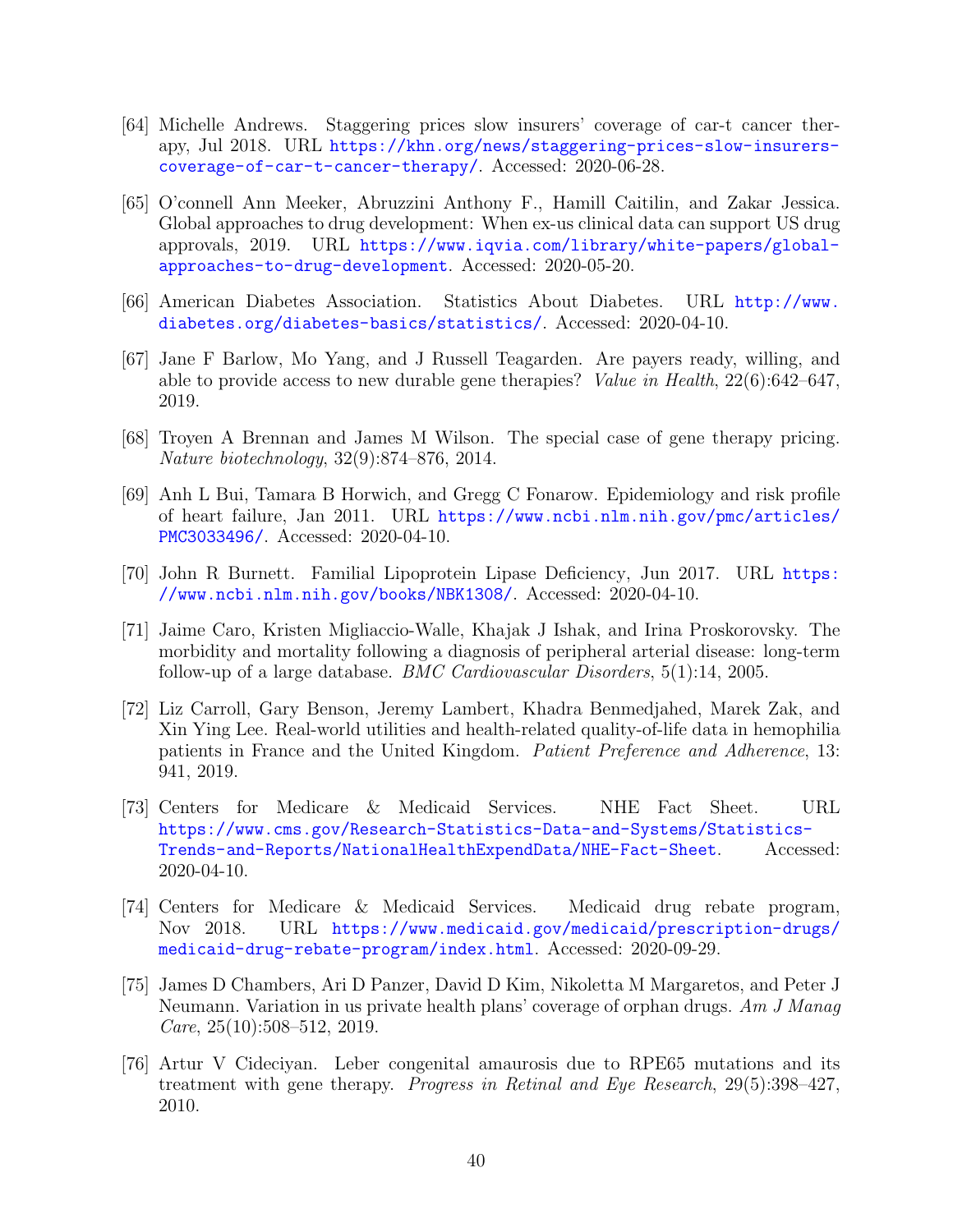[64] Michelle Andrews. Staggering prices slow insurers' coverage of car-t cancer therapy, Jul 2018. URL https://khn.org/news/staggering-prices-slow-insurers-coverage-of-car-t-cancer-therapy/. Accessed: 2020-06-28.

[65] O'connell Ann Meeker, Abruzzini Anthony F., Hamill Caitilin, and Zakar Jessica. Global approaches to drug development: When ex-us clinical data can support US drug approvals, 2019. URL https://www.iqvia.com/library/white-papers/global-approaches-to-drug-development. Accessed: 2020-05-20.

[66] American Diabetes Association. Statistics About Diabetes. URL http://www.diabetes.org/diabetes-basics/statistics/. Accessed: 2020-04-10.

[67] Jane F Barlow, Mo Yang, and J Russell Teagarden. Are payers ready, willing, and able to provide access to new durable gene therapies? *Value in Health*, 22(6):642–647, 2019.

[68] Troyen A Brennan and James M Wilson. The special case of gene therapy pricing. *Nature biotechnology*, 32(9):874–876, 2014.

[69] Anh L Bui, Tamara B Horwich, and Gregg C Fonarow. Epidemiology and risk profile of heart failure, Jan 2011. URL https://www.ncbi.nlm.nih.gov/pmc/articles/PMC3033496/. Accessed: 2020-04-10.

[70] John R Burnett. Familial Lipoprotein Lipase Deficiency, Jun 2017. URL https://www.ncbi.nlm.nih.gov/books/NBK1308/. Accessed: 2020-04-10.

[71] Jaime Caro, Kristen Migliaccio-Walle, Khajak J Ishak, and Irina Proskorovsky. The morbidity and mortality following a diagnosis of peripheral arterial disease: long-term follow-up of a large database. *BMC Cardiovascular Disorders*, 5(1):14, 2005.

[72] Liz Carroll, Gary Benson, Jeremy Lambert, Khadra Benmedjahed, Marek Zak, and Xin Ying Lee. Real-world utilities and health-related quality-of-life data in hemophilia patients in France and the United Kingdom. *Patient Preference and Adherence*, 13: 941, 2019.

[73] Centers for Medicare & Medicaid Services. NHE Fact Sheet. URL https://www.cms.gov/Research-Statistics-Data-and-Systems/Statistics-Trends-and-Reports/NationalHealthExpendData/NHE-Fact-Sheet. Accessed: 2020-04-10.

[74] Centers for Medicare & Medicaid Services. Medicaid drug rebate program, Nov 2018. URL https://www.medicaid.gov/medicaid/prescription-drugs/medicaid-drug-rebate-program/index.html. Accessed: 2020-09-29.

[75] James D Chambers, Ari D Panzer, David D Kim, Nikoletta M Margaretos, and Peter J Neumann. Variation in us private health plans' coverage of orphan drugs. *Am J Manag Care*, 25(10):508–512, 2019.

[76] Artur V Cideciyan. Leber congenital amaurosis due to RPE65 mutations and its treatment with gene therapy. *Progress in Retinal and Eye Research*, 29(5):398–427, 2010.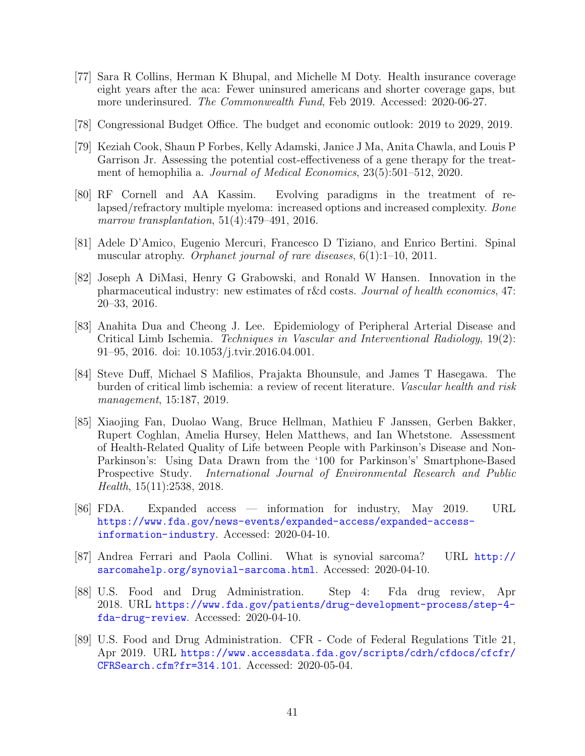[77] Sara R Collins, Herman K Bhupal, and Michelle M Doty. Health insurance coverage eight years after the aca: Fewer uninsured americans and shorter coverage gaps, but more underinsured. *The Commonwealth Fund*, Feb 2019. Accessed: 2020-06-27.

[78] Congressional Budget Office. The budget and economic outlook: 2019 to 2029, 2019.

[79] Keziah Cook, Shaun P Forbes, Kelly Adamski, Janice J Ma, Anita Chawla, and Louis P Garrison Jr. Assessing the potential cost-effectiveness of a gene therapy for the treatment of hemophilia a. *Journal of Medical Economics*, 23(5):501–512, 2020.

[80] RF Cornell and AA Kassim. Evolving paradigms in the treatment of relapsed/refractory multiple myeloma: increased options and increased complexity. *Bone marrow transplantation*, 51(4):479–491, 2016.

[81] Adele D'Amico, Eugenio Mercuri, Francesco D Tiziano, and Enrico Bertini. Spinal muscular atrophy. *Orphanet journal of rare diseases*, 6(1):1–10, 2011.

[82] Joseph A DiMasi, Henry G Grabowski, and Ronald W Hansen. Innovation in the pharmaceutical industry: new estimates of r&d costs. *Journal of health economics*, 47: 20–33, 2016.

[83] Anahita Dua and Cheong J. Lee. Epidemiology of Peripheral Arterial Disease and Critical Limb Ischemia. *Techniques in Vascular and Interventional Radiology*, 19(2): 91–95, 2016. doi: 10.1053/j.tvir.2016.04.001.

[84] Steve Duff, Michael S Mafilios, Prajakta Bhounsule, and James T Hasegawa. The burden of critical limb ischemia: a review of recent literature. *Vascular health and risk management*, 15:187, 2019.

[85] Xiaojing Fan, Duolao Wang, Bruce Hellman, Mathieu F Janssen, Gerben Bakker, Rupert Coghlan, Amelia Hursey, Helen Matthews, and Ian Whetstone. Assessment of Health-Related Quality of Life between People with Parkinson's Disease and Non-Parkinson's: Using Data Drawn from the '100 for Parkinson's' Smartphone-Based Prospective Study. *International Journal of Environmental Research and Public Health*, 15(11):2538, 2018.

[86] FDA. Expanded access — information for industry, May 2019. URL https://www.fda.gov/news-events/expanded-access/expanded-access-information-industry. Accessed: 2020-04-10.

[87] Andrea Ferrari and Paola Collini. What is synovial sarcoma? URL http://sarcomahelp.org/synovial-sarcoma.html. Accessed: 2020-04-10.

[88] U.S. Food and Drug Administration. Step 4: Fda drug review, Apr 2018. URL https://www.fda.gov/patients/drug-development-process/step-4-fda-drug-review. Accessed: 2020-04-10.

[89] U.S. Food and Drug Administration. CFR - Code of Federal Regulations Title 21, Apr 2019. URL https://www.accessdata.fda.gov/scripts/cdrh/cfdocs/cfcfr/CFRSearch.cfm?fr=314.101. Accessed: 2020-05-04.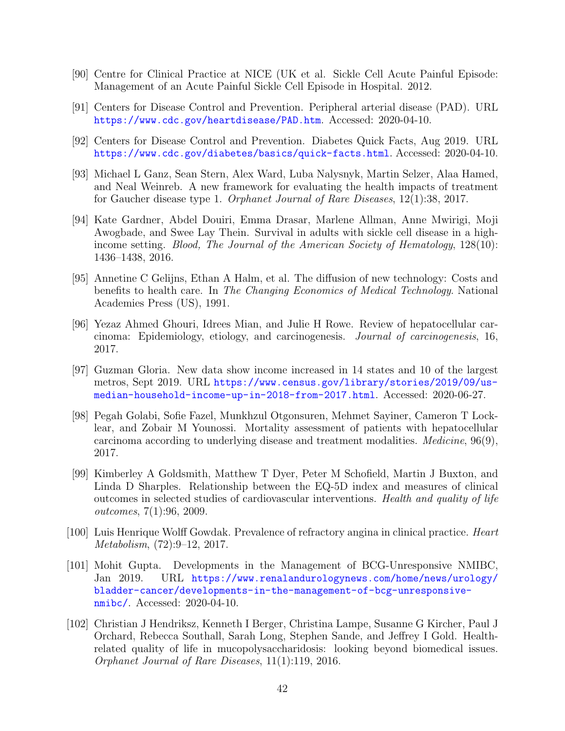[90] Centre for Clinical Practice at NICE (UK et al. Sickle Cell Acute Painful Episode: Management of an Acute Painful Sickle Cell Episode in Hospital. 2012.

[91] Centers for Disease Control and Prevention. Peripheral arterial disease (PAD). URL https://www.cdc.gov/heartdisease/PAD.htm. Accessed: 2020-04-10.

[92] Centers for Disease Control and Prevention. Diabetes Quick Facts, Aug 2019. URL https://www.cdc.gov/diabetes/basics/quick-facts.html. Accessed: 2020-04-10.

[93] Michael L Ganz, Sean Stern, Alex Ward, Luba Nalysnyk, Martin Selzer, Alaa Hamed, and Neal Weinreb. A new framework for evaluating the health impacts of treatment for Gaucher disease type 1. *Orphanet Journal of Rare Diseases*, 12(1):38, 2017.

[94] Kate Gardner, Abdel Douiri, Emma Drasar, Marlene Allman, Anne Mwirigi, Moji Awogbade, and Swee Lay Thein. Survival in adults with sickle cell disease in a high-income setting. *Blood, The Journal of the American Society of Hematology*, 128(10): 1436–1438, 2016.

[95] Annetine C Gelijns, Ethan A Halm, et al. The diffusion of new technology: Costs and benefits to health care. In *The Changing Economics of Medical Technology*. National Academies Press (US), 1991.

[96] Yezaz Ahmed Ghouri, Idrees Mian, and Julie H Rowe. Review of hepatocellular carcinoma: Epidemiology, etiology, and carcinogenesis. *Journal of carcinogenesis*, 16, 2017.

[97] Guzman Gloria. New data show income increased in 14 states and 10 of the largest metros, Sept 2019. URL https://www.census.gov/library/stories/2019/09/us-median-household-income-up-in-2018-from-2017.html. Accessed: 2020-06-27.

[98] Pegah Golabi, Sofie Fazel, Munkhzul Otgonsuren, Mehmet Sayiner, Cameron T Locklear, and Zobair M Younossi. Mortality assessment of patients with hepatocellular carcinoma according to underlying disease and treatment modalities. *Medicine*, 96(9), 2017.

[99] Kimberley A Goldsmith, Matthew T Dyer, Peter M Schofield, Martin J Buxton, and Linda D Sharples. Relationship between the EQ-5D index and measures of clinical outcomes in selected studies of cardiovascular interventions. *Health and quality of life outcomes*, 7(1):96, 2009.

[100] Luis Henrique Wolff Gowdak. Prevalence of refractory angina in clinical practice. *Heart Metabolism*, (72):9–12, 2017.

[101] Mohit Gupta. Developments in the Management of BCG-Unresponsive NMIBC, Jan 2019. URL https://www.renalandurologynews.com/home/news/urology/bladder-cancer/developments-in-the-management-of-bcg-unresponsive-nmibc/. Accessed: 2020-04-10.

[102] Christian J Hendriksz, Kenneth I Berger, Christina Lampe, Susanne G Kircher, Paul J Orchard, Rebecca Southall, Sarah Long, Stephen Sande, and Jeffrey I Gold. Health-related quality of life in mucopolysaccharidosis: looking beyond biomedical issues. *Orphanet Journal of Rare Diseases*, 11(1):119, 2016.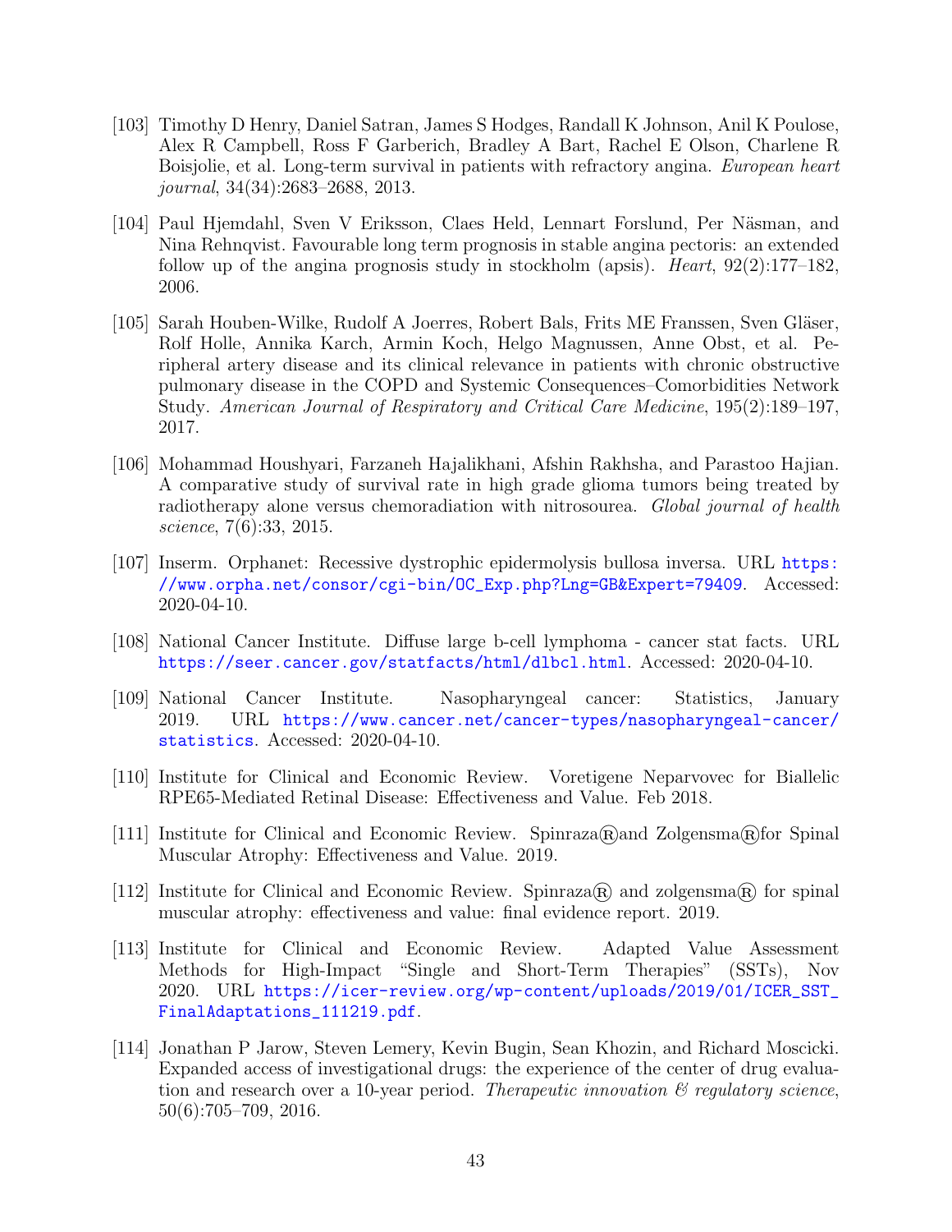[103] Timothy D Henry, Daniel Satran, James S Hodges, Randall K Johnson, Anil K Poulose, Alex R Campbell, Ross F Garberich, Bradley A Bart, Rachel E Olson, Charlene R Boisjolie, et al. Long-term survival in patients with refractory angina. *European heart journal*, 34(34):2683–2688, 2013.

[104] Paul Hjemdahl, Sven V Eriksson, Claes Held, Lennart Forslund, Per Näsman, and Nina Rehnqvist. Favourable long term prognosis in stable angina pectoris: an extended follow up of the angina prognosis study in stockholm (apsis). *Heart*, 92(2):177–182, 2006.

[105] Sarah Houben-Wilke, Rudolf A Joerres, Robert Bals, Frits ME Franssen, Sven Gläser, Rolf Holle, Annika Karch, Armin Koch, Helgo Magnussen, Anne Obst, et al. Peripheral artery disease and its clinical relevance in patients with chronic obstructive pulmonary disease in the COPD and Systemic Consequences–Comorbidities Network Study. *American Journal of Respiratory and Critical Care Medicine*, 195(2):189–197, 2017.

[106] Mohammad Houshyari, Farzaneh Hajalikhani, Afshin Rakhsha, and Parastoo Hajian. A comparative study of survival rate in high grade glioma tumors being treated by radiotherapy alone versus chemoradiation with nitrosourea. *Global journal of health science*, 7(6):33, 2015.

[107] Inserm. Orphanet: Recessive dystrophic epidermolysis bullosa inversa. URL https://www.orpha.net/consor/cgi-bin/OC_Exp.php?Lng=GB&Expert=79409. Accessed: 2020-04-10.

[108] National Cancer Institute. Diffuse large b-cell lymphoma - cancer stat facts. URL https://seer.cancer.gov/statfacts/html/dlbcl.html. Accessed: 2020-04-10.

[109] National Cancer Institute. Nasopharyngeal cancer: Statistics, January 2019. URL https://www.cancer.net/cancer-types/nasopharyngeal-cancer/statistics. Accessed: 2020-04-10.

[110] Institute for Clinical and Economic Review. Voretigene Neparvovec for Biallelic RPE65-Mediated Retinal Disease: Effectiveness and Value. Feb 2018.

[111] Institute for Clinical and Economic Review. Spinraza®and Zolgensma®for Spinal Muscular Atrophy: Effectiveness and Value. 2019.

[112] Institute for Clinical and Economic Review. Spinraza® and zolgensma® for spinal muscular atrophy: effectiveness and value: final evidence report. 2019.

[113] Institute for Clinical and Economic Review. Adapted Value Assessment Methods for High-Impact "Single and Short-Term Therapies" (SSTs), Nov 2020. URL https://icer-review.org/wp-content/uploads/2019/01/ICER_SST_FinalAdaptations_111219.pdf.

[114] Jonathan P Jarow, Steven Lemery, Kevin Bugin, Sean Khozin, and Richard Moscicki. Expanded access of investigational drugs: the experience of the center of drug evaluation and research over a 10-year period. *Therapeutic innovation & regulatory science*, 50(6):705–709, 2016.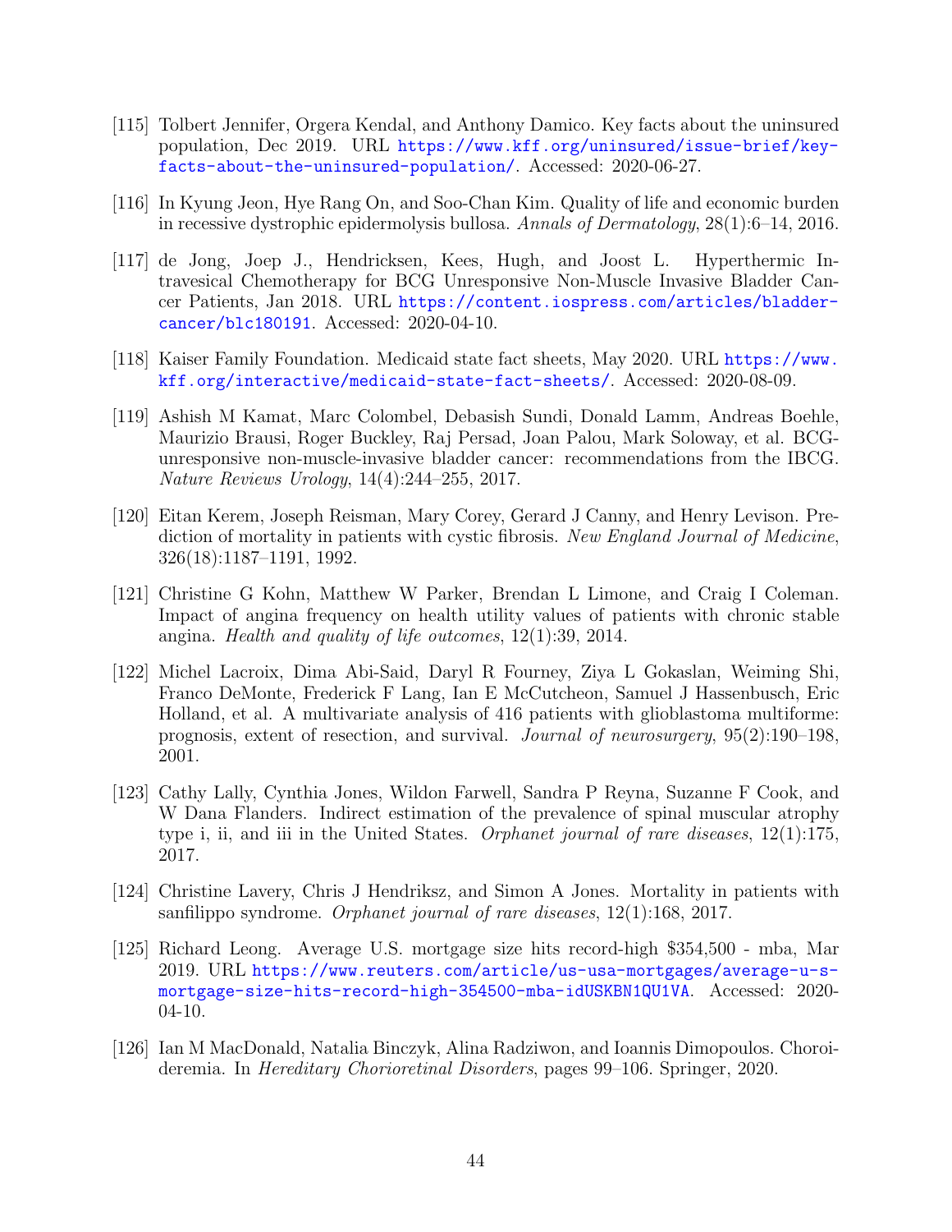[115] Tolbert Jennifer, Orgera Kendal, and Anthony Damico. Key facts about the uninsured population, Dec 2019. URL https://www.kff.org/uninsured/issue-brief/key-facts-about-the-uninsured-population/. Accessed: 2020-06-27.

[116] In Kyung Jeon, Hye Rang On, and Soo-Chan Kim. Quality of life and economic burden in recessive dystrophic epidermolysis bullosa. *Annals of Dermatology*, 28(1):6–14, 2016.

[117] de Jong, Joep J., Hendricksen, Kees, Hugh, and Joost L. Hyperthermic Intravesical Chemotherapy for BCG Unresponsive Non-Muscle Invasive Bladder Cancer Patients, Jan 2018. URL https://content.iospress.com/articles/bladder-cancer/blc180191. Accessed: 2020-04-10.

[118] Kaiser Family Foundation. Medicaid state fact sheets, May 2020. URL https://www.kff.org/interactive/medicaid-state-fact-sheets/. Accessed: 2020-08-09.

[119] Ashish M Kamat, Marc Colombel, Debasish Sundi, Donald Lamm, Andreas Boehle, Maurizio Brausi, Roger Buckley, Raj Persad, Joan Palou, Mark Soloway, et al. BCG-unresponsive non-muscle-invasive bladder cancer: recommendations from the IBCG. *Nature Reviews Urology*, 14(4):244–255, 2017.

[120] Eitan Kerem, Joseph Reisman, Mary Corey, Gerard J Canny, and Henry Levison. Prediction of mortality in patients with cystic fibrosis. *New England Journal of Medicine*, 326(18):1187–1191, 1992.

[121] Christine G Kohn, Matthew W Parker, Brendan L Limone, and Craig I Coleman. Impact of angina frequency on health utility values of patients with chronic stable angina. *Health and quality of life outcomes*, 12(1):39, 2014.

[122] Michel Lacroix, Dima Abi-Said, Daryl R Fourney, Ziya L Gokaslan, Weiming Shi, Franco DeMonte, Frederick F Lang, Ian E McCutcheon, Samuel J Hassenbusch, Eric Holland, et al. A multivariate analysis of 416 patients with glioblastoma multiforme: prognosis, extent of resection, and survival. *Journal of neurosurgery*, 95(2):190–198, 2001.

[123] Cathy Lally, Cynthia Jones, Wildon Farwell, Sandra P Reyna, Suzanne F Cook, and W Dana Flanders. Indirect estimation of the prevalence of spinal muscular atrophy type i, ii, and iii in the United States. *Orphanet journal of rare diseases*, 12(1):175, 2017.

[124] Christine Lavery, Chris J Hendriksz, and Simon A Jones. Mortality in patients with sanfilippo syndrome. *Orphanet journal of rare diseases*, 12(1):168, 2017.

[125] Richard Leong. Average U.S. mortgage size hits record-high $354,500 - mba, Mar 2019. URL https://www.reuters.com/article/us-usa-mortgages/average-u-s-mortgage-size-hits-record-high-354500-mba-idUSKBN1QU1VA. Accessed: 2020-04-10.

[126] Ian M MacDonald, Natalia Binczyk, Alina Radziwon, and Ioannis Dimopoulos. Choroideremia. In *Hereditary Chorioretinal Disorders*, pages 99–106. Springer, 2020.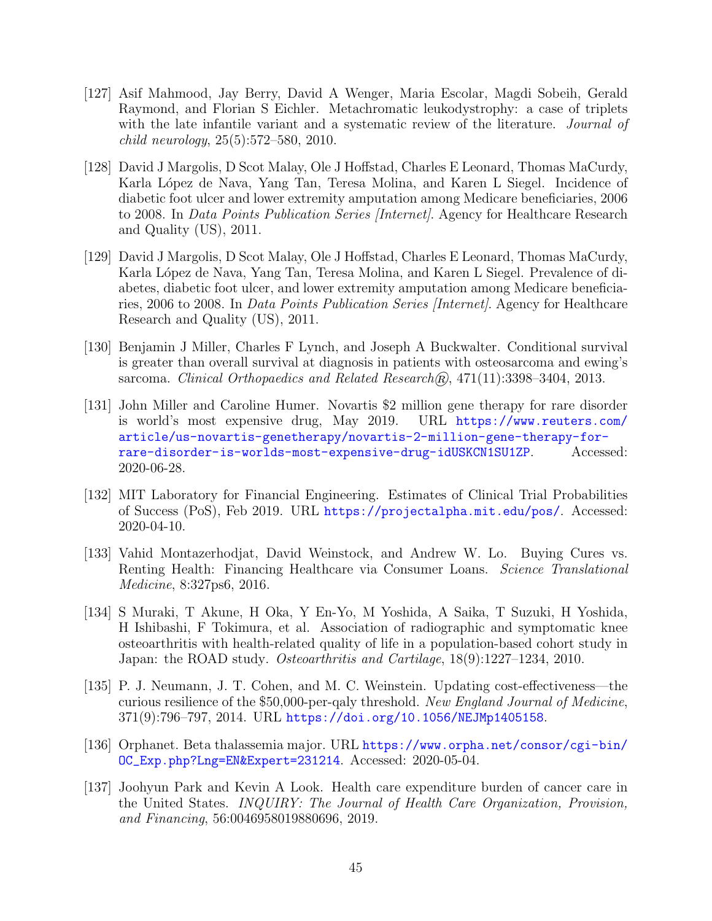[127] Asif Mahmood, Jay Berry, David A Wenger, Maria Escolar, Magdi Sobeih, Gerald Raymond, and Florian S Eichler. Metachromatic leukodystrophy: a case of triplets with the late infantile variant and a systematic review of the literature. *Journal of child neurology*, 25(5):572–580, 2010.

[128] David J Margolis, D Scot Malay, Ole J Hoffstad, Charles E Leonard, Thomas MaCurdy, Karla López de Nava, Yang Tan, Teresa Molina, and Karen L Siegel. Incidence of diabetic foot ulcer and lower extremity amputation among Medicare beneficiaries, 2006 to 2008. In *Data Points Publication Series [Internet]*. Agency for Healthcare Research and Quality (US), 2011.

[129] David J Margolis, D Scot Malay, Ole J Hoffstad, Charles E Leonard, Thomas MaCurdy, Karla López de Nava, Yang Tan, Teresa Molina, and Karen L Siegel. Prevalence of diabetes, diabetic foot ulcer, and lower extremity amputation among Medicare beneficiaries, 2006 to 2008. In *Data Points Publication Series [Internet]*. Agency for Healthcare Research and Quality (US), 2011.

[130] Benjamin J Miller, Charles F Lynch, and Joseph A Buckwalter. Conditional survival is greater than overall survival at diagnosis in patients with osteosarcoma and ewing's sarcoma. *Clinical Orthopaedics and Related Research®*, 471(11):3398–3404, 2013.

[131] John Miller and Caroline Humer. Novartis $2 million gene therapy for rare disorder is world's most expensive drug, May 2019. URL https://www.reuters.com/article/us-novartis-genetherapy/novartis-2-million-gene-therapy-for-rare-disorder-is-worlds-most-expensive-drug-idUSKCN1SU1ZP. Accessed: 2020-06-28.

[132] MIT Laboratory for Financial Engineering. Estimates of Clinical Trial Probabilities of Success (PoS), Feb 2019. URL https://projectalpha.mit.edu/pos/. Accessed: 2020-04-10.

[133] Vahid Montazerhodjat, David Weinstock, and Andrew W. Lo. Buying Cures vs. Renting Health: Financing Healthcare via Consumer Loans. *Science Translational Medicine*, 8:327ps6, 2016.

[134] S Muraki, T Akune, H Oka, Y En-Yo, M Yoshida, A Saika, T Suzuki, H Yoshida, H Ishibashi, F Tokimura, et al. Association of radiographic and symptomatic knee osteoarthritis with health-related quality of life in a population-based cohort study in Japan: the ROAD study. *Osteoarthritis and Cartilage*, 18(9):1227–1234, 2010.

[135] P. J. Neumann, J. T. Cohen, and M. C. Weinstein. Updating cost-effectiveness—the curious resilience of the $50,000-per-qaly threshold. *New England Journal of Medicine*, 371(9):796–797, 2014. URL https://doi.org/10.1056/NEJMp1405158.

[136] Orphanet. Beta thalassemia major. URL https://www.orpha.net/consor/cgi-bin/OC_Exp.php?Lng=EN&Expert=231214. Accessed: 2020-05-04.

[137] Joohyun Park and Kevin A Look. Health care expenditure burden of cancer care in the United States. *INQUIRY: The Journal of Health Care Organization, Provision, and Financing*, 56:0046958019880696, 2019.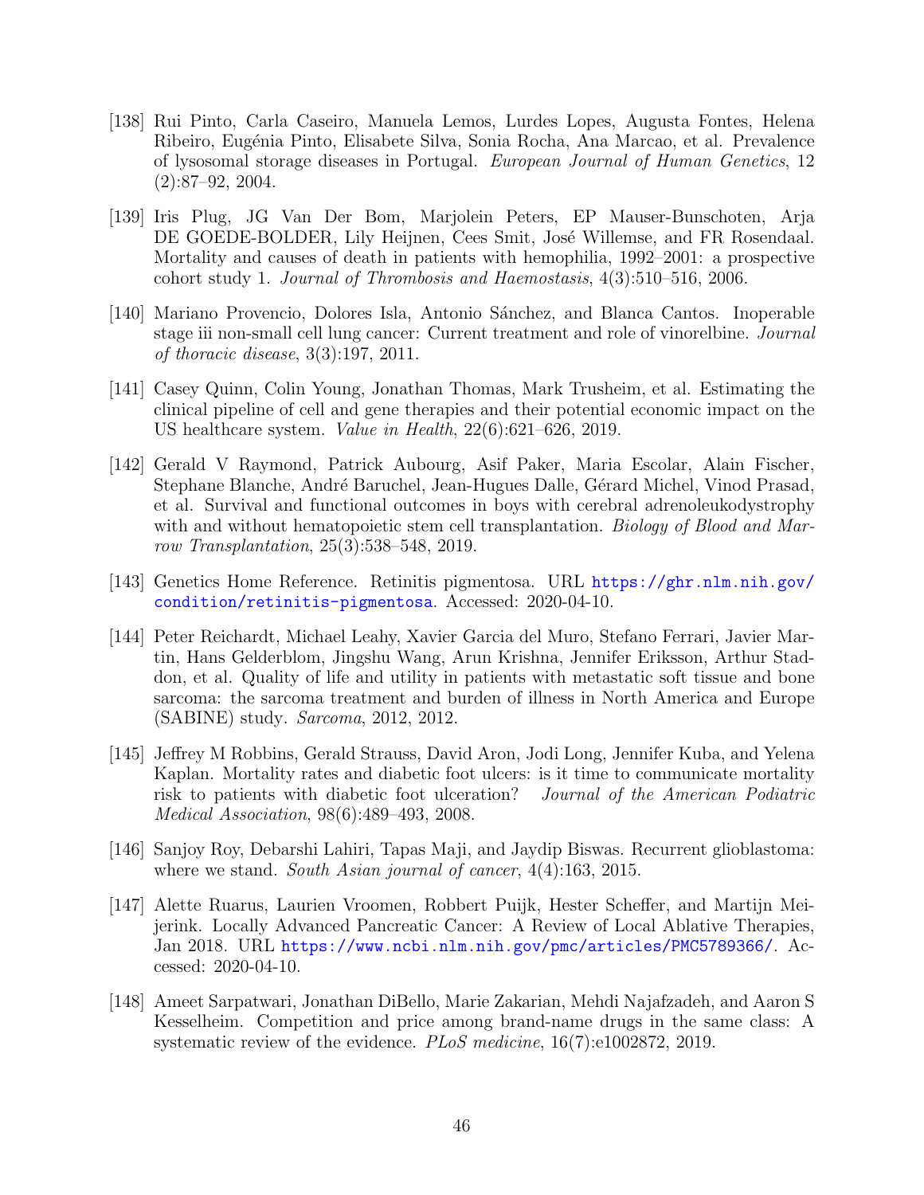[138] Rui Pinto, Carla Caseiro, Manuela Lemos, Lurdes Lopes, Augusta Fontes, Helena Ribeiro, Eugénia Pinto, Elisabete Silva, Sonia Rocha, Ana Marcao, et al. Prevalence of lysosomal storage diseases in Portugal. *European Journal of Human Genetics*, 12 (2):87–92, 2004.

[139] Iris Plug, JG Van Der Bom, Marjolein Peters, EP Mauser-Bunschoten, Arja DE GOEDE-BOLDER, Lily Heijnen, Cees Smit, José Willemse, and FR Rosendaal. Mortality and causes of death in patients with hemophilia, 1992–2001: a prospective cohort study 1. *Journal of Thrombosis and Haemostasis*, 4(3):510–516, 2006.

[140] Mariano Provencio, Dolores Isla, Antonio Sánchez, and Blanca Cantos. Inoperable stage iii non-small cell lung cancer: Current treatment and role of vinorelbine. *Journal of thoracic disease*, 3(3):197, 2011.

[141] Casey Quinn, Colin Young, Jonathan Thomas, Mark Trusheim, et al. Estimating the clinical pipeline of cell and gene therapies and their potential economic impact on the US healthcare system. *Value in Health*, 22(6):621–626, 2019.

[142] Gerald V Raymond, Patrick Aubourg, Asif Paker, Maria Escolar, Alain Fischer, Stephane Blanche, André Baruchel, Jean-Hugues Dalle, Gérard Michel, Vinod Prasad, et al. Survival and functional outcomes in boys with cerebral adrenoleukodystrophy with and without hematopoietic stem cell transplantation. *Biology of Blood and Marrow Transplantation*, 25(3):538–548, 2019.

[143] Genetics Home Reference. Retinitis pigmentosa. URL https://ghr.nlm.nih.gov/condition/retinitis-pigmentosa. Accessed: 2020-04-10.

[144] Peter Reichardt, Michael Leahy, Xavier Garcia del Muro, Stefano Ferrari, Javier Martin, Hans Gelderblom, Jingshu Wang, Arun Krishna, Jennifer Eriksson, Arthur Staddon, et al. Quality of life and utility in patients with metastatic soft tissue and bone sarcoma: the sarcoma treatment and burden of illness in North America and Europe (SABINE) study. *Sarcoma*, 2012, 2012.

[145] Jeffrey M Robbins, Gerald Strauss, David Aron, Jodi Long, Jennifer Kuba, and Yelena Kaplan. Mortality rates and diabetic foot ulcers: is it time to communicate mortality risk to patients with diabetic foot ulceration? *Journal of the American Podiatric Medical Association*, 98(6):489–493, 2008.

[146] Sanjoy Roy, Debarshi Lahiri, Tapas Maji, and Jaydip Biswas. Recurrent glioblastoma: where we stand. *South Asian journal of cancer*, 4(4):163, 2015.

[147] Alette Ruarus, Laurien Vroomen, Robbert Puijk, Hester Scheffer, and Martijn Meijerink. Locally Advanced Pancreatic Cancer: A Review of Local Ablative Therapies, Jan 2018. URL https://www.ncbi.nlm.nih.gov/pmc/articles/PMC5789366/. Accessed: 2020-04-10.

[148] Ameet Sarpatwari, Jonathan DiBello, Marie Zakarian, Mehdi Najafzadeh, and Aaron S Kesselheim. Competition and price among brand-name drugs in the same class: A systematic review of the evidence. *PLoS medicine*, 16(7):e1002872, 2019.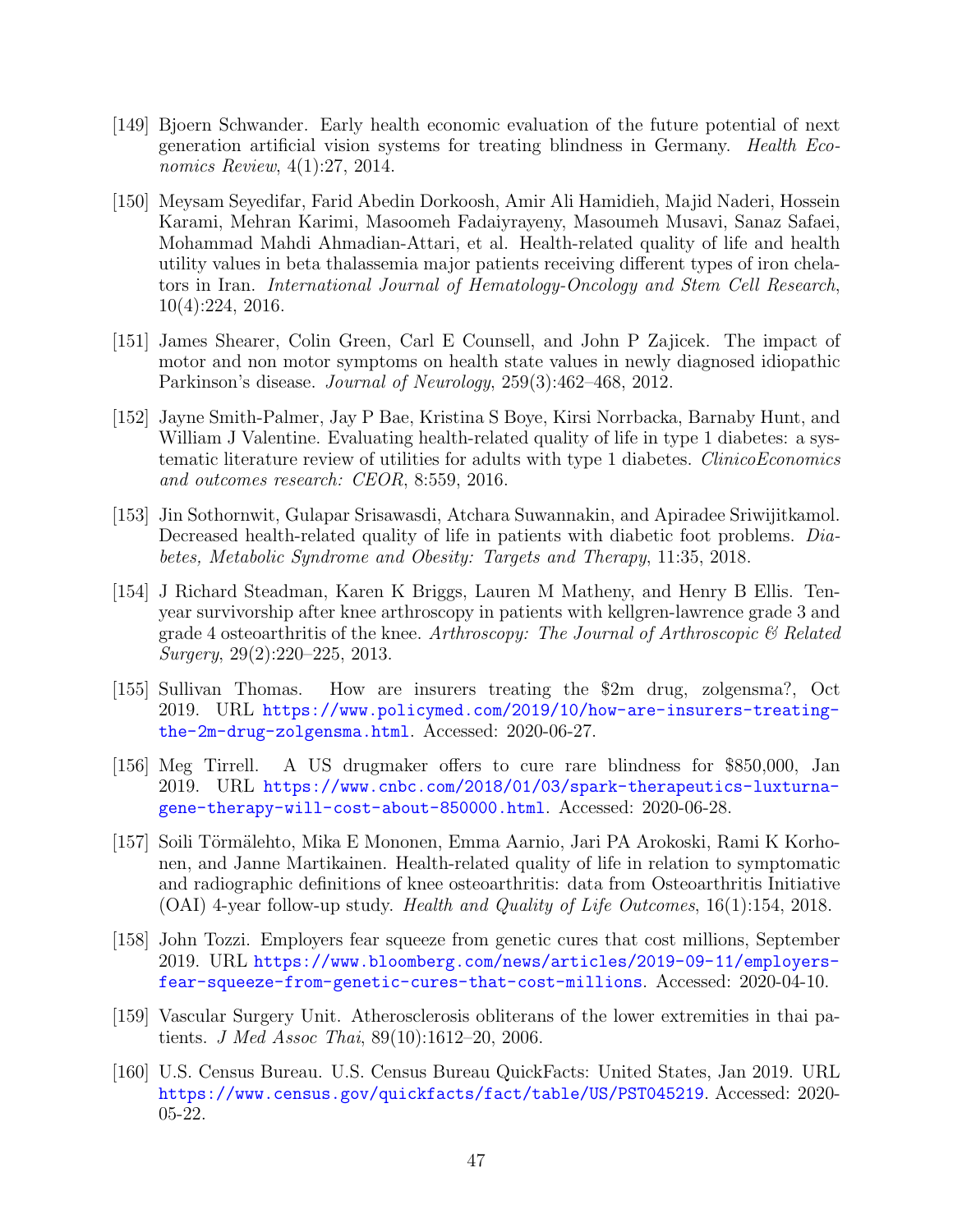[149] Bjoern Schwander. Early health economic evaluation of the future potential of next generation artificial vision systems for treating blindness in Germany. *Health Economics Review*, 4(1):27, 2014.

[150] Meysam Seyedifar, Farid Abedin Dorkoosh, Amir Ali Hamidieh, Majid Naderi, Hossein Karami, Mehran Karimi, Masoomeh Fadaiyrayeny, Masoumeh Musavi, Sanaz Safaei, Mohammad Mahdi Ahmadian-Attari, et al. Health-related quality of life and health utility values in beta thalassemia major patients receiving different types of iron chelators in Iran. *International Journal of Hematology-Oncology and Stem Cell Research*, 10(4):224, 2016.

[151] James Shearer, Colin Green, Carl E Counsell, and John P Zajicek. The impact of motor and non motor symptoms on health state values in newly diagnosed idiopathic Parkinson's disease. *Journal of Neurology*, 259(3):462–468, 2012.

[152] Jayne Smith-Palmer, Jay P Bae, Kristina S Boye, Kirsi Norrbacka, Barnaby Hunt, and William J Valentine. Evaluating health-related quality of life in type 1 diabetes: a systematic literature review of utilities for adults with type 1 diabetes. *ClinicoEconomics and outcomes research: CEOR*, 8:559, 2016.

[153] Jin Sothornwit, Gulapar Srisawasdi, Atchara Suwannakin, and Apiradee Sriwijitkamol. Decreased health-related quality of life in patients with diabetic foot problems. *Diabetes, Metabolic Syndrome and Obesity: Targets and Therapy*, 11:35, 2018.

[154] J Richard Steadman, Karen K Briggs, Lauren M Matheny, and Henry B Ellis. Ten-year survivorship after knee arthroscopy in patients with kellgren-lawrence grade 3 and grade 4 osteoarthritis of the knee. *Arthroscopy: The Journal of Arthroscopic & Related Surgery*, 29(2):220–225, 2013.

[155] Sullivan Thomas. How are insurers treating the $2m drug, zolgensma?, Oct 2019. URL https://www.policymed.com/2019/10/how-are-insurers-treating-the-2m-drug-zolgensma.html. Accessed: 2020-06-27.

[156] Meg Tirrell. A US drugmaker offers to cure rare blindness for $850,000, Jan 2019. URL https://www.cnbc.com/2018/01/03/spark-therapeutics-luxturna-gene-therapy-will-cost-about-850000.html. Accessed: 2020-06-28.

[157] Soili Törmälehto, Mika E Mononen, Emma Aarnio, Jari PA Arokoski, Rami K Korhonen, and Janne Martikainen. Health-related quality of life in relation to symptomatic and radiographic definitions of knee osteoarthritis: data from Osteoarthritis Initiative (OAI) 4-year follow-up study. *Health and Quality of Life Outcomes*, 16(1):154, 2018.

[158] John Tozzi. Employers fear squeeze from genetic cures that cost millions, September 2019. URL https://www.bloomberg.com/news/articles/2019-09-11/employers-fear-squeeze-from-genetic-cures-that-cost-millions. Accessed: 2020-04-10.

[159] Vascular Surgery Unit. Atherosclerosis obliterans of the lower extremities in thai patients. *J Med Assoc Thai*, 89(10):1612–20, 2006.

[160] U.S. Census Bureau. U.S. Census Bureau QuickFacts: United States, Jan 2019. URL https://www.census.gov/quickfacts/fact/table/US/PST045219. Accessed: 2020-05-22.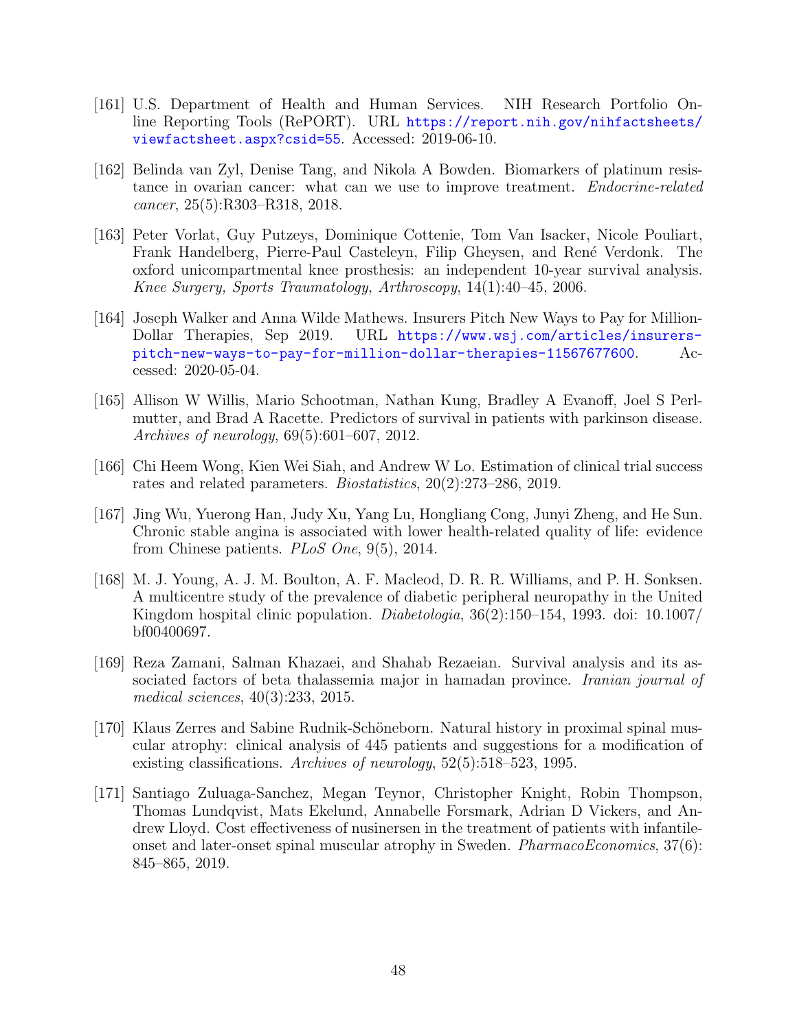[161] U.S. Department of Health and Human Services. NIH Research Portfolio Online Reporting Tools (RePORT). URL https://report.nih.gov/nihfactsheets/viewfactsheet.aspx?csid=55. Accessed: 2019-06-10.

[162] Belinda van Zyl, Denise Tang, and Nikola A Bowden. Biomarkers of platinum resistance in ovarian cancer: what can we use to improve treatment. *Endocrine-related cancer*, 25(5):R303–R318, 2018.

[163] Peter Vorlat, Guy Putzeys, Dominique Cottenie, Tom Van Isacker, Nicole Pouliart, Frank Handelberg, Pierre-Paul Casteleyn, Filip Gheysen, and René Verdonk. The oxford unicompartmental knee prosthesis: an independent 10-year survival analysis. *Knee Surgery, Sports Traumatology, Arthroscopy*, 14(1):40–45, 2006.

[164] Joseph Walker and Anna Wilde Mathews. Insurers Pitch New Ways to Pay for Million-Dollar Therapies, Sep 2019. URL https://www.wsj.com/articles/insurers-pitch-new-ways-to-pay-for-million-dollar-therapies-11567677600. Accessed: 2020-05-04.

[165] Allison W Willis, Mario Schootman, Nathan Kung, Bradley A Evanoff, Joel S Perlmutter, and Brad A Racette. Predictors of survival in patients with parkinson disease. *Archives of neurology*, 69(5):601–607, 2012.

[166] Chi Heem Wong, Kien Wei Siah, and Andrew W Lo. Estimation of clinical trial success rates and related parameters. *Biostatistics*, 20(2):273–286, 2019.

[167] Jing Wu, Yuerong Han, Judy Xu, Yang Lu, Hongliang Cong, Junyi Zheng, and He Sun. Chronic stable angina is associated with lower health-related quality of life: evidence from Chinese patients. *PLoS One*, 9(5), 2014.

[168] M. J. Young, A. J. M. Boulton, A. F. Macleod, D. R. R. Williams, and P. H. Sonksen. A multicentre study of the prevalence of diabetic peripheral neuropathy in the United Kingdom hospital clinic population. *Diabetologia*, 36(2):150–154, 1993. doi: 10.1007/bf00400697.

[169] Reza Zamani, Salman Khazaei, and Shahab Rezaeian. Survival analysis and its associated factors of beta thalassemia major in hamadan province. *Iranian journal of medical sciences*, 40(3):233, 2015.

[170] Klaus Zerres and Sabine Rudnik-Schöneborn. Natural history in proximal spinal muscular atrophy: clinical analysis of 445 patients and suggestions for a modification of existing classifications. *Archives of neurology*, 52(5):518–523, 1995.

[171] Santiago Zuluaga-Sanchez, Megan Teynor, Christopher Knight, Robin Thompson, Thomas Lundqvist, Mats Ekelund, Annabelle Forsmark, Adrian D Vickers, and Andrew Lloyd. Cost effectiveness of nusinersen in the treatment of patients with infantile-onset and later-onset spinal muscular atrophy in Sweden. *PharmacoEconomics*, 37(6):845–865, 2019.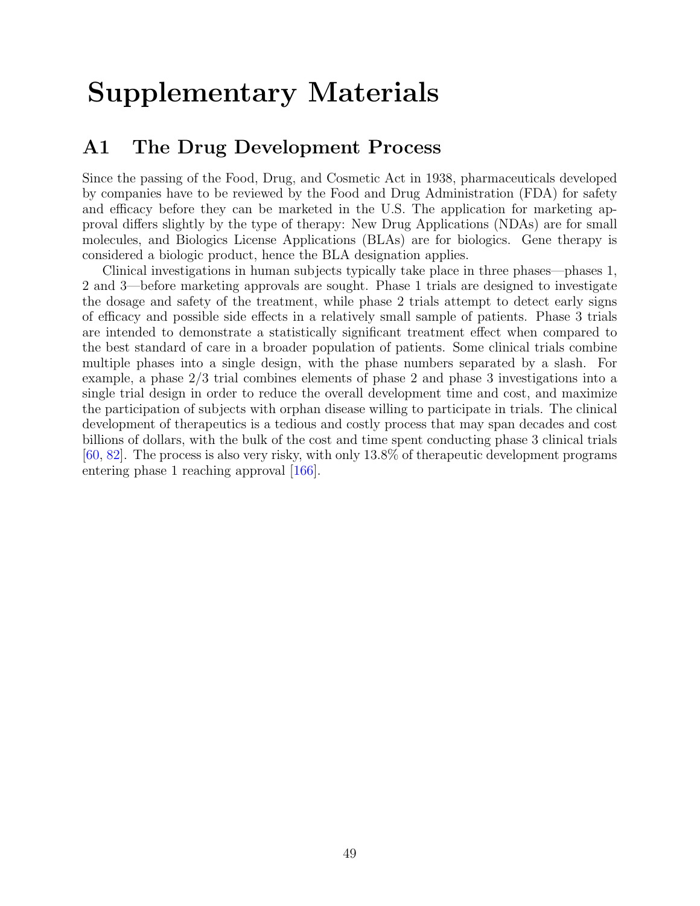# Supplementary Materials

## A1 The Drug Development Process

Since the passing of the Food, Drug, and Cosmetic Act in 1938, pharmaceuticals developed by companies have to be reviewed by the Food and Drug Administration (FDA) for safety and efficacy before they can be marketed in the U.S. The application for marketing approval differs slightly by the type of therapy: New Drug Applications (NDAs) are for small molecules, and Biologics License Applications (BLAs) are for biologics. Gene therapy is considered a biologic product, hence the BLA designation applies.

Clinical investigations in human subjects typically take place in three phases—phases 1, 2 and 3—before marketing approvals are sought. Phase 1 trials are designed to investigate the dosage and safety of the treatment, while phase 2 trials attempt to detect early signs of efficacy and possible side effects in a relatively small sample of patients. Phase 3 trials are intended to demonstrate a statistically significant treatment effect when compared to the best standard of care in a broader population of patients. Some clinical trials combine multiple phases into a single design, with the phase numbers separated by a slash. For example, a phase 2/3 trial combines elements of phase 2 and phase 3 investigations into a single trial design in order to reduce the overall development time and cost, and maximize the participation of subjects with orphan disease willing to participate in trials. The clinical development of therapeutics is a tedious and costly process that may span decades and cost billions of dollars, with the bulk of the cost and time spent conducting phase 3 clinical trials [60, 82]. The process is also very risky, with only 13.8% of therapeutic development programs entering phase 1 reaching approval [166].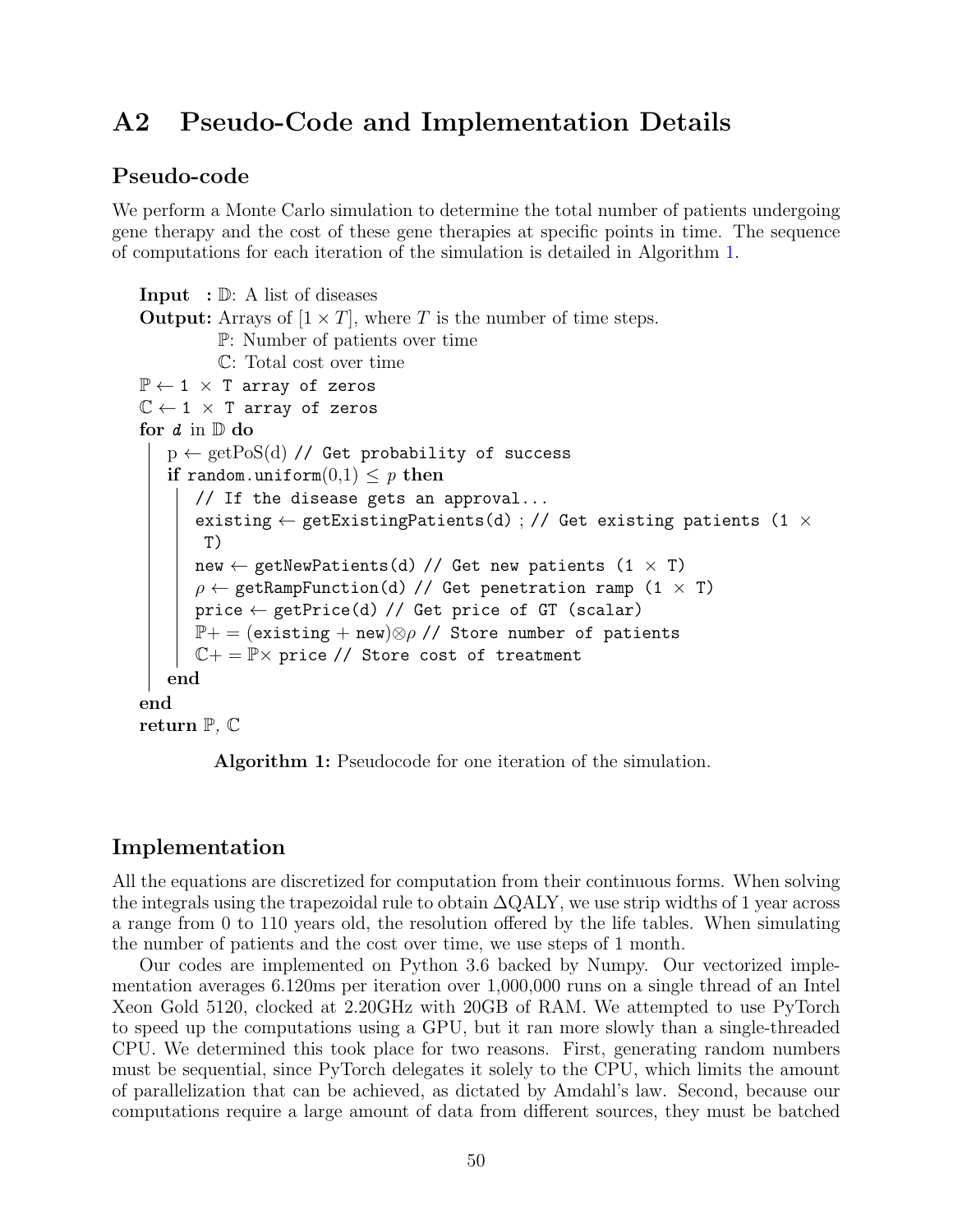## A2 Pseudo-Code and Implementation Details

### Pseudo-code

We perform a Monte Carlo simulation to determine the total number of patients undergoing gene therapy and the cost of these gene therapies at specific points in time. The sequence of computations for each iteration of the simulation is detailed in Algorithm 1.

```
Input  : 𝔻: A list of diseases
Output: Arrays of [1 × T], where T is the number of time steps.
        ℙ: Number of patients over time
        ℂ: Total cost over time
ℙ ← 1 × T array of zeros
ℂ ← 1 × T array of zeros
for d in 𝔻 do
    p ← getPoS(d) // Get probability of success
    if random.uniform(0,1) ≤ p then
        // If the disease gets an approval...
        existing ← getExistingPatients(d) ; // Get existing patients (1 × T)
        new ← getNewPatients(d) // Get new patients (1 × T)
        ρ ← getRampFunction(d) // Get penetration ramp (1 × T)
        price ← getPrice(d) // Get price of GT (scalar)
        ℙ+ = (existing + new)⊗ρ // Store number of patients
        ℂ+ = ℙ× price // Store cost of treatment
    end
end
return ℙ, ℂ
```

**Algorithm 1:** Pseudocode for one iteration of the simulation.

### Implementation

All the equations are discretized for computation from their continuous forms. When solving the integrals using the trapezoidal rule to obtain $\Delta$QALY, we use strip widths of 1 year across a range from 0 to 110 years old, the resolution offered by the life tables. When simulating the number of patients and the cost over time, we use steps of 1 month.

Our codes are implemented on Python 3.6 backed by Numpy. Our vectorized implementation averages 6.120ms per iteration over 1,000,000 runs on a single thread of an Intel Xeon Gold 5120, clocked at 2.20GHz with 20GB of RAM. We attempted to use PyTorch to speed up the computations using a GPU, but it ran more slowly than a single-threaded CPU. We determined this took place for two reasons. First, generating random numbers must be sequential, since PyTorch delegates it solely to the CPU, which limits the amount of parallelization that can be achieved, as dictated by Amdahl's law. Second, because our computations require a large amount of data from different sources, they must be batched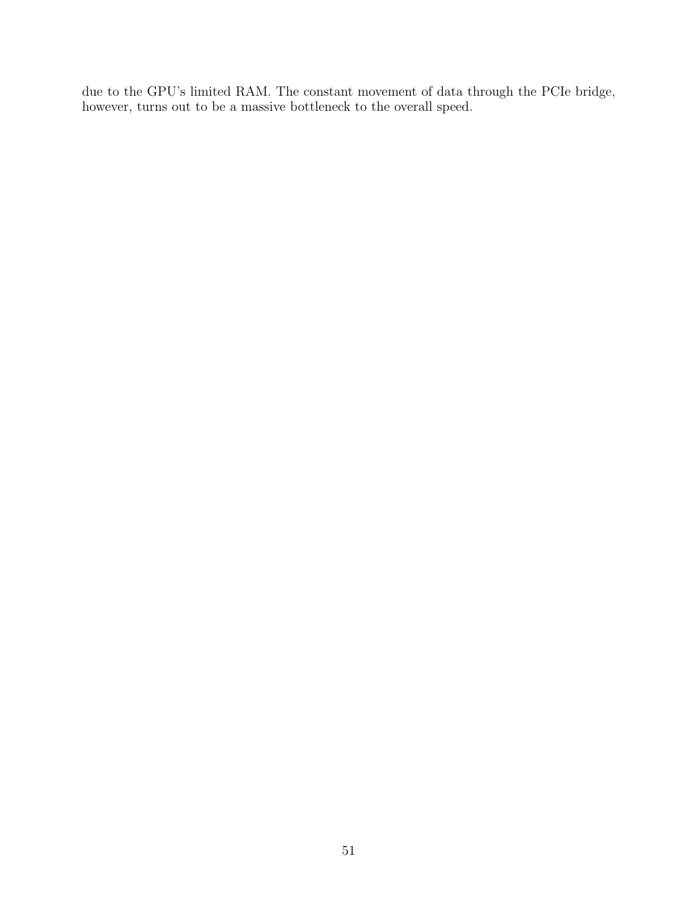due to the GPU's limited RAM. The constant movement of data through the PCIe bridge, however, turns out to be a massive bottleneck to the overall speed.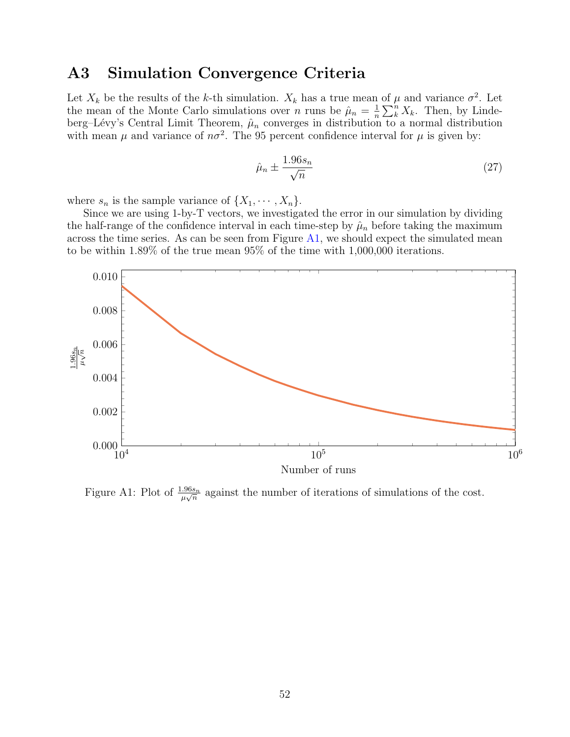## A3 Simulation Convergence Criteria

Let $X_k$ be the results of the $k$-th simulation. $X_k$ has a true mean of $\mu$ and variance $\sigma^2$. Let the mean of the Monte Carlo simulations over $n$ runs be $\hat{\mu}_n = \frac{1}{n}\sum_k^n X_k$. Then, by Lindeberg–Lévy's Central Limit Theorem, $\hat{\mu}_n$ converges in distribution to a normal distribution with mean $\mu$ and variance of $n\sigma^2$. The 95 percent confidence interval for $\mu$ is given by:

$$\hat{\mu}_n \pm \frac{1.96 s_n}{\sqrt{n}} \tag{27}$$

where $s_n$ is the sample variance of $\{X_1, \cdots, X_n\}$.

Since we are using 1-by-T vectors, we investigated the error in our simulation by dividing the half-range of the confidence interval in each time-step by $\hat{\mu}_n$ before taking the maximum across the time series. As can be seen from Figure A1, we should expect the simulated mean to be within 1.89% of the true mean 95% of the time with 1,000,000 iterations.

Figure A1: Plot of $\frac{1.96 s_n}{\mu\sqrt{n}}$ against the number of iterations of simulations of the cost.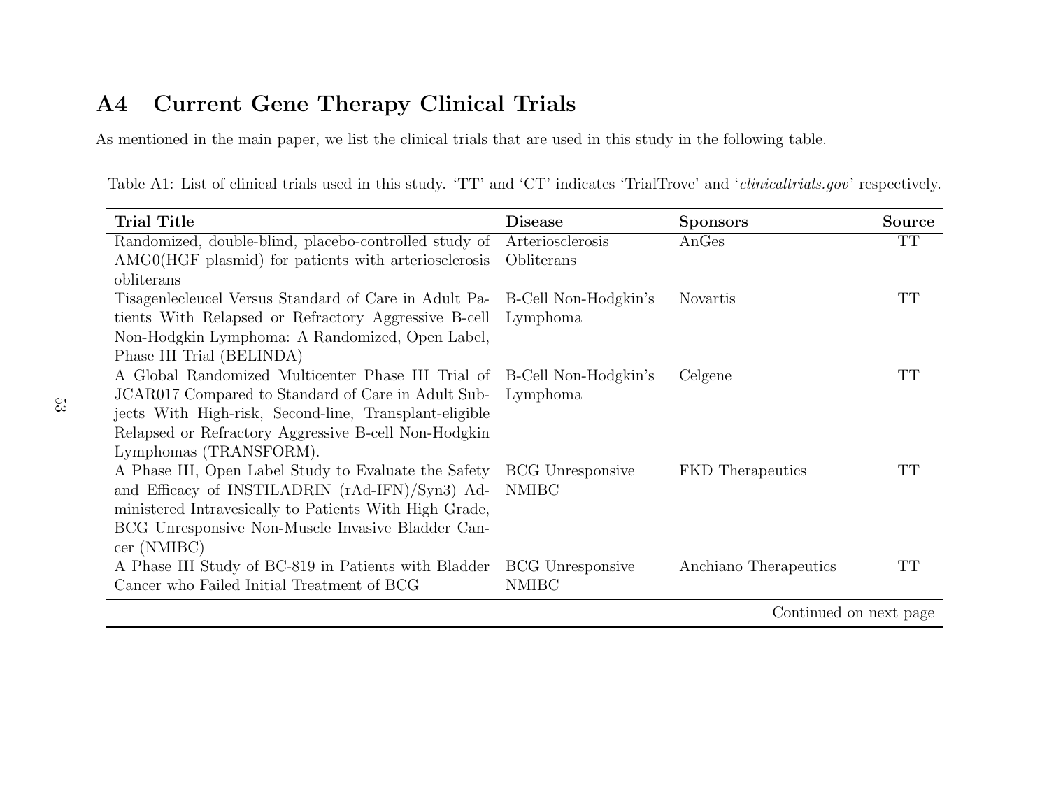## A4 Current Gene Therapy Clinical Trials

As mentioned in the main paper, we list the clinical trials that are used in this study in the following table.

Table A1: List of clinical trials used in this study. 'TT' and 'CT' indicates 'TrialTrove' and '*clinicaltrials.gov*' respectively.

| Trial Title | Disease | Sponsors | Source |
|---|---|---|---|
| Randomized, double-blind, placebo-controlled study of AMG0(HGF plasmid) for patients with arteriosclerosis obliterans | Arteriosclerosis Obliterans | AnGes | TT |
| Tisagenlecleucel Versus Standard of Care in Adult Patients With Relapsed or Refractory Aggressive B-cell Non-Hodgkin Lymphoma: A Randomized, Open Label, Phase III Trial (BELINDA) | B-Cell Non-Hodgkin's Lymphoma | Novartis | TT |
| A Global Randomized Multicenter Phase III Trial of JCAR017 Compared to Standard of Care in Adult Subjects With High-risk, Second-line, Transplant-eligible Relapsed or Refractory Aggressive B-cell Non-Hodgkin Lymphomas (TRANSFORM). | B-Cell Non-Hodgkin's Lymphoma | Celgene | TT |
| A Phase III, Open Label Study to Evaluate the Safety and Efficacy of INSTILADRIN (rAd-IFN)/Syn3) Administered Intravesically to Patients With High Grade, BCG Unresponsive Non-Muscle Invasive Bladder Cancer (NMIBC) | BCG Unresponsive NMIBC | FKD Therapeutics | TT |
| A Phase III Study of BC-819 in Patients with Bladder Cancer who Failed Initial Treatment of BCG | BCG Unresponsive NMIBC | Anchiano Therapeutics | TT |

Continued on next page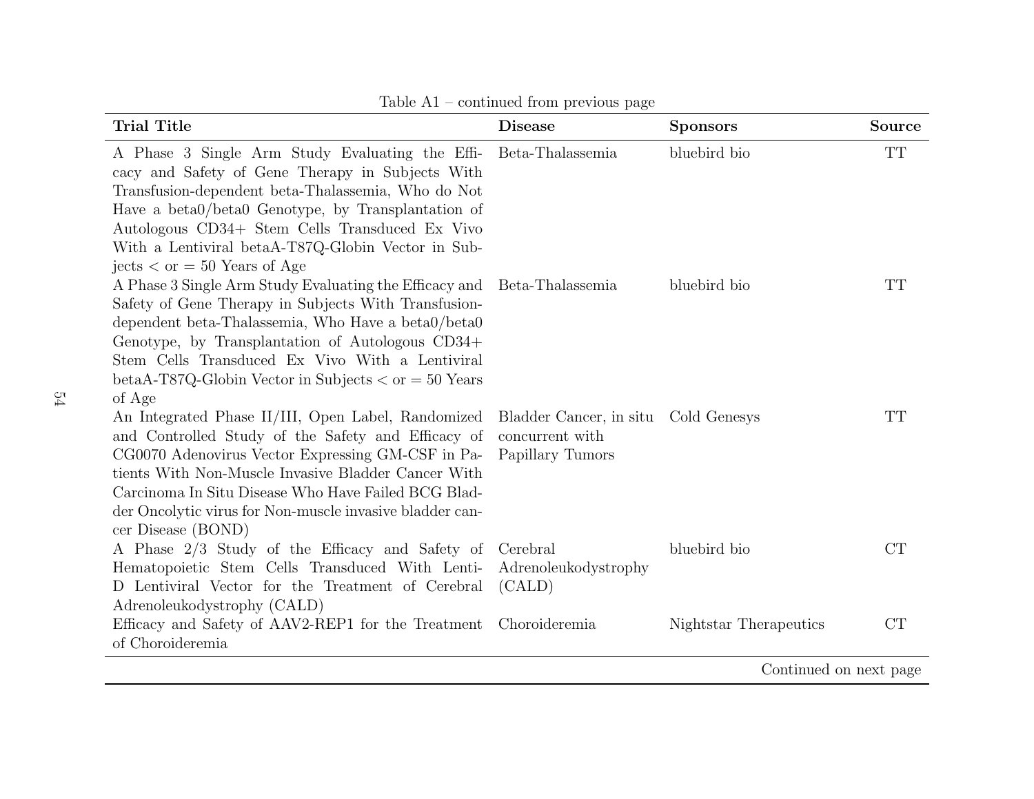Table A1 – continued from previous page

| Trial Title | Disease | Sponsors | Source |
|---|---|---|---|
| A Phase 3 Single Arm Study Evaluating the Efficacy and Safety of Gene Therapy in Subjects With Transfusion-dependent beta-Thalassemia, Who do Not Have a beta0/beta0 Genotype, by Transplantation of Autologous CD34+ Stem Cells Transduced Ex Vivo With a Lentiviral betaA-T87Q-Globin Vector in Subjects < or = 50 Years of Age | Beta-Thalassemia | bluebird bio | TT |
| A Phase 3 Single Arm Study Evaluating the Efficacy and Safety of Gene Therapy in Subjects With Transfusion-dependent beta-Thalassemia, Who Have a beta0/beta0 Genotype, by Transplantation of Autologous CD34+ Stem Cells Transduced Ex Vivo With a Lentiviral betaA-T87Q-Globin Vector in Subjects < or = 50 Years of Age | Beta-Thalassemia | bluebird bio | TT |
| An Integrated Phase II/III, Open Label, Randomized and Controlled Study of the Safety and Efficacy of CG0070 Adenovirus Vector Expressing GM-CSF in Patients With Non-Muscle Invasive Bladder Cancer With Carcinoma In Situ Disease Who Have Failed BCG Bladder Oncolytic virus for Non-muscle invasive bladder cancer Disease (BOND) | Bladder Cancer, in situ concurrent with Papillary Tumors | Cold Genesys | TT |
| A Phase 2/3 Study of the Efficacy and Safety of Hematopoietic Stem Cells Transduced With Lenti-D Lentiviral Vector for the Treatment of Cerebral Adrenoleukodystrophy (CALD) | Cerebral Adrenoleukodystrophy (CALD) | bluebird bio | CT |
| Efficacy and Safety of AAV2-REP1 for the Treatment of Choroideremia | Choroideremia | Nightstar Therapeutics | CT |

Continued on next page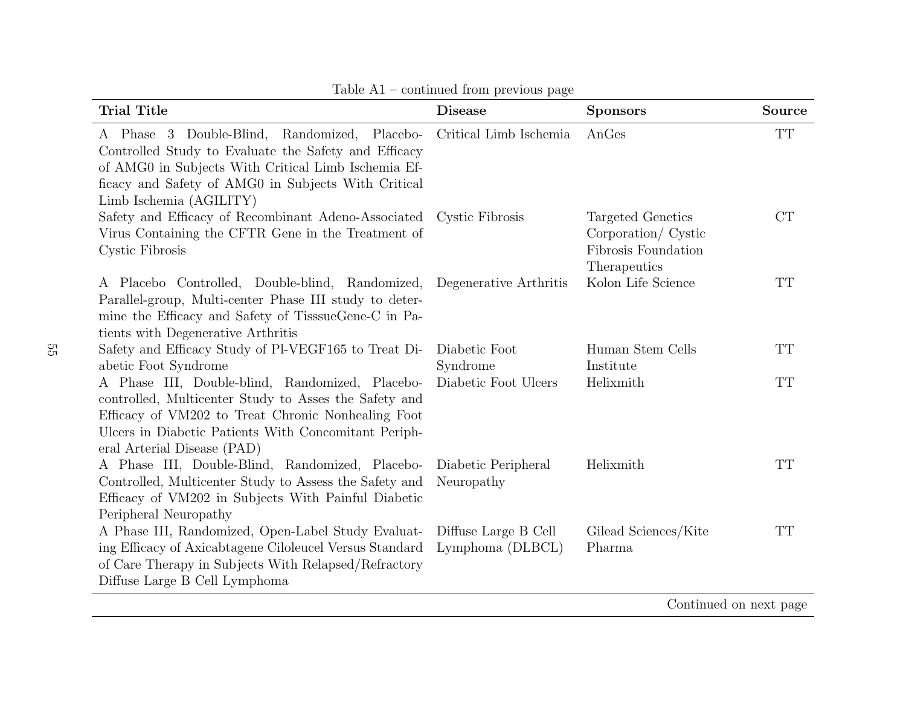Table A1 – continued from previous page

| Trial Title | Disease | Sponsors | Source |
|---|---|---|---|
| A Phase 3 Double-Blind, Randomized, Placebo-Controlled Study to Evaluate the Safety and Efficacy of AMG0 in Subjects With Critical Limb Ischemia Efficacy and Safety of AMG0 in Subjects With Critical Limb Ischemia (AGILITY) | Critical Limb Ischemia | AnGes | TT |
| Safety and Efficacy of Recombinant Adeno-Associated Virus Containing the CFTR Gene in the Treatment of Cystic Fibrosis | Cystic Fibrosis | Targeted Genetics Corporation/ Cystic Fibrosis Foundation Therapeutics | CT |
| A Placebo Controlled, Double-blind, Randomized, Parallel-group, Multi-center Phase III study to determine the Efficacy and Safety of TisssueGene-C in Patients with Degenerative Arthritis | Degenerative Arthritis | Kolon Life Science | TT |
| Safety and Efficacy Study of Pl-VEGF165 to Treat Diabetic Foot Syndrome | Diabetic Foot Syndrome | Human Stem Cells Institute | TT |
| A Phase III, Double-blind, Randomized, Placebo-controlled, Multicenter Study to Asses the Safety and Efficacy of VM202 to Treat Chronic Nonhealing Foot Ulcers in Diabetic Patients With Concomitant Peripheral Arterial Disease (PAD) | Diabetic Foot Ulcers | Helixmith | TT |
| A Phase III, Double-Blind, Randomized, Placebo-Controlled, Multicenter Study to Assess the Safety and Efficacy of VM202 in Subjects With Painful Diabetic Peripheral Neuropathy | Diabetic Peripheral Neuropathy | Helixmith | TT |
| A Phase III, Randomized, Open-Label Study Evaluating Efficacy of Axicabtagene Ciloleucel Versus Standard of Care Therapy in Subjects With Relapsed/Refractory Diffuse Large B Cell Lymphoma | Diffuse Large B Cell Lymphoma (DLBCL) | Gilead Sciences/Kite Pharma | TT |

Continued on next page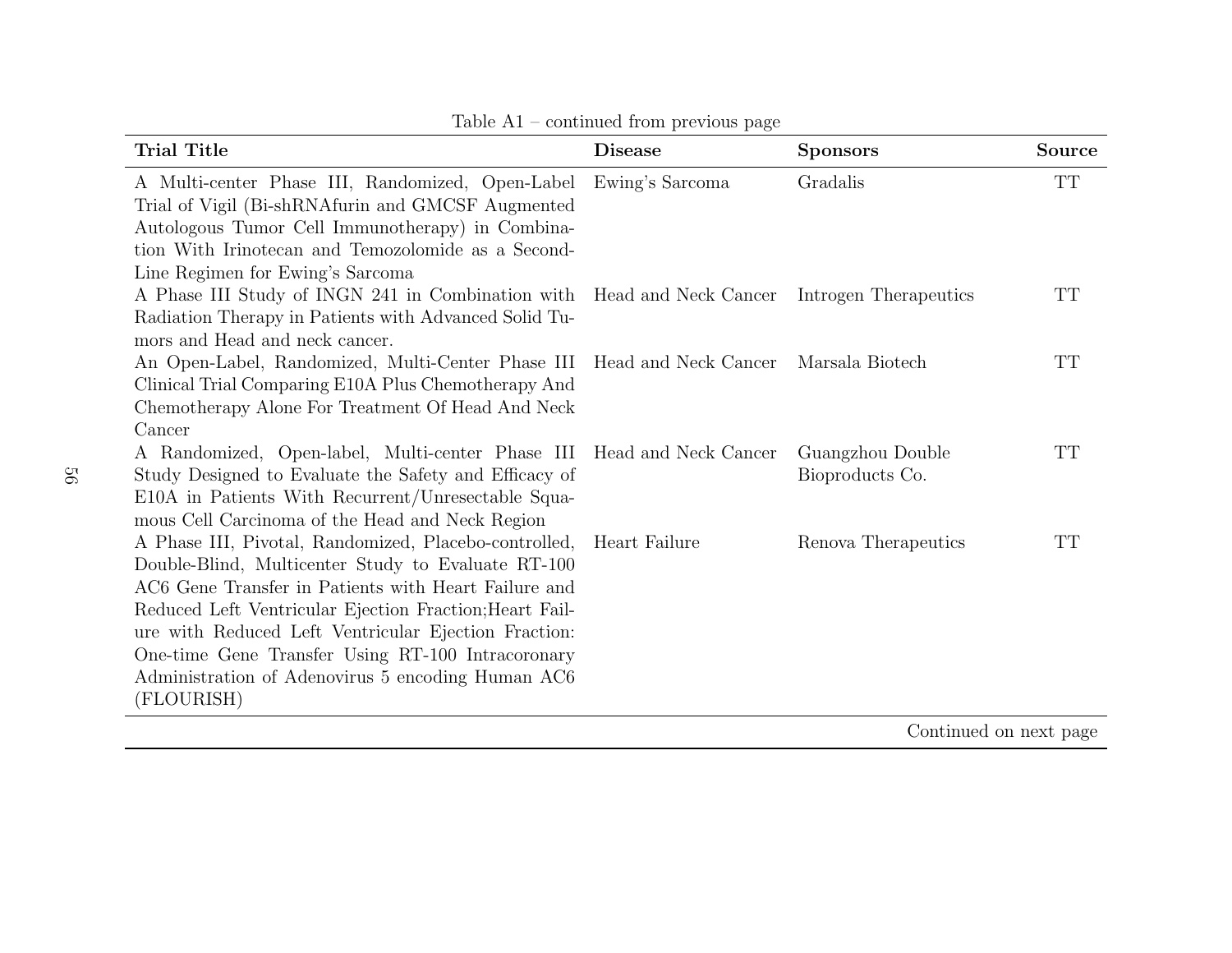Table A1 – continued from previous page

| Trial Title | Disease | Sponsors | Source |
|---|---|---|---|
| A Multi-center Phase III, Randomized, Open-Label Trial of Vigil (Bi-shRNAfurin and GMCSF Augmented Autologous Tumor Cell Immunotherapy) in Combination With Irinotecan and Temozolomide as a Second-Line Regimen for Ewing's Sarcoma | Ewing's Sarcoma | Gradalis | TT |
| A Phase III Study of INGN 241 in Combination with Radiation Therapy in Patients with Advanced Solid Tumors and Head and neck cancer. | Head and Neck Cancer | Introgen Therapeutics | TT |
| An Open-Label, Randomized, Multi-Center Phase III Clinical Trial Comparing E10A Plus Chemotherapy And Chemotherapy Alone For Treatment Of Head And Neck Cancer | Head and Neck Cancer | Marsala Biotech | TT |
| A Randomized, Open-label, Multi-center Phase III Study Designed to Evaluate the Safety and Efficacy of E10A in Patients With Recurrent/Unresectable Squamous Cell Carcinoma of the Head and Neck Region | Head and Neck Cancer | Guangzhou Double Bioproducts Co. | TT |
| A Phase III, Pivotal, Randomized, Placebo-controlled, Double-Blind, Multicenter Study to Evaluate RT-100 AC6 Gene Transfer in Patients with Heart Failure and Reduced Left Ventricular Ejection Fraction;Heart Failure with Reduced Left Ventricular Ejection Fraction: One-time Gene Transfer Using RT-100 Intracoronary Administration of Adenovirus 5 encoding Human AC6 (FLOURISH) | Heart Failure | Renova Therapeutics | TT |

Continued on next page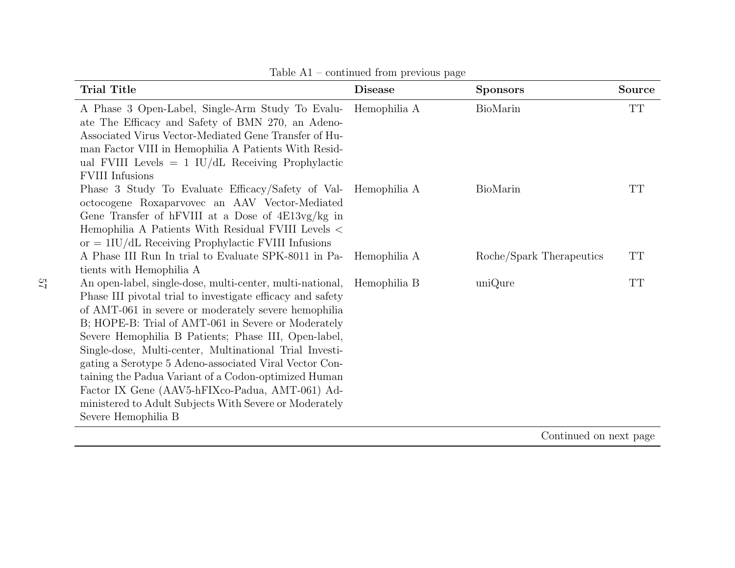Table A1 – continued from previous page

| Trial Title | Disease | Sponsors | Source |
|---|---|---|---|
| A Phase 3 Open-Label, Single-Arm Study To Evaluate The Efficacy and Safety of BMN 270, an Adeno-Associated Virus Vector-Mediated Gene Transfer of Human Factor VIII in Hemophilia A Patients With Residual FVIII Levels = 1 IU/dL Receiving Prophylactic FVIII Infusions | Hemophilia A | BioMarin | TT |
| Phase 3 Study To Evaluate Efficacy/Safety of Valoctocogene Roxaparvovec an AAV Vector-Mediated Gene Transfer of hFVIII at a Dose of 4E13vg/kg in Hemophilia A Patients With Residual FVIII Levels < or = 1IU/dL Receiving Prophylactic FVIII Infusions | Hemophilia A | BioMarin | TT |
| A Phase III Run In trial to Evaluate SPK-8011 in Patients with Hemophilia A | Hemophilia A | Roche/Spark Therapeutics | TT |
| An open-label, single-dose, multi-center, multi-national, Phase III pivotal trial to investigate efficacy and safety of AMT-061 in severe or moderately severe hemophilia B; HOPE-B: Trial of AMT-061 in Severe or Moderately Severe Hemophilia B Patients; Phase III, Open-label, Single-dose, Multi-center, Multinational Trial Investigating a Serotype 5 Adeno-associated Viral Vector Containing the Padua Variant of a Codon-optimized Human Factor IX Gene (AAV5-hFIXco-Padua, AMT-061) Administered to Adult Subjects With Severe or Moderately Severe Hemophilia B | Hemophilia B | uniQure | TT |

Continued on next page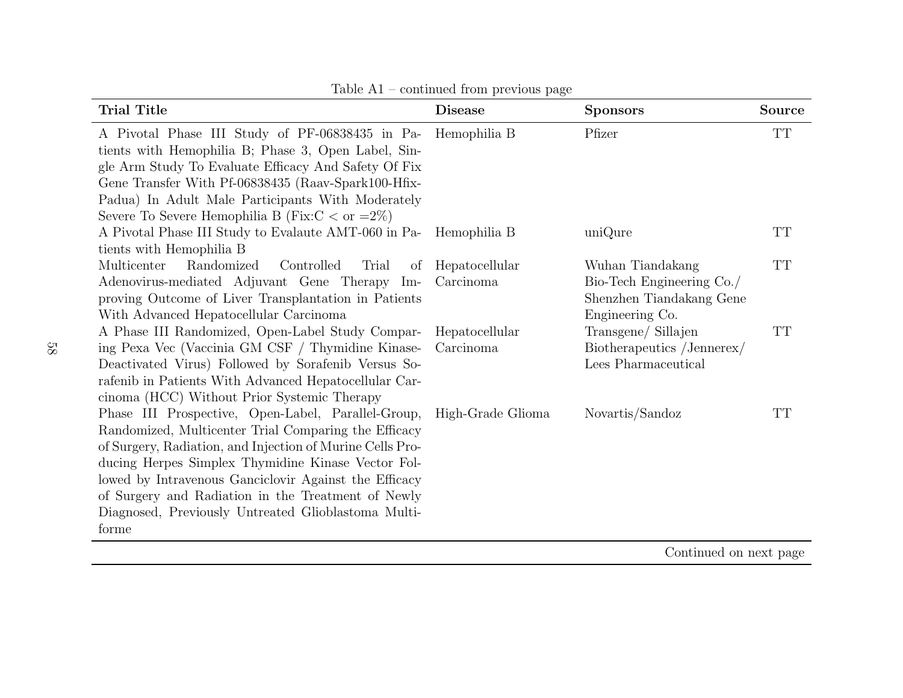Table A1 – continued from previous page

| Trial Title | Disease | Sponsors | Source |
|---|---|---|---|
| A Pivotal Phase III Study of PF-06838435 in Patients with Hemophilia B; Phase 3, Open Label, Single Arm Study To Evaluate Efficacy And Safety Of Fix Gene Transfer With Pf-06838435 (Raav-Spark100-Hfix-Padua) In Adult Male Participants With Moderately Severe To Severe Hemophilia B (Fix:C < or =2%) | Hemophilia B | Pfizer | TT |
| A Pivotal Phase III Study to Evalaute AMT-060 in Patients with Hemophilia B | Hemophilia B | uniQure | TT |
| Multicenter Randomized Controlled Trial of Adenovirus-mediated Adjuvant Gene Therapy Improving Outcome of Liver Transplantation in Patients With Advanced Hepatocellular Carcinoma | Hepatocellular Carcinoma | Wuhan Tiandakang Bio-Tech Engineering Co./ Shenzhen Tiandakang Gene Engineering Co. | TT |
| A Phase III Randomized, Open-Label Study Comparing Pexa Vec (Vaccinia GM CSF / Thymidine Kinase-Deactivated Virus) Followed by Sorafenib Versus Sorafenib in Patients With Advanced Hepatocellular Carcinoma (HCC) Without Prior Systemic Therapy | Hepatocellular Carcinoma | Transgene/ Sillajen Biotherapeutics /Jennerex/ Lees Pharmaceutical | TT |
| Phase III Prospective, Open-Label, Parallel-Group, Randomized, Multicenter Trial Comparing the Efficacy of Surgery, Radiation, and Injection of Murine Cells Producing Herpes Simplex Thymidine Kinase Vector Followed by Intravenous Ganciclovir Against the Efficacy of Surgery and Radiation in the Treatment of Newly Diagnosed, Previously Untreated Glioblastoma Multiforme | High-Grade Glioma | Novartis/Sandoz | TT |

Continued on next page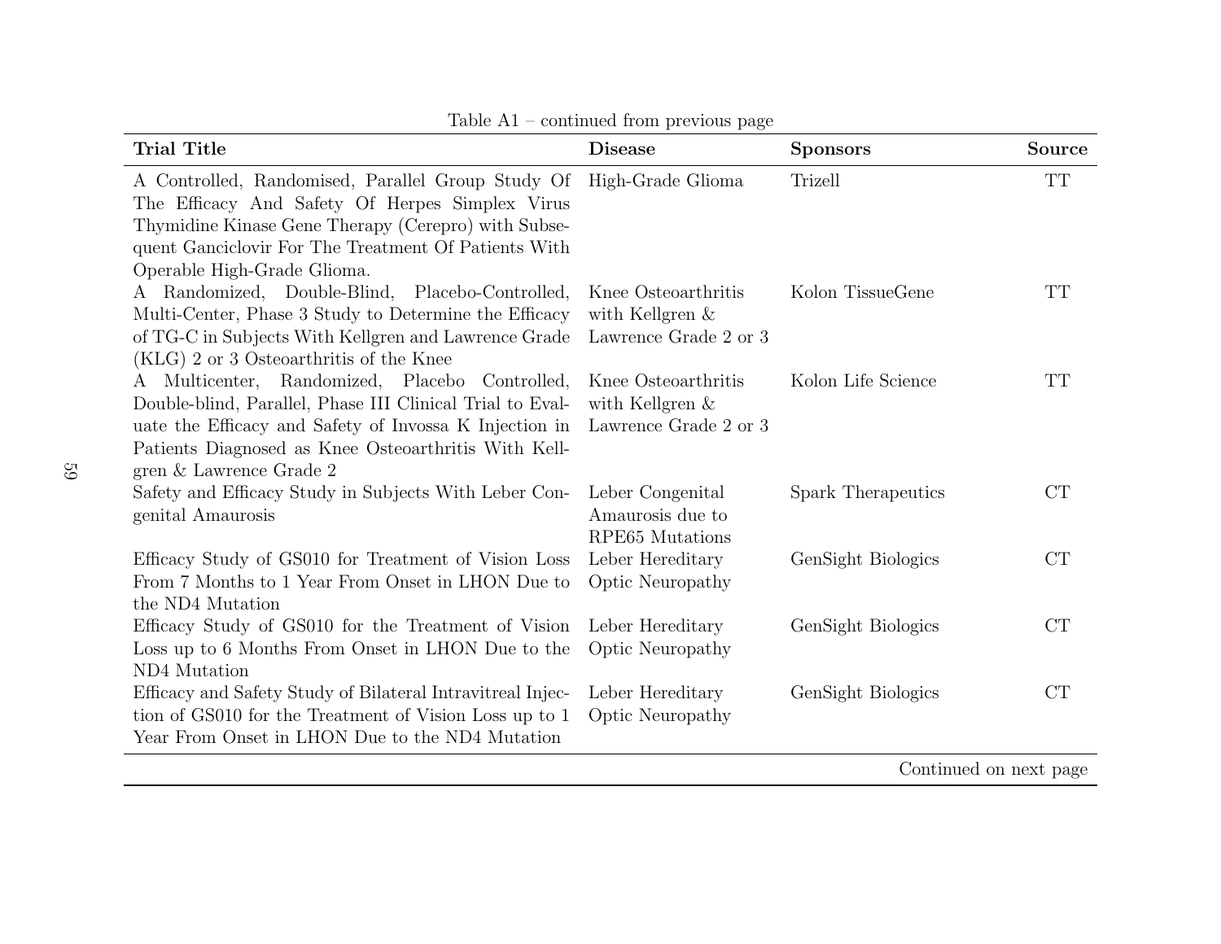Table A1 – continued from previous page

| Trial Title | Disease | Sponsors | Source |
|---|---|---|---|
| A Controlled, Randomised, Parallel Group Study Of The Efficacy And Safety Of Herpes Simplex Virus Thymidine Kinase Gene Therapy (Cerepro) with Subsequent Ganciclovir For The Treatment Of Patients With Operable High-Grade Glioma. | High-Grade Glioma | Trizell | TT |
| A Randomized, Double-Blind, Placebo-Controlled, Multi-Center, Phase 3 Study to Determine the Efficacy of TG-C in Subjects With Kellgren and Lawrence Grade (KLG) 2 or 3 Osteoarthritis of the Knee | Knee Osteoarthritis with Kellgren & Lawrence Grade 2 or 3 | Kolon TissueGene | TT |
| A Multicenter, Randomized, Placebo Controlled, Double-blind, Parallel, Phase III Clinical Trial to Evaluate the Efficacy and Safety of Invossa K Injection in Patients Diagnosed as Knee Osteoarthritis With Kellgren & Lawrence Grade 2 | Knee Osteoarthritis with Kellgren & Lawrence Grade 2 or 3 | Kolon Life Science | TT |
| Safety and Efficacy Study in Subjects With Leber Congenital Amaurosis | Leber Congenital Amaurosis due to RPE65 Mutations | Spark Therapeutics | CT |
| Efficacy Study of GS010 for Treatment of Vision Loss From 7 Months to 1 Year From Onset in LHON Due to the ND4 Mutation | Leber Hereditary Optic Neuropathy | GenSight Biologics | CT |
| Efficacy Study of GS010 for the Treatment of Vision Loss up to 6 Months From Onset in LHON Due to the ND4 Mutation | Leber Hereditary Optic Neuropathy | GenSight Biologics | CT |
| Efficacy and Safety Study of Bilateral Intravitreal Injection of GS010 for the Treatment of Vision Loss up to 1 Year From Onset in LHON Due to the ND4 Mutation | Leber Hereditary Optic Neuropathy | GenSight Biologics | CT |

Continued on next page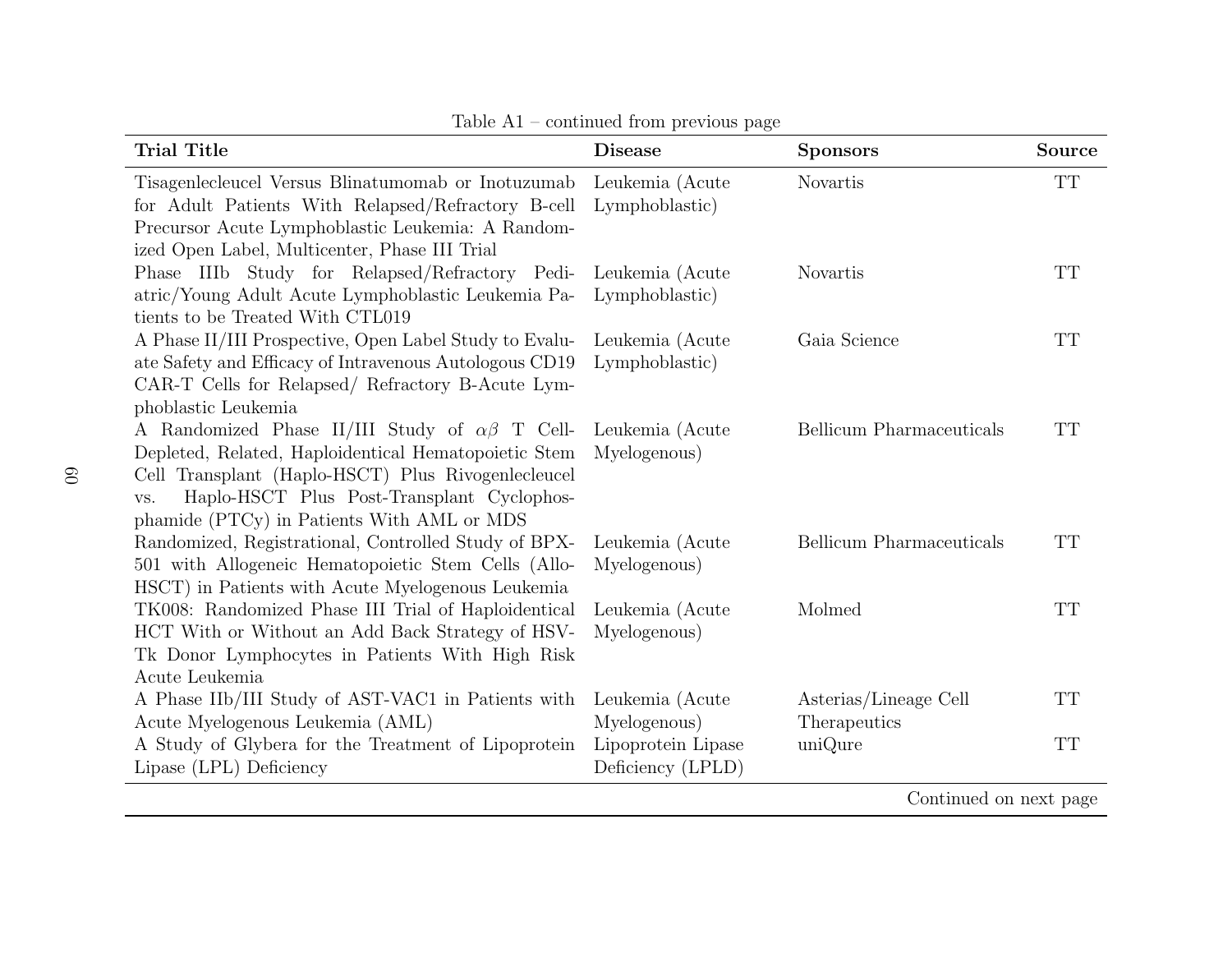Table A1 – continued from previous page

| Trial Title | Disease | Sponsors | Source |
|---|---|---|---|
| Tisagenlecleucel Versus Blinatumomab or Inotuzumab for Adult Patients With Relapsed/Refractory B-cell Precursor Acute Lymphoblastic Leukemia: A Randomized Open Label, Multicenter, Phase III Trial | Leukemia (Acute Lymphoblastic) | Novartis | TT |
| Phase IIIb Study for Relapsed/Refractory Pediatric/Young Adult Acute Lymphoblastic Leukemia Patients to be Treated With CTL019 | Leukemia (Acute Lymphoblastic) | Novartis | TT |
| A Phase II/III Prospective, Open Label Study to Evaluate Safety and Efficacy of Intravenous Autologous CD19 CAR-T Cells for Relapsed/ Refractory B-Acute Lymphoblastic Leukemia | Leukemia (Acute Lymphoblastic) | Gaia Science | TT |
| A Randomized Phase II/III Study of $\alpha\beta$ T Cell-Depleted, Related, Haploidentical Hematopoietic Stem Cell Transplant (Haplo-HSCT) Plus Rivogenlecleucel vs. Haplo-HSCT Plus Post-Transplant Cyclophosphamide (PTCy) in Patients With AML or MDS | Leukemia (Acute Myelogenous) | Bellicum Pharmaceuticals | TT |
| Randomized, Registrational, Controlled Study of BPX-501 with Allogeneic Hematopoietic Stem Cells (Allo-HSCT) in Patients with Acute Myelogenous Leukemia | Leukemia (Acute Myelogenous) | Bellicum Pharmaceuticals | TT |
| TK008: Randomized Phase III Trial of Haploidentical HCT With or Without an Add Back Strategy of HSV-Tk Donor Lymphocytes in Patients With High Risk Acute Leukemia | Leukemia (Acute Myelogenous) | Molmed | TT |
| A Phase IIb/III Study of AST-VAC1 in Patients with Acute Myelogenous Leukemia (AML) | Leukemia (Acute Myelogenous) | Asterias/Lineage Cell Therapeutics | TT |
| A Study of Glybera for the Treatment of Lipoprotein Lipase (LPL) Deficiency | Lipoprotein Lipase Deficiency (LPLD) | uniQure | TT |

Continued on next page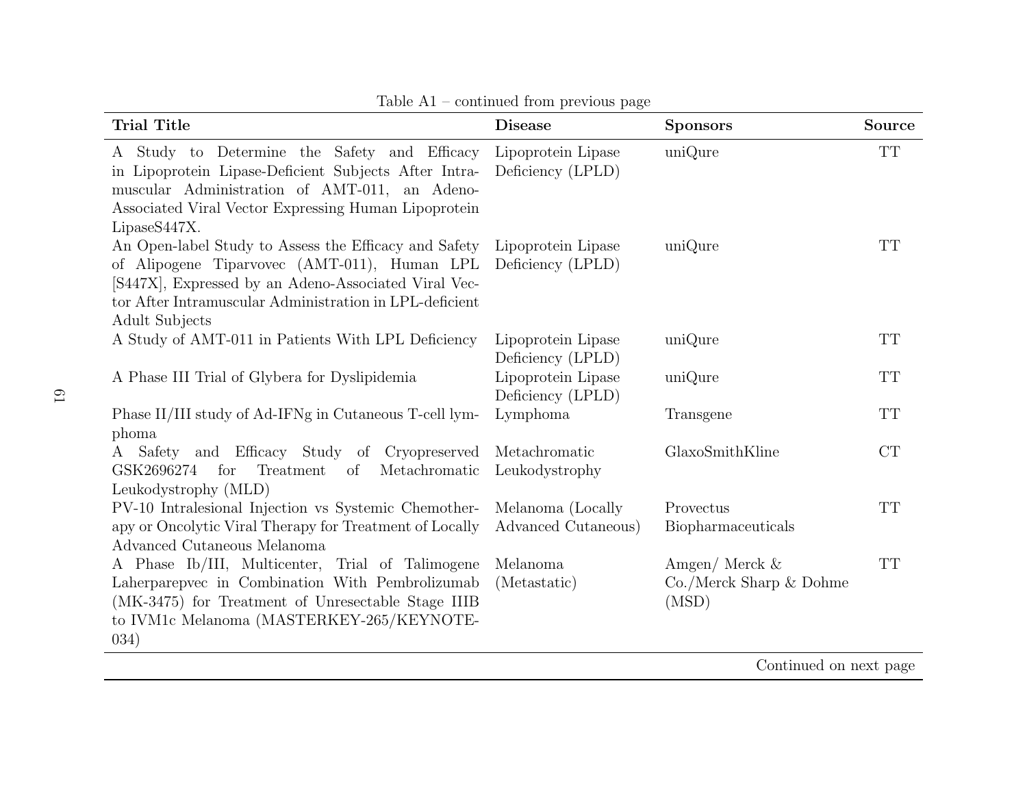Table A1 – continued from previous page

| Trial Title | Disease | Sponsors | Source |
|---|---|---|---|
| A Study to Determine the Safety and Efficacy in Lipoprotein Lipase-Deficient Subjects After Intramuscular Administration of AMT-011, an Adeno-Associated Viral Vector Expressing Human Lipoprotein LipaseS447X. | Lipoprotein Lipase Deficiency (LPLD) | uniQure | TT |
| An Open-label Study to Assess the Efficacy and Safety of Alipogene Tiparvovec (AMT-011), Human LPL [S447X], Expressed by an Adeno-Associated Viral Vector After Intramuscular Administration in LPL-deficient Adult Subjects | Lipoprotein Lipase Deficiency (LPLD) | uniQure | TT |
| A Study of AMT-011 in Patients With LPL Deficiency | Lipoprotein Lipase Deficiency (LPLD) | uniQure | TT |
| A Phase III Trial of Glybera for Dyslipidemia | Lipoprotein Lipase Deficiency (LPLD) | uniQure | TT |
| Phase II/III study of Ad-IFNg in Cutaneous T-cell lymphoma | Lymphoma | Transgene | TT |
| A Safety and Efficacy Study of Cryopreserved GSK2696274 for Treatment of Metachromatic Leukodystrophy (MLD) | Metachromatic Leukodystrophy | GlaxoSmithKline | CT |
| PV-10 Intralesional Injection vs Systemic Chemotherapy or Oncolytic Viral Therapy for Treatment of Locally Advanced Cutaneous Melanoma | Melanoma (Locally Advanced Cutaneous) | Provectus Biopharmaceuticals | TT |
| A Phase Ib/III, Multicenter, Trial of Talimogene Laherparepvec in Combination With Pembrolizumab (MK-3475) for Treatment of Unresectable Stage IIIB to IVM1c Melanoma (MASTERKEY-265/KEYNOTE-034) | Melanoma (Metastatic) | Amgen/ Merck & Co./Merck Sharp & Dohme (MSD) | TT |

Continued on next page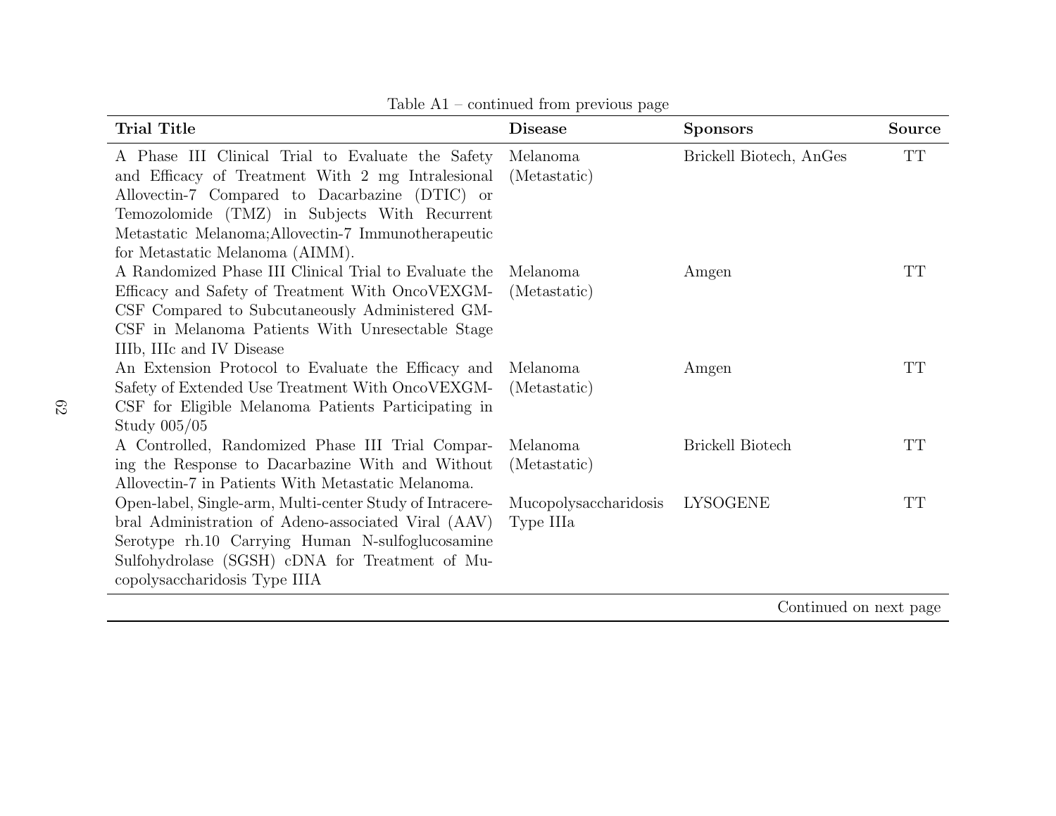Table A1 – continued from previous page

| Trial Title | Disease | Sponsors | Source |
|---|---|---|---|
| A Phase III Clinical Trial to Evaluate the Safety and Efficacy of Treatment With 2 mg Intralesional Allovectin-7 Compared to Dacarbazine (DTIC) or Temozolomide (TMZ) in Subjects With Recurrent Metastatic Melanoma;Allovectin-7 Immunotherapeutic for Metastatic Melanoma (AIMM). | Melanoma (Metastatic) | Brickell Biotech, AnGes | TT |
| A Randomized Phase III Clinical Trial to Evaluate the Efficacy and Safety of Treatment With OncoVEXGM-CSF Compared to Subcutaneously Administered GM-CSF in Melanoma Patients With Unresectable Stage IIIb, IIIc and IV Disease | Melanoma (Metastatic) | Amgen | TT |
| An Extension Protocol to Evaluate the Efficacy and Safety of Extended Use Treatment With OncoVEXGM-CSF for Eligible Melanoma Patients Participating in Study 005/05 | Melanoma (Metastatic) | Amgen | TT |
| A Controlled, Randomized Phase III Trial Comparing the Response to Dacarbazine With and Without Allovectin-7 in Patients With Metastatic Melanoma. | Melanoma (Metastatic) | Brickell Biotech | TT |
| Open-label, Single-arm, Multi-center Study of Intracerebral Administration of Adeno-associated Viral (AAV) Serotype rh.10 Carrying Human N-sulfoglucosamine Sulfohydrolase (SGSH) cDNA for Treatment of Mucopolysaccharidosis Type IIIA | Mucopolysaccharidosis Type IIIa | LYSOGENE | TT |

Continued on next page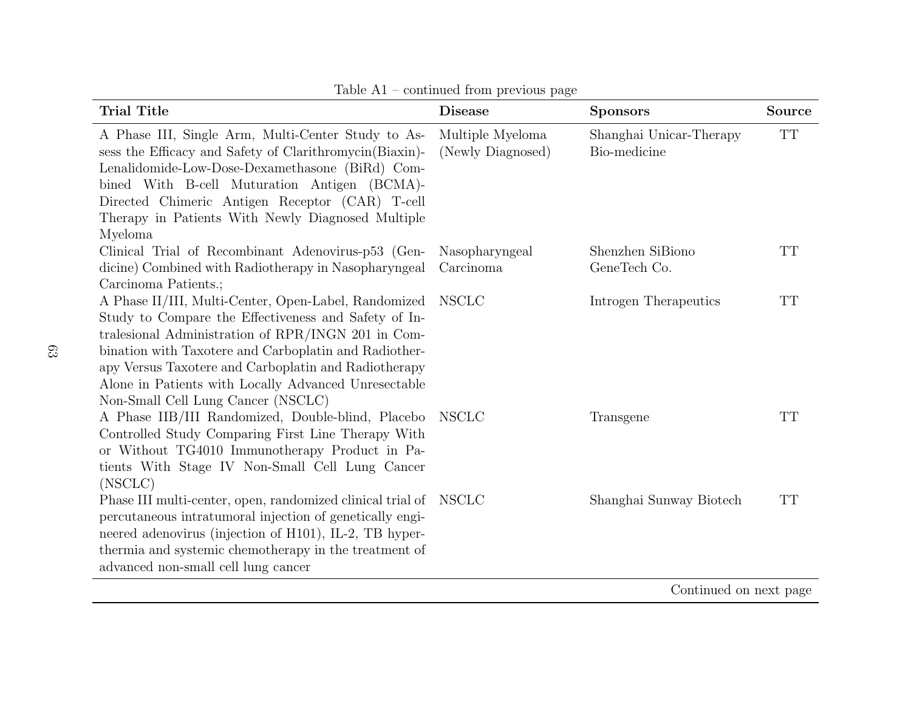Table A1 – continued from previous page

| Trial Title | Disease | Sponsors | Source |
|---|---|---|---|
| A Phase III, Single Arm, Multi-Center Study to Assess the Efficacy and Safety of Clarithromycin(Biaxin)-Lenalidomide-Low-Dose-Dexamethasone (BiRd) Combined With B-cell Muturation Antigen (BCMA)-Directed Chimeric Antigen Receptor (CAR) T-cell Therapy in Patients With Newly Diagnosed Multiple Myeloma | Multiple Myeloma (Newly Diagnosed) | Shanghai Unicar-Therapy Bio-medicine | TT |
| Clinical Trial of Recombinant Adenovirus-p53 (Gendicine) Combined with Radiotherapy in Nasopharyngeal Carcinoma Patients.; | Nasopharyngeal Carcinoma | Shenzhen SiBiono GeneTech Co. | TT |
| A Phase II/III, Multi-Center, Open-Label, Randomized Study to Compare the Effectiveness and Safety of Intralesional Administration of RPR/INGN 201 in Combination with Taxotere and Carboplatin and Radiotherapy Versus Taxotere and Carboplatin and Radiotherapy Alone in Patients with Locally Advanced Unresectable Non-Small Cell Lung Cancer (NSCLC) | NSCLC | Introgen Therapeutics | TT |
| A Phase IIB/III Randomized, Double-blind, Placebo Controlled Study Comparing First Line Therapy With or Without TG4010 Immunotherapy Product in Patients With Stage IV Non-Small Cell Lung Cancer (NSCLC) | NSCLC | Transgene | TT |
| Phase III multi-center, open, randomized clinical trial of percutaneous intratumoral injection of genetically engineered adenovirus (injection of H101), IL-2, TB hyperthermia and systemic chemotherapy in the treatment of advanced non-small cell lung cancer | NSCLC | Shanghai Sunway Biotech | TT |

Continued on next page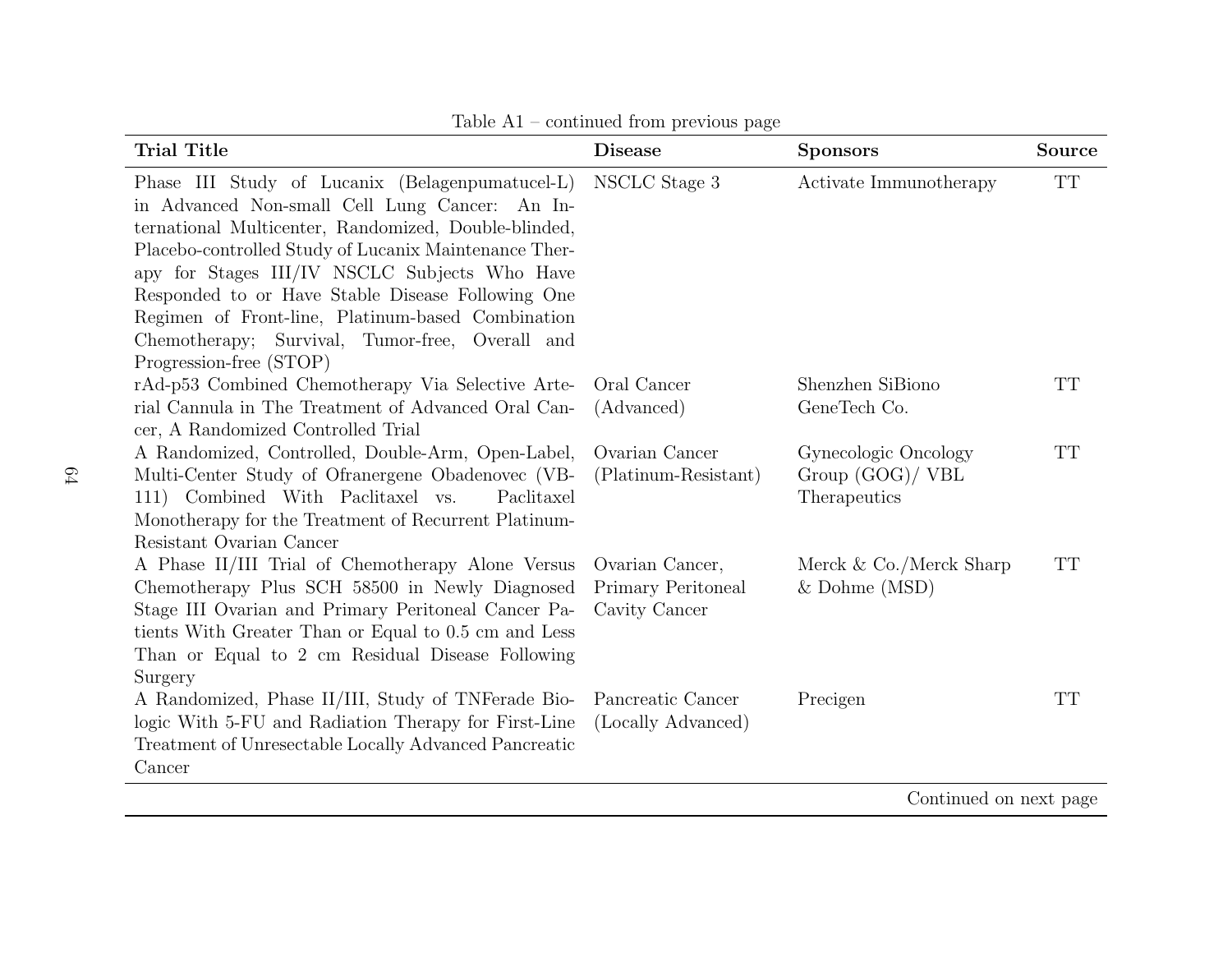Table A1 – continued from previous page

| Trial Title | Disease | Sponsors | Source |
|---|---|---|---|
| Phase III Study of Lucanix (Belagenpumatucel-L) in Advanced Non-small Cell Lung Cancer: An International Multicenter, Randomized, Double-blinded, Placebo-controlled Study of Lucanix Maintenance Therapy for Stages III/IV NSCLC Subjects Who Have Responded to or Have Stable Disease Following One Regimen of Front-line, Platinum-based Combination Chemotherapy; Survival, Tumor-free, Overall and Progression-free (STOP) | NSCLC Stage 3 | Activate Immunotherapy | TT |
| rAd-p53 Combined Chemotherapy Via Selective Arterial Cannula in The Treatment of Advanced Oral Cancer, A Randomized Controlled Trial | Oral Cancer (Advanced) | Shenzhen SiBiono GeneTech Co. | TT |
| A Randomized, Controlled, Double-Arm, Open-Label, Multi-Center Study of Ofranergene Obadenovec (VB-111) Combined With Paclitaxel vs. Paclitaxel Monotherapy for the Treatment of Recurrent Platinum-Resistant Ovarian Cancer | Ovarian Cancer (Platinum-Resistant) | Gynecologic Oncology Group (GOG)/ VBL Therapeutics | TT |
| A Phase II/III Trial of Chemotherapy Alone Versus Chemotherapy Plus SCH 58500 in Newly Diagnosed Stage III Ovarian and Primary Peritoneal Cancer Patients With Greater Than or Equal to 0.5 cm and Less Than or Equal to 2 cm Residual Disease Following Surgery | Ovarian Cancer, Primary Peritoneal Cavity Cancer | Merck & Co./Merck Sharp & Dohme (MSD) | TT |
| A Randomized, Phase II/III, Study of TNFerade Biologic With 5-FU and Radiation Therapy for First-Line Treatment of Unresectable Locally Advanced Pancreatic Cancer | Pancreatic Cancer (Locally Advanced) | Precigen | TT |

Continued on next page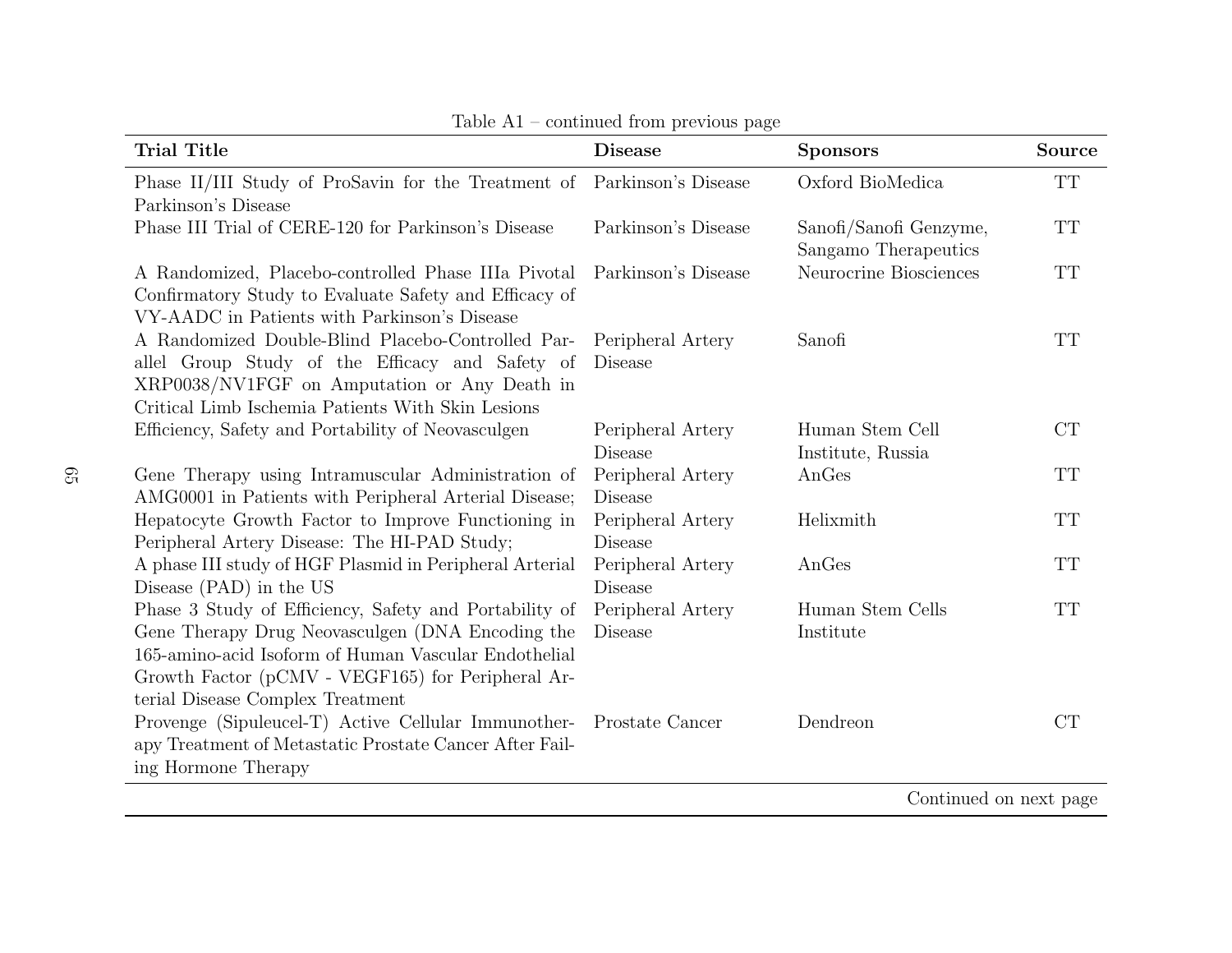Table A1 – continued from previous page

| Trial Title | Disease | Sponsors | Source |
|---|---|---|---|
| Phase II/III Study of ProSavin for the Treatment of Parkinson's Disease | Parkinson's Disease | Oxford BioMedica | TT |
| Phase III Trial of CERE-120 for Parkinson's Disease | Parkinson's Disease | Sanofi/Sanofi Genzyme, Sangamo Therapeutics | TT |
| A Randomized, Placebo-controlled Phase IIIa Pivotal Confirmatory Study to Evaluate Safety and Efficacy of VY-AADC in Patients with Parkinson's Disease | Parkinson's Disease | Neurocrine Biosciences | TT |
| A Randomized Double-Blind Placebo-Controlled Parallel Group Study of the Efficacy and Safety of XRP0038/NV1FGF on Amputation or Any Death in Critical Limb Ischemia Patients With Skin Lesions | Peripheral Artery Disease | Sanofi | TT |
| Efficiency, Safety and Portability of Neovasculgen | Peripheral Artery Disease | Human Stem Cell Institute, Russia | CT |
| Gene Therapy using Intramuscular Administration of AMG0001 in Patients with Peripheral Arterial Disease; | Peripheral Artery Disease | AnGes | TT |
| Hepatocyte Growth Factor to Improve Functioning in Peripheral Artery Disease: The HI-PAD Study; | Peripheral Artery Disease | Helixmith | TT |
| A phase III study of HGF Plasmid in Peripheral Arterial Disease (PAD) in the US | Peripheral Artery Disease | AnGes | TT |
| Phase 3 Study of Efficiency, Safety and Portability of Gene Therapy Drug Neovasculgen (DNA Encoding the 165-amino-acid Isoform of Human Vascular Endothelial Growth Factor (pCMV - VEGF165) for Peripheral Arterial Disease Complex Treatment | Peripheral Artery Disease | Human Stem Cells Institute | TT |
| Provenge (Sipuleucel-T) Active Cellular Immunotherapy Treatment of Metastatic Prostate Cancer After Failing Hormone Therapy | Prostate Cancer | Dendreon | CT |

Continued on next page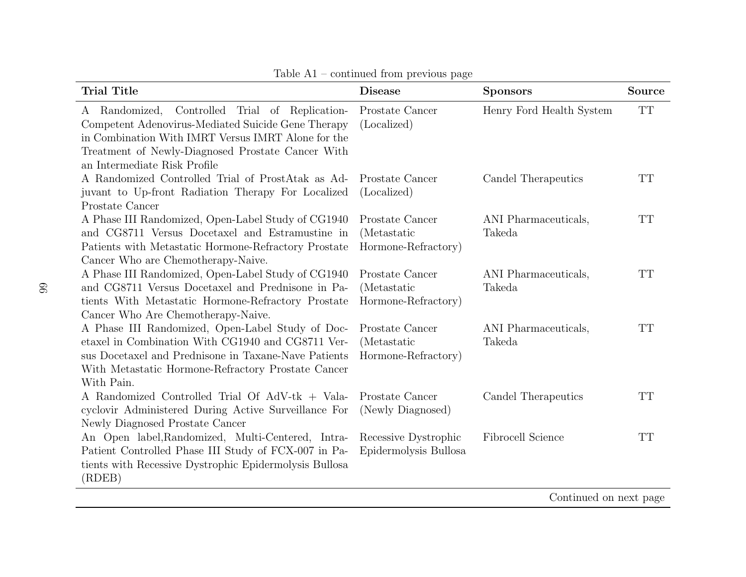Table A1 – continued from previous page

| Trial Title | Disease | Sponsors | Source |
|---|---|---|---|
| A Randomized, Controlled Trial of Replication-Competent Adenovirus-Mediated Suicide Gene Therapy in Combination With IMRT Versus IMRT Alone for the Treatment of Newly-Diagnosed Prostate Cancer With an Intermediate Risk Profile | Prostate Cancer (Localized) | Henry Ford Health System | TT |
| A Randomized Controlled Trial of ProstAtak as Adjuvant to Up-front Radiation Therapy For Localized Prostate Cancer | Prostate Cancer (Localized) | Candel Therapeutics | TT |
| A Phase III Randomized, Open-Label Study of CG1940 and CG8711 Versus Docetaxel and Estramustine in Patients with Metastatic Hormone-Refractory Prostate Cancer Who are Chemotherapy-Naive. | Prostate Cancer (Metastatic Hormone-Refractory) | ANI Pharmaceuticals, Takeda | TT |
| A Phase III Randomized, Open-Label Study of CG1940 and CG8711 Versus Docetaxel and Prednisone in Patients With Metastatic Hormone-Refractory Prostate Cancer Who Are Chemotherapy-Naive. | Prostate Cancer (Metastatic Hormone-Refractory) | ANI Pharmaceuticals, Takeda | TT |
| A Phase III Randomized, Open-Label Study of Docetaxel in Combination With CG1940 and CG8711 Versus Docetaxel and Prednisone in Taxane-Nave Patients With Metastatic Hormone-Refractory Prostate Cancer With Pain. | Prostate Cancer (Metastatic Hormone-Refractory) | ANI Pharmaceuticals, Takeda | TT |
| A Randomized Controlled Trial Of AdV-tk + Valacyclovir Administered During Active Surveillance For Newly Diagnosed Prostate Cancer | Prostate Cancer (Newly Diagnosed) | Candel Therapeutics | TT |
| An Open label,Randomized, Multi-Centered, Intra-Patient Controlled Phase III Study of FCX-007 in Patients with Recessive Dystrophic Epidermolysis Bullosa (RDEB) | Recessive Dystrophic Epidermolysis Bullosa | Fibrocell Science | TT |

Continued on next page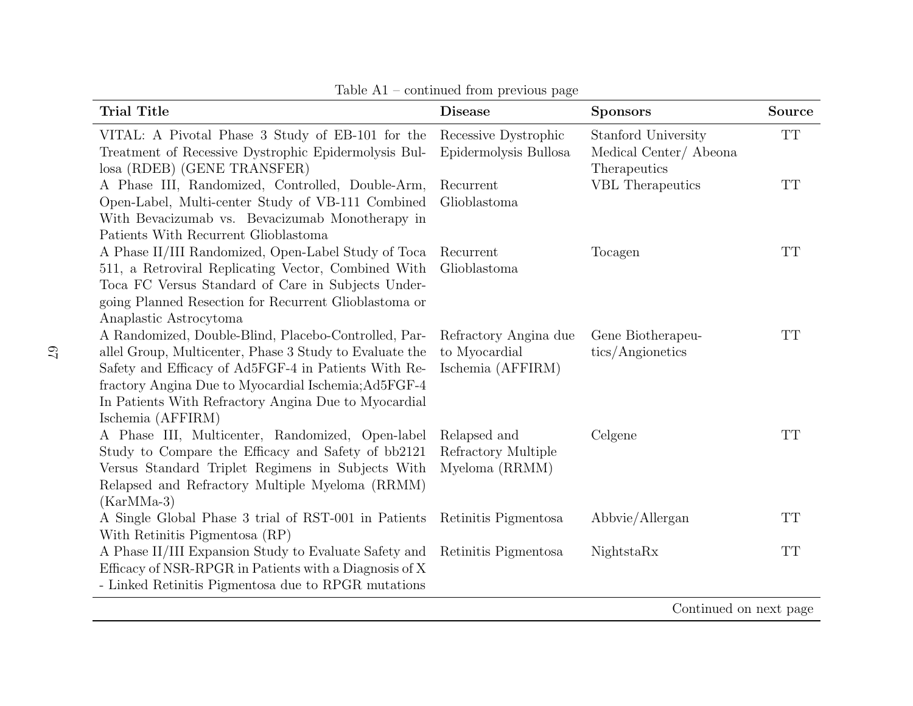Table A1 – continued from previous page

| Trial Title | Disease | Sponsors | Source |
|---|---|---|---|
| VITAL: A Pivotal Phase 3 Study of EB-101 for the Treatment of Recessive Dystrophic Epidermolysis Bullosa (RDEB) (GENE TRANSFER) | Recessive Dystrophic Epidermolysis Bullosa | Stanford University Medical Center/ Abeona Therapeutics | TT |
| A Phase III, Randomized, Controlled, Double-Arm, Open-Label, Multi-center Study of VB-111 Combined With Bevacizumab vs. Bevacizumab Monotherapy in Patients With Recurrent Glioblastoma | Recurrent Glioblastoma | VBL Therapeutics | TT |
| A Phase II/III Randomized, Open-Label Study of Toca 511, a Retroviral Replicating Vector, Combined With Toca FC Versus Standard of Care in Subjects Undergoing Planned Resection for Recurrent Glioblastoma or Anaplastic Astrocytoma | Recurrent Glioblastoma | Tocagen | TT |
| A Randomized, Double-Blind, Placebo-Controlled, Parallel Group, Multicenter, Phase 3 Study to Evaluate the Safety and Efficacy of Ad5FGF-4 in Patients With Refractory Angina Due to Myocardial Ischemia;Ad5FGF-4 In Patients With Refractory Angina Due to Myocardial Ischemia (AFFIRM) | Refractory Angina due to Myocardial Ischemia (AFFIRM) | Gene Biotherapeutics/Angionetics | TT |
| A Phase III, Multicenter, Randomized, Open-label Study to Compare the Efficacy and Safety of bb2121 Versus Standard Triplet Regimens in Subjects With Relapsed and Refractory Multiple Myeloma (RRMM) (KarMMa-3) | Relapsed and Refractory Multiple Myeloma (RRMM) | Celgene | TT |
| A Single Global Phase 3 trial of RST-001 in Patients With Retinitis Pigmentosa (RP) | Retinitis Pigmentosa | Abbvie/Allergan | TT |
| A Phase II/III Expansion Study to Evaluate Safety and Efficacy of NSR-RPGR in Patients with a Diagnosis of X - Linked Retinitis Pigmentosa due to RPGR mutations | Retinitis Pigmentosa | NightstaRx | TT |

Continued on next page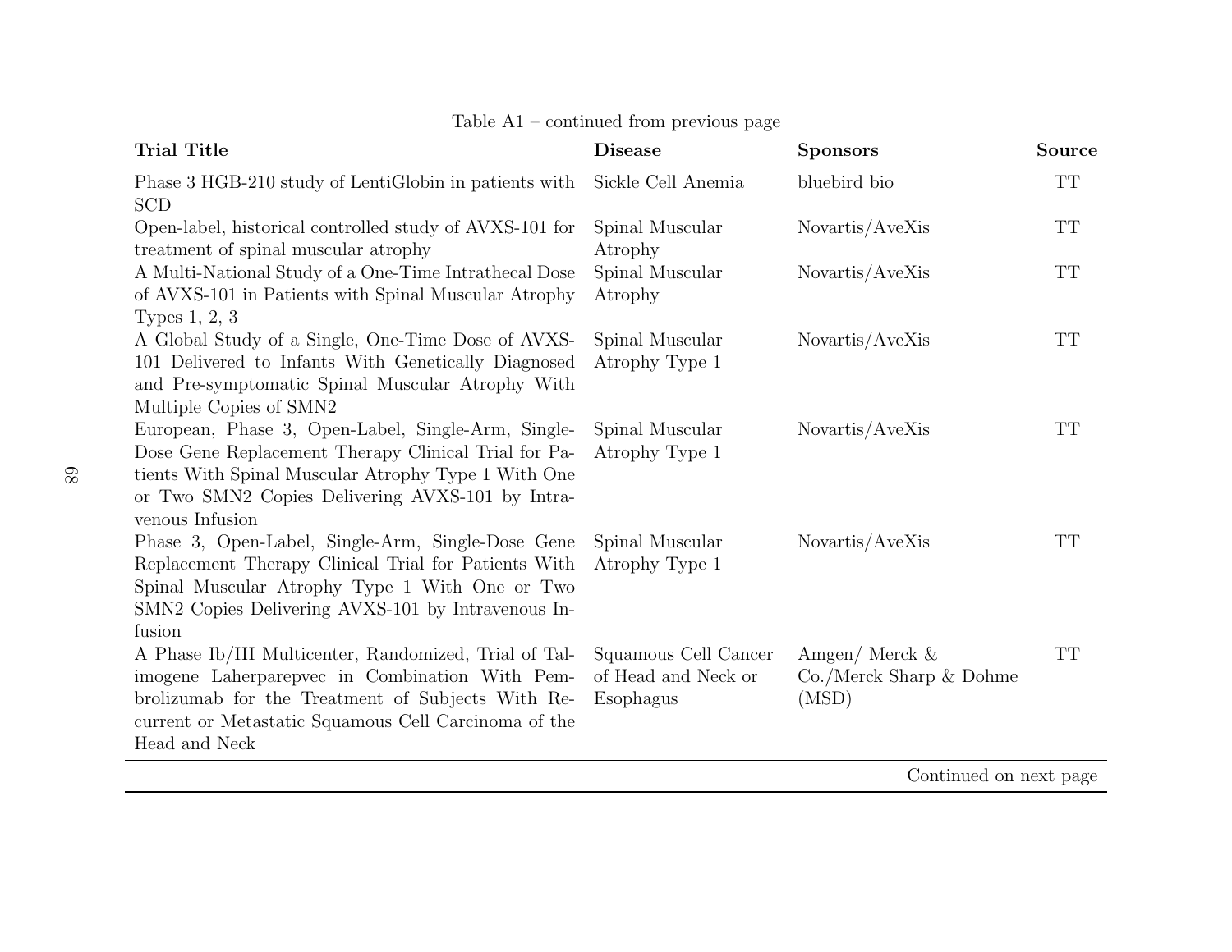Table A1 – continued from previous page

| Trial Title | Disease | Sponsors | Source |
|---|---|---|---|
| Phase 3 HGB-210 study of LentiGlobin in patients with SCD | Sickle Cell Anemia | bluebird bio | TT |
| Open-label, historical controlled study of AVXS-101 for treatment of spinal muscular atrophy | Spinal Muscular Atrophy | Novartis/AveXis | TT |
| A Multi-National Study of a One-Time Intrathecal Dose of AVXS-101 in Patients with Spinal Muscular Atrophy Types 1, 2, 3 | Spinal Muscular Atrophy | Novartis/AveXis | TT |
| A Global Study of a Single, One-Time Dose of AVXS-101 Delivered to Infants With Genetically Diagnosed and Pre-symptomatic Spinal Muscular Atrophy With Multiple Copies of SMN2 | Spinal Muscular Atrophy Type 1 | Novartis/AveXis | TT |
| European, Phase 3, Open-Label, Single-Arm, Single-Dose Gene Replacement Therapy Clinical Trial for Patients With Spinal Muscular Atrophy Type 1 With One or Two SMN2 Copies Delivering AVXS-101 by Intravenous Infusion | Spinal Muscular Atrophy Type 1 | Novartis/AveXis | TT |
| Phase 3, Open-Label, Single-Arm, Single-Dose Gene Replacement Therapy Clinical Trial for Patients With Spinal Muscular Atrophy Type 1 With One or Two SMN2 Copies Delivering AVXS-101 by Intravenous Infusion | Spinal Muscular Atrophy Type 1 | Novartis/AveXis | TT |
| A Phase Ib/III Multicenter, Randomized, Trial of Talimogene Laherparepvec in Combination With Pembrolizumab for the Treatment of Subjects With Recurrent or Metastatic Squamous Cell Carcinoma of the Head and Neck | Squamous Cell Cancer of Head and Neck or Esophagus | Amgen/ Merck & Co./Merck Sharp & Dohme (MSD) | TT |

Continued on next page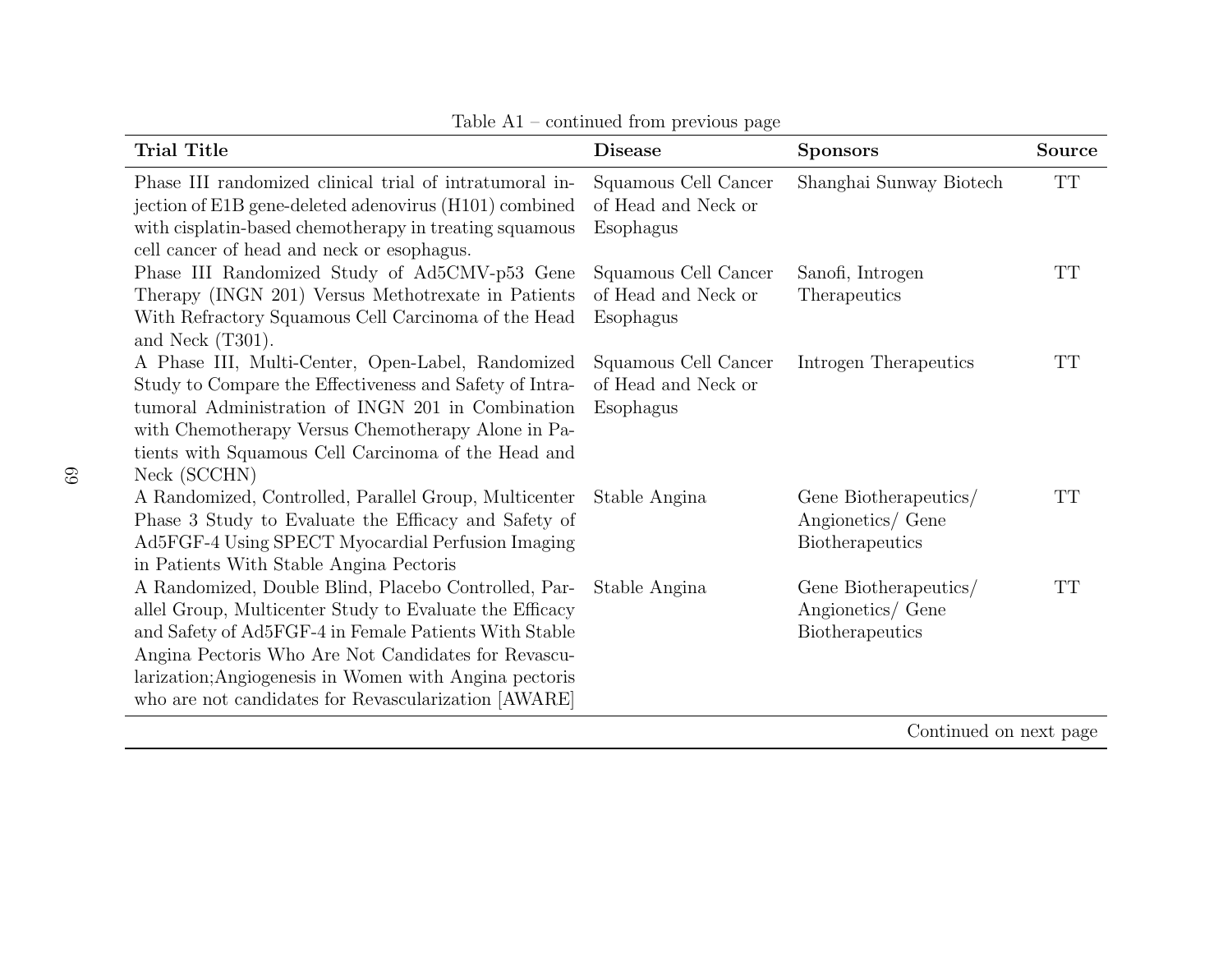Table A1 – continued from previous page

| Trial Title | Disease | Sponsors | Source |
|---|---|---|---|
| Phase III randomized clinical trial of intratumoral injection of E1B gene-deleted adenovirus (H101) combined with cisplatin-based chemotherapy in treating squamous cell cancer of head and neck or esophagus. | Squamous Cell Cancer of Head and Neck or Esophagus | Shanghai Sunway Biotech | TT |
| Phase III Randomized Study of Ad5CMV-p53 Gene Therapy (INGN 201) Versus Methotrexate in Patients With Refractory Squamous Cell Carcinoma of the Head and Neck (T301). | Squamous Cell Cancer of Head and Neck or Esophagus | Sanofi, Introgen Therapeutics | TT |
| A Phase III, Multi-Center, Open-Label, Randomized Study to Compare the Effectiveness and Safety of Intratumoral Administration of INGN 201 in Combination with Chemotherapy Versus Chemotherapy Alone in Patients with Squamous Cell Carcinoma of the Head and Neck (SCCHN) | Squamous Cell Cancer of Head and Neck or Esophagus | Introgen Therapeutics | TT |
| A Randomized, Controlled, Parallel Group, Multicenter Phase 3 Study to Evaluate the Efficacy and Safety of Ad5FGF-4 Using SPECT Myocardial Perfusion Imaging in Patients With Stable Angina Pectoris | Stable Angina | Gene Biotherapeutics/ Angionetics/ Gene Biotherapeutics | TT |
| A Randomized, Double Blind, Placebo Controlled, Parallel Group, Multicenter Study to Evaluate the Efficacy and Safety of Ad5FGF-4 in Female Patients With Stable Angina Pectoris Who Are Not Candidates for Revascularization;Angiogenesis in Women with Angina pectoris who are not candidates for Revascularization [AWARE] | Stable Angina | Gene Biotherapeutics/ Angionetics/ Gene Biotherapeutics | TT |

Continued on next page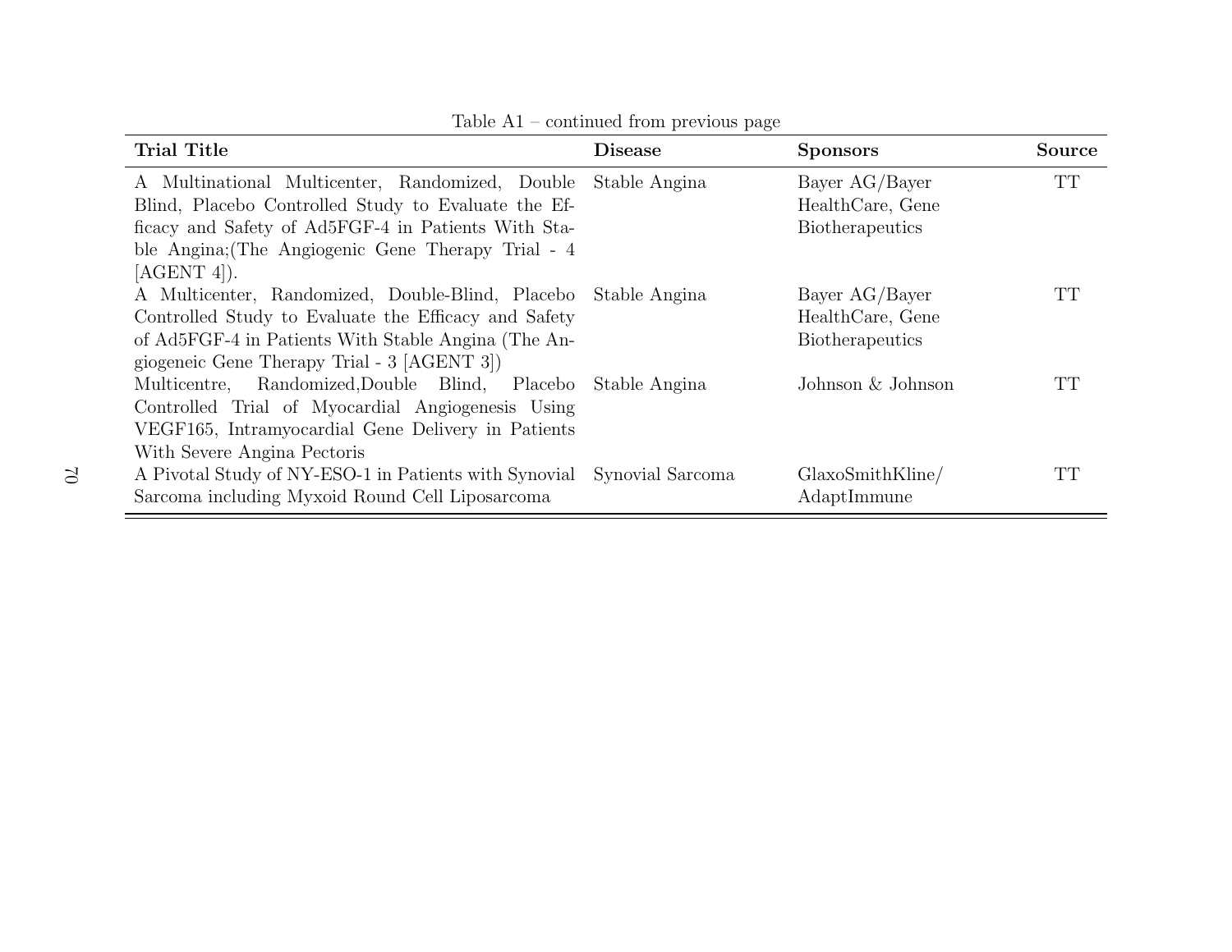Table A1 – continued from previous page

| Trial Title | Disease | Sponsors | Source |
|---|---|---|---|
| A Multinational Multicenter, Randomized, Double Blind, Placebo Controlled Study to Evaluate the Efficacy and Safety of Ad5FGF-4 in Patients With Stable Angina;(The Angiogenic Gene Therapy Trial - 4 [AGENT 4]). | Stable Angina | Bayer AG/Bayer HealthCare, Gene Biotherapeutics | TT |
| A Multicenter, Randomized, Double-Blind, Placebo Controlled Study to Evaluate the Efficacy and Safety of Ad5FGF-4 in Patients With Stable Angina (The Angiogeneic Gene Therapy Trial - 3 [AGENT 3]) | Stable Angina | Bayer AG/Bayer HealthCare, Gene Biotherapeutics | TT |
| Multicentre, Randomized,Double Blind, Placebo Controlled Trial of Myocardial Angiogenesis Using VEGF165, Intramyocardial Gene Delivery in Patients With Severe Angina Pectoris | Stable Angina | Johnson & Johnson | TT |
| A Pivotal Study of NY-ESO-1 in Patients with Synovial Sarcoma including Myxoid Round Cell Liposarcoma | Synovial Sarcoma | GlaxoSmithKline/ AdaptImmune | TT |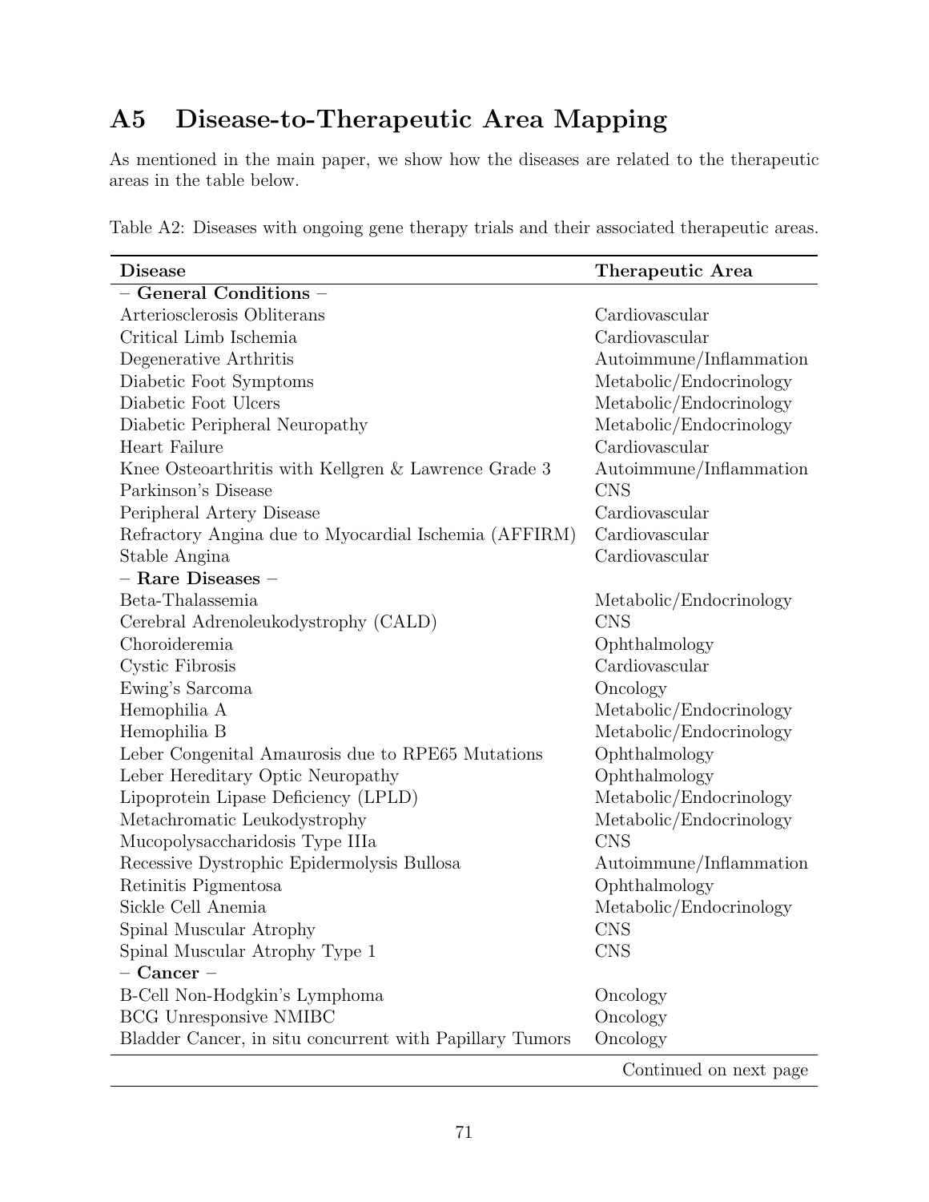## A5 Disease-to-Therapeutic Area Mapping

As mentioned in the main paper, we show how the diseases are related to the therapeutic areas in the table below.

Table A2: Diseases with ongoing gene therapy trials and their associated therapeutic areas.

| Disease | Therapeutic Area |
|---|---|
| – **General Conditions** – | |
| Arteriosclerosis Obliterans | Cardiovascular |
| Critical Limb Ischemia | Cardiovascular |
| Degenerative Arthritis | Autoimmune/Inflammation |
| Diabetic Foot Symptoms | Metabolic/Endocrinology |
| Diabetic Foot Ulcers | Metabolic/Endocrinology |
| Diabetic Peripheral Neuropathy | Metabolic/Endocrinology |
| Heart Failure | Cardiovascular |
| Knee Osteoarthritis with Kellgren & Lawrence Grade 3 | Autoimmune/Inflammation |
| Parkinson's Disease | CNS |
| Peripheral Artery Disease | Cardiovascular |
| Refractory Angina due to Myocardial Ischemia (AFFIRM) | Cardiovascular |
| Stable Angina | Cardiovascular |
| – **Rare Diseases** – | |
| Beta-Thalassemia | Metabolic/Endocrinology |
| Cerebral Adrenoleukodystrophy (CALD) | CNS |
| Choroideremia | Ophthalmology |
| Cystic Fibrosis | Cardiovascular |
| Ewing's Sarcoma | Oncology |
| Hemophilia A | Metabolic/Endocrinology |
| Hemophilia B | Metabolic/Endocrinology |
| Leber Congenital Amaurosis due to RPE65 Mutations | Ophthalmology |
| Leber Hereditary Optic Neuropathy | Ophthalmology |
| Lipoprotein Lipase Deficiency (LPLD) | Metabolic/Endocrinology |
| Metachromatic Leukodystrophy | Metabolic/Endocrinology |
| Mucopolysaccharidosis Type IIIa | CNS |
| Recessive Dystrophic Epidermolysis Bullosa | Autoimmune/Inflammation |
| Retinitis Pigmentosa | Ophthalmology |
| Sickle Cell Anemia | Metabolic/Endocrinology |
| Spinal Muscular Atrophy | CNS |
| Spinal Muscular Atrophy Type 1 | CNS |
| – **Cancer** – | |
| B-Cell Non-Hodgkin's Lymphoma | Oncology |
| BCG Unresponsive NMIBC | Oncology |
| Bladder Cancer, in situ concurrent with Papillary Tumors | Oncology |

Continued on next page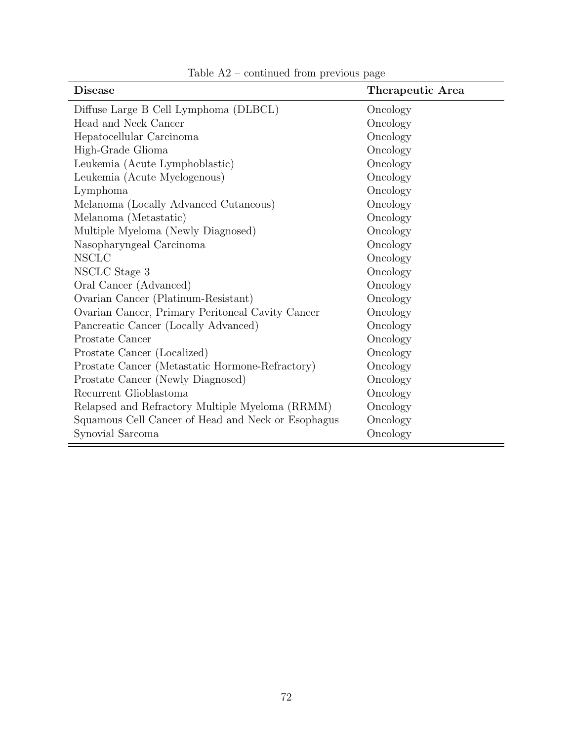Table A2 – continued from previous page

| Disease | Therapeutic Area |
|---|---|
| Diffuse Large B Cell Lymphoma (DLBCL) | Oncology |
| Head and Neck Cancer | Oncology |
| Hepatocellular Carcinoma | Oncology |
| High-Grade Glioma | Oncology |
| Leukemia (Acute Lymphoblastic) | Oncology |
| Leukemia (Acute Myelogenous) | Oncology |
| Lymphoma | Oncology |
| Melanoma (Locally Advanced Cutaneous) | Oncology |
| Melanoma (Metastatic) | Oncology |
| Multiple Myeloma (Newly Diagnosed) | Oncology |
| Nasopharyngeal Carcinoma | Oncology |
| NSCLC | Oncology |
| NSCLC Stage 3 | Oncology |
| Oral Cancer (Advanced) | Oncology |
| Ovarian Cancer (Platinum-Resistant) | Oncology |
| Ovarian Cancer, Primary Peritoneal Cavity Cancer | Oncology |
| Pancreatic Cancer (Locally Advanced) | Oncology |
| Prostate Cancer | Oncology |
| Prostate Cancer (Localized) | Oncology |
| Prostate Cancer (Metastatic Hormone-Refractory) | Oncology |
| Prostate Cancer (Newly Diagnosed) | Oncology |
| Recurrent Glioblastoma | Oncology |
| Relapsed and Refractory Multiple Myeloma (RRMM) | Oncology |
| Squamous Cell Cancer of Head and Neck or Esophagus | Oncology |
| Synovial Sarcoma | Oncology |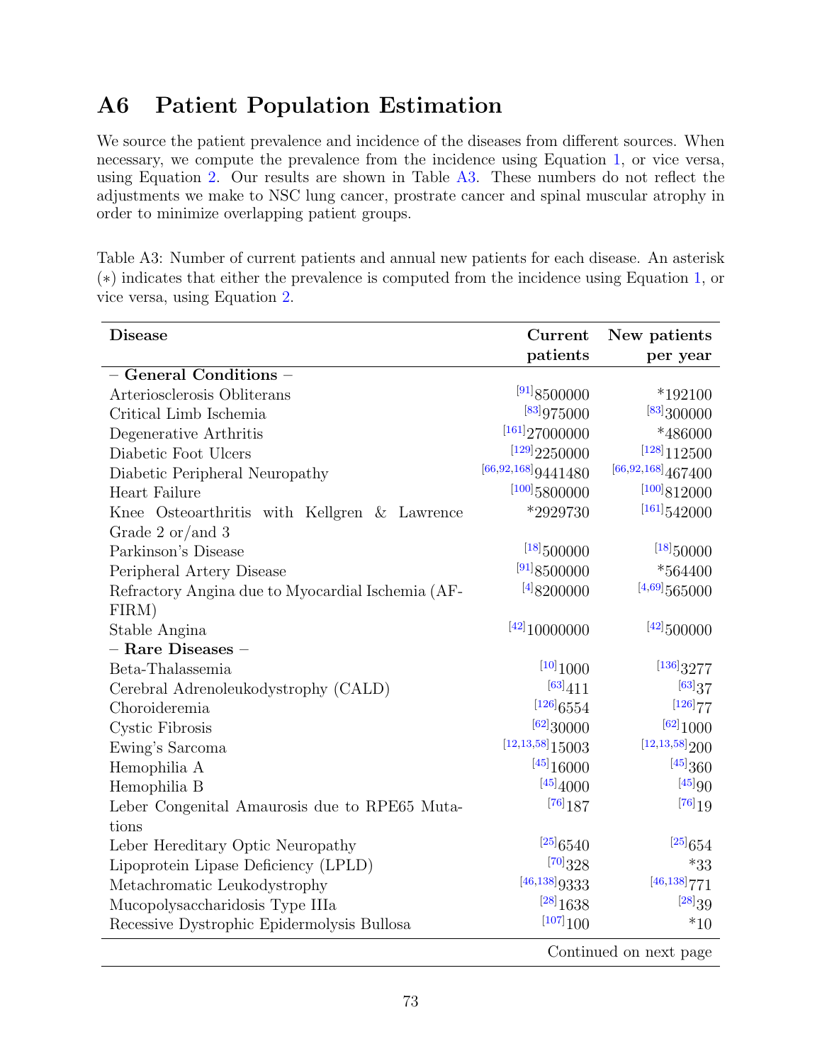## A6 Patient Population Estimation

We source the patient prevalence and incidence of the diseases from different sources. When necessary, we compute the prevalence from the incidence using Equation 1, or vice versa, using Equation 2. Our results are shown in Table A3. These numbers do not reflect the adjustments we make to NSC lung cancer, prostrate cancer and spinal muscular atrophy in order to minimize overlapping patient groups.

Table A3: Number of current patients and annual new patients for each disease. An asterisk (∗) indicates that either the prevalence is computed from the incidence using Equation 1, or vice versa, using Equation 2.

| Disease | Current patients | New patients per year |
|---|---:|---:|
| – **General Conditions** – | | |
| Arteriosclerosis Obliterans | [91]8500000 | *192100 |
| Critical Limb Ischemia | [83]975000 | [83]300000 |
| Degenerative Arthritis | [161]27000000 | *486000 |
| Diabetic Foot Ulcers | [129]2250000 | [128]112500 |
| Diabetic Peripheral Neuropathy | [66,92,168]9441480 | [66,92,168]467400 |
| Heart Failure | [100]5800000 | [100]812000 |
| Knee Osteoarthritis with Kellgren & Lawrence Grade 2 or/and 3 | *2929730 | [161]542000 |
| Parkinson's Disease | [18]500000 | [18]50000 |
| Peripheral Artery Disease | [91]8500000 | *564400 |
| Refractory Angina due to Myocardial Ischemia (AFFIRM) | [4]8200000 | [4,69]565000 |
| Stable Angina | [42]10000000 | [42]500000 |
| – **Rare Diseases** – | | |
| Beta-Thalassemia | [10]1000 | [136]3277 |
| Cerebral Adrenoleukodystrophy (CALD) | [63]411 | [63]37 |
| Choroideremia | [126]6554 | [126]77 |
| Cystic Fibrosis | [62]30000 | [62]1000 |
| Ewing's Sarcoma | [12,13,58]15003 | [12,13,58]200 |
| Hemophilia A | [45]16000 | [45]360 |
| Hemophilia B | [45]4000 | [45]90 |
| Leber Congenital Amaurosis due to RPE65 Mutations | [76]187 | [76]19 |
| Leber Hereditary Optic Neuropathy | [25]6540 | [25]654 |
| Lipoprotein Lipase Deficiency (LPLD) | [70]328 | *33 |
| Metachromatic Leukodystrophy | [46,138]9333 | [46,138]771 |
| Mucopolysaccharidosis Type IIIa | [28]1638 | [28]39 |
| Recessive Dystrophic Epidermolysis Bullosa | [107]100 | *10 |

Continued on next page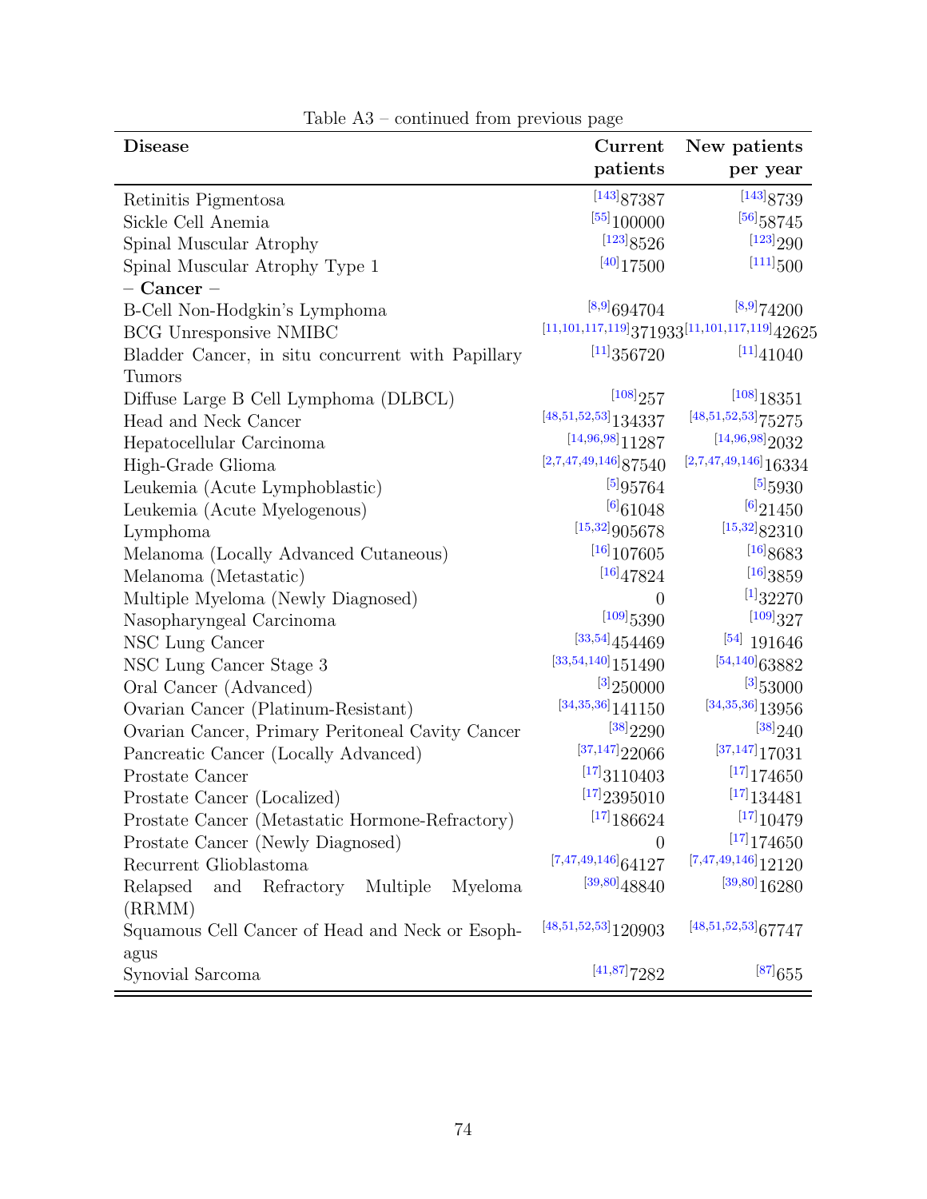Table A3 – continued from previous page

| Disease | Current patients | New patients per year |
|---|---|---|
| Retinitis Pigmentosa | [143]87387 | [143]8739 |
| Sickle Cell Anemia | [55]100000 | [56]58745 |
| Spinal Muscular Atrophy | [123]8526 | [123]290 |
| Spinal Muscular Atrophy Type 1 | [40]17500 | [111]500 |
| – **Cancer** – | | |
| B-Cell Non-Hodgkin's Lymphoma | [8,9]694704 | [8,9]74200 |
| BCG Unresponsive NMIBC | [11,101,117,119]371933 | [11,101,117,119]42625 |
| Bladder Cancer, in situ concurrent with Papillary Tumors | [11]356720 | [11]41040 |
| Diffuse Large B Cell Lymphoma (DLBCL) | [108]257 | [108]18351 |
| Head and Neck Cancer | [48,51,52,53]134337 | [48,51,52,53]75275 |
| Hepatocellular Carcinoma | [14,96,98]11287 | [14,96,98]2032 |
| High-Grade Glioma | [2,7,47,49,146]87540 | [2,7,47,49,146]16334 |
| Leukemia (Acute Lymphoblastic) | [5]95764 | [5]5930 |
| Leukemia (Acute Myelogenous) | [6]61048 | [6]21450 |
| Lymphoma | [15,32]905678 | [15,32]82310 |
| Melanoma (Locally Advanced Cutaneous) | [16]107605 | [16]8683 |
| Melanoma (Metastatic) | [16]47824 | [16]3859 |
| Multiple Myeloma (Newly Diagnosed) | 0 | [1]32270 |
| Nasopharyngeal Carcinoma | [109]5390 | [109]327 |
| NSC Lung Cancer | [33,54]454469 | [54] 191646 |
| NSC Lung Cancer Stage 3 | [33,54,140]151490 | [54,140]63882 |
| Oral Cancer (Advanced) | [3]250000 | [3]53000 |
| Ovarian Cancer (Platinum-Resistant) | [34,35,36]141150 | [34,35,36]13956 |
| Ovarian Cancer, Primary Peritoneal Cavity Cancer | [38]2290 | [38]240 |
| Pancreatic Cancer (Locally Advanced) | [37,147]22066 | [37,147]17031 |
| Prostate Cancer | [17]3110403 | [17]174650 |
| Prostate Cancer (Localized) | [17]2395010 | [17]134481 |
| Prostate Cancer (Metastatic Hormone-Refractory) | [17]186624 | [17]10479 |
| Prostate Cancer (Newly Diagnosed) | 0 | [17]174650 |
| Recurrent Glioblastoma | [7,47,49,146]64127 | [7,47,49,146]12120 |
| Relapsed and Refractory Multiple Myeloma (RRMM) | [39,80]48840 | [39,80]16280 |
| Squamous Cell Cancer of Head and Neck or Esophagus | [48,51,52,53]120903 | [48,51,52,53]67747 |
| Synovial Sarcoma | [41,87]7282 | [87]655 |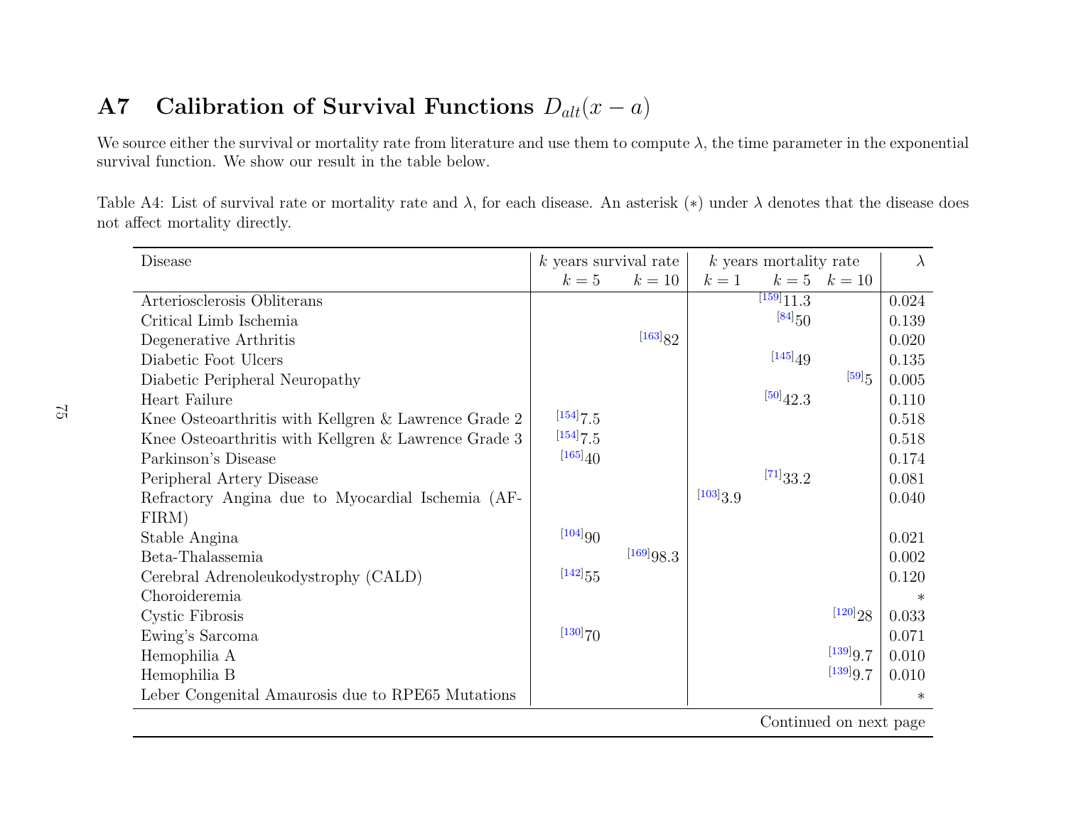## A7 Calibration of Survival Functions $D_{alt}(x - a)$

We source either the survival or mortality rate from literature and use them to compute $\lambda$, the time parameter in the exponential survival function. We show our result in the table below.

Table A4: List of survival rate or mortality rate and $\lambda$, for each disease. An asterisk ($*$) under $\lambda$ denotes that the disease does not affect mortality directly.

| Disease | $k$ years survival rate | | $k$ years mortality rate | | | $\lambda$ |
|---|---|---|---|---|---|---|
| | $k = 5$ | $k = 10$ | $k = 1$ | $k = 5$ | $k = 10$ | |
| Arteriosclerosis Obliterans | | | | [159]11.3 | | 0.024 |
| Critical Limb Ischemia | | | | [84]50 | | 0.139 |
| Degenerative Arthritis | | [163]82 | | | | 0.020 |
| Diabetic Foot Ulcers | | | | [145]49 | | 0.135 |
| Diabetic Peripheral Neuropathy | | | | | [59]5 | 0.005 |
| Heart Failure | | | | [50]42.3 | | 0.110 |
| Knee Osteoarthritis with Kellgren & Lawrence Grade 2 | [154]7.5 | | | | | 0.518 |
| Knee Osteoarthritis with Kellgren & Lawrence Grade 3 | [154]7.5 | | | | | 0.518 |
| Parkinson's Disease | [165]40 | | | | | 0.174 |
| Peripheral Artery Disease | | | | [71]33.2 | | 0.081 |
| Refractory Angina due to Myocardial Ischemia (AFFIRM) | | | [103]3.9 | | | 0.040 |
| Stable Angina | [104]90 | | | | | 0.021 |
| Beta-Thalassemia | | [169]98.3 | | | | 0.002 |
| Cerebral Adrenoleukodystrophy (CALD) | [142]55 | | | | | 0.120 |
| Choroideremia | | | | | | * |
| Cystic Fibrosis | | | | | [120]28 | 0.033 |
| Ewing's Sarcoma | [130]70 | | | | | 0.071 |
| Hemophilia A | | | | | [139]9.7 | 0.010 |
| Hemophilia B | | | | | [139]9.7 | 0.010 |
| Leber Congenital Amaurosis due to RPE65 Mutations | | | | | | * |

Continued on next page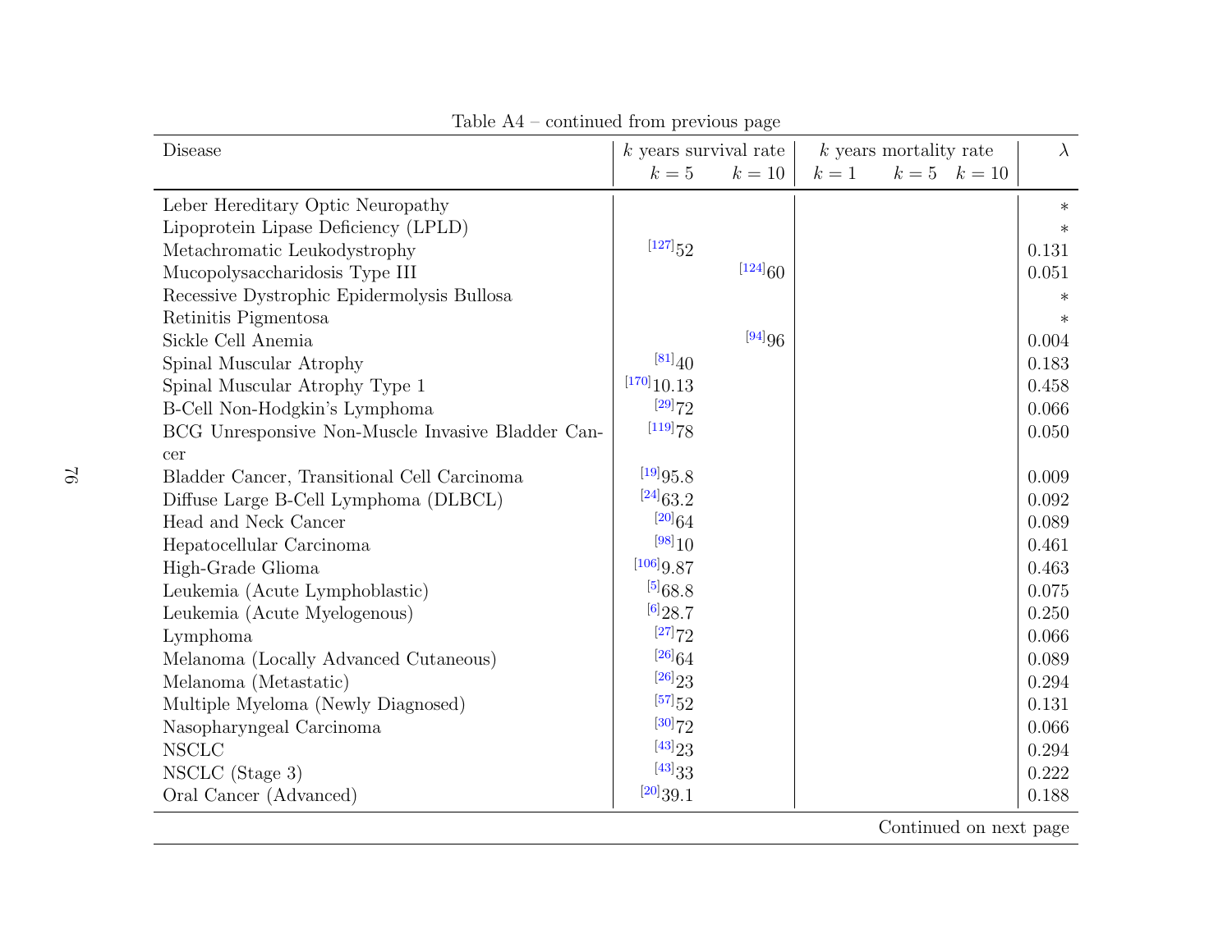Table A4 – continued from previous page

| Disease | $k$ years survival rate | | $k$ years mortality rate | | | $\lambda$ |
|---|---|---|---|---|---|---|
| | $k=5$ | $k=10$ | $k=1$ | $k=5$ | $k=10$ | |
| Leber Hereditary Optic Neuropathy | | | | | | $*$ |
| Lipoprotein Lipase Deficiency (LPLD) | | | | | | $*$ |
| Metachromatic Leukodystrophy | [127]52 | | | | | 0.131 |
| Mucopolysaccharidosis Type III | | [124]60 | | | | 0.051 |
| Recessive Dystrophic Epidermolysis Bullosa | | | | | | $*$ |
| Retinitis Pigmentosa | | | | | | $*$ |
| Sickle Cell Anemia | | [94]96 | | | | 0.004 |
| Spinal Muscular Atrophy | [81]40 | | | | | 0.183 |
| Spinal Muscular Atrophy Type 1 | [170]10.13 | | | | | 0.458 |
| B-Cell Non-Hodgkin's Lymphoma | [29]72 | | | | | 0.066 |
| BCG Unresponsive Non-Muscle Invasive Bladder Cancer | [119]78 | | | | | 0.050 |
| Bladder Cancer, Transitional Cell Carcinoma | [19]95.8 | | | | | 0.009 |
| Diffuse Large B-Cell Lymphoma (DLBCL) | [24]63.2 | | | | | 0.092 |
| Head and Neck Cancer | [20]64 | | | | | 0.089 |
| Hepatocellular Carcinoma | [98]10 | | | | | 0.461 |
| High-Grade Glioma | [106]9.87 | | | | | 0.463 |
| Leukemia (Acute Lymphoblastic) | [5]68.8 | | | | | 0.075 |
| Leukemia (Acute Myelogenous) | [6]28.7 | | | | | 0.250 |
| Lymphoma | [27]72 | | | | | 0.066 |
| Melanoma (Locally Advanced Cutaneous) | [26]64 | | | | | 0.089 |
| Melanoma (Metastatic) | [26]23 | | | | | 0.294 |
| Multiple Myeloma (Newly Diagnosed) | [57]52 | | | | | 0.131 |
| Nasopharyngeal Carcinoma | [30]72 | | | | | 0.066 |
| NSCLC | [43]23 | | | | | 0.294 |
| NSCLC (Stage 3) | [43]33 | | | | | 0.222 |
| Oral Cancer (Advanced) | [20]39.1 | | | | | 0.188 |

Continued on next page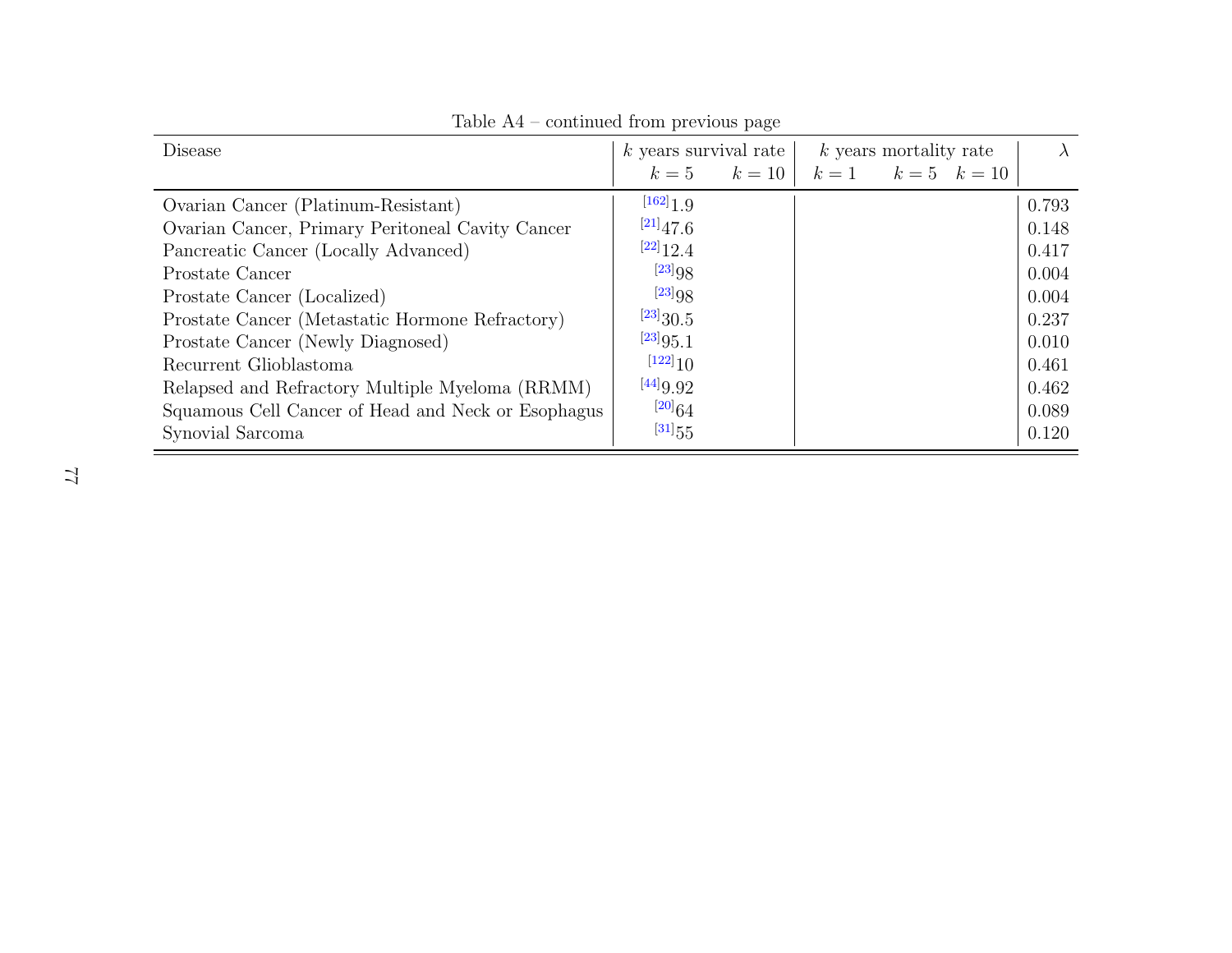Table A4 – continued from previous page

| Disease | $k$ years survival rate | | $k$ years mortality rate | | | $\lambda$ |
|---|---|---|---|---|---|---|
| | $k=5$ | $k=10$ | $k=1$ | $k=5$ | $k=10$ | |
| Ovarian Cancer (Platinum-Resistant) | [162]1.9 | | | | | 0.793 |
| Ovarian Cancer, Primary Peritoneal Cavity Cancer | [21]47.6 | | | | | 0.148 |
| Pancreatic Cancer (Locally Advanced) | [22]12.4 | | | | | 0.417 |
| Prostate Cancer | [23]98 | | | | | 0.004 |
| Prostate Cancer (Localized) | [23]98 | | | | | 0.004 |
| Prostate Cancer (Metastatic Hormone Refractory) | [23]30.5 | | | | | 0.237 |
| Prostate Cancer (Newly Diagnosed) | [23]95.1 | | | | | 0.010 |
| Recurrent Glioblastoma | [122]10 | | | | | 0.461 |
| Relapsed and Refractory Multiple Myeloma (RRMM) | [44]9.92 | | | | | 0.462 |
| Squamous Cell Cancer of Head and Neck or Esophagus | [20]64 | | | | | 0.089 |
| Synovial Sarcoma | [31]55 | | | | | 0.120 |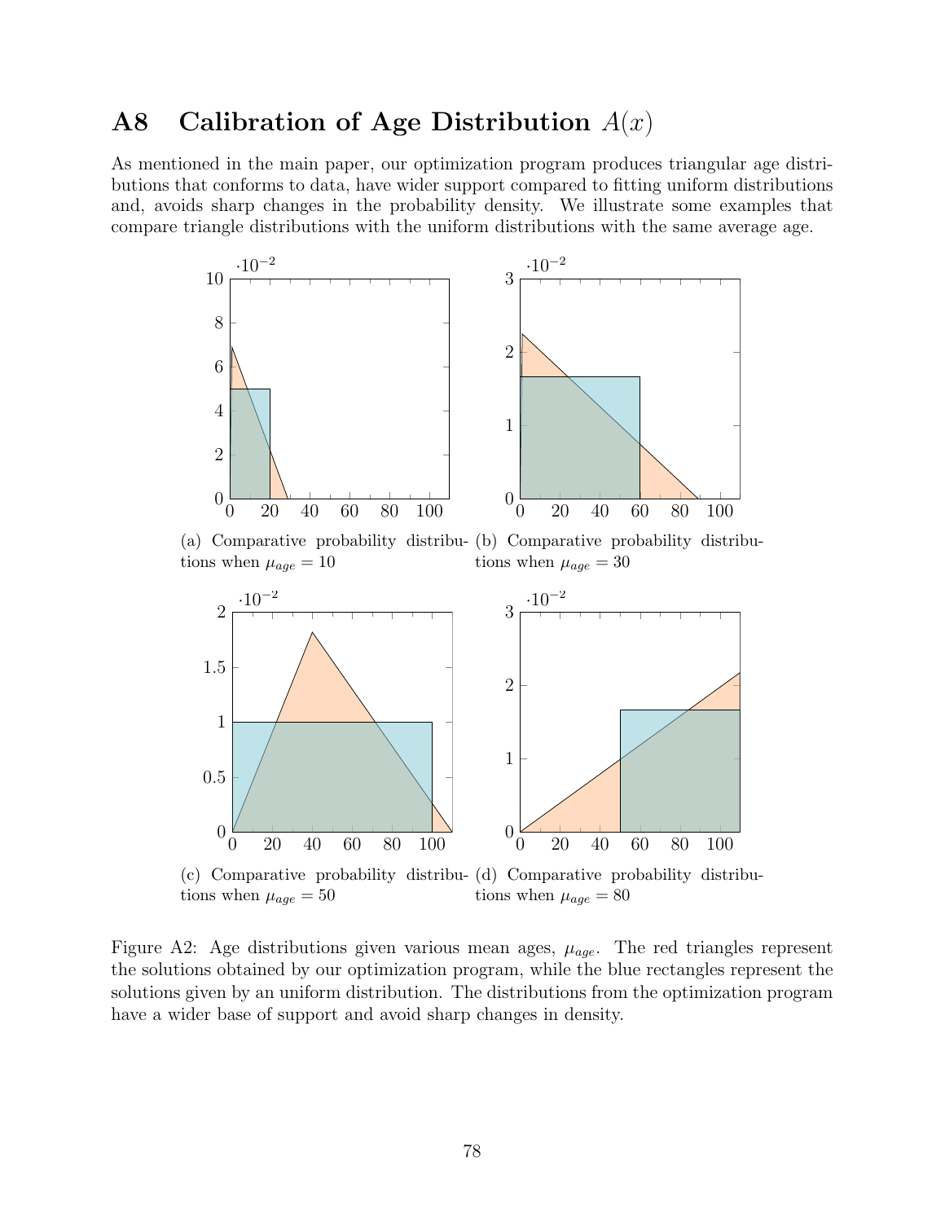## A8 Calibration of Age Distribution $A(x)$

As mentioned in the main paper, our optimization program produces triangular age distributions that conforms to data, have wider support compared to fitting uniform distributions and, avoids sharp changes in the probability density. We illustrate some examples that compare triangle distributions with the uniform distributions with the same average age.

(a) Comparative probability distributions when $\mu_{age} = 10$

(b) Comparative probability distributions when $\mu_{age} = 30$

(c) Comparative probability distributions when $\mu_{age} = 50$

(d) Comparative probability distributions when $\mu_{age} = 80$

Figure A2: Age distributions given various mean ages, $\mu_{age}$. The red triangles represent the solutions obtained by our optimization program, while the blue rectangles represent the solutions given by an uniform distribution. The distributions from the optimization program have a wider base of support and avoid sharp changes in density.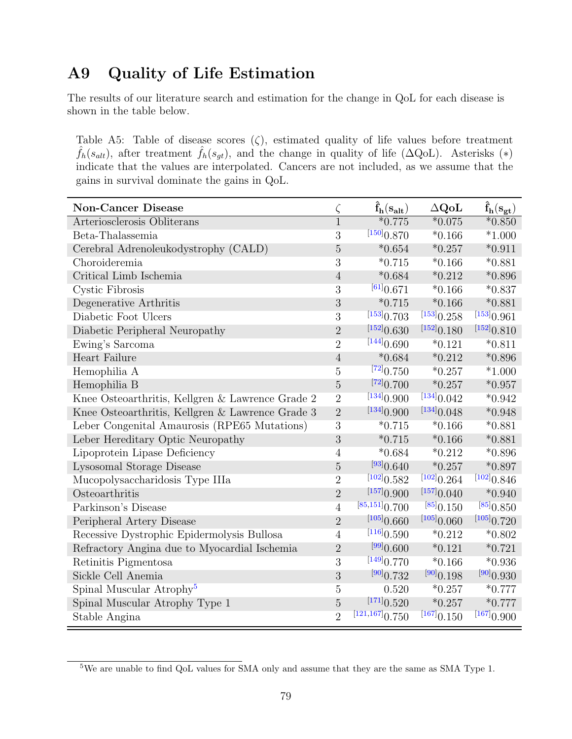# A9 Quality of Life Estimation

The results of our literature search and estimation for the change in QoL for each disease is shown in the table below.

Table A5: Table of disease scores ($\zeta$), estimated quality of life values before treatment $\hat{f}_h(s_{alt})$, after treatment $\hat{f}_h(s_{gt})$, and the change in quality of life ($\Delta$QoL). Asterisks (*) indicate that the values are interpolated. Cancers are not included, as we assume that the gains in survival dominate the gains in QoL.

| **Non-Cancer Disease** | $\zeta$ | $\hat{\mathbf{f}}_{\mathbf{h}}(\mathbf{s}_{\mathbf{alt}})$ | $\Delta$**QoL** | $\hat{\mathbf{f}}_{\mathbf{h}}(\mathbf{s}_{\mathbf{gt}})$ |
|---|---|---|---|---|
| Arteriosclerosis Obliterans | 1 | *0.775 | *0.075 | *0.850 |
| Beta-Thalassemia | 3 | [150]0.870 | *0.166 | *1.000 |
| Cerebral Adrenoleukodystrophy (CALD) | 5 | *0.654 | *0.257 | *0.911 |
| Choroideremia | 3 | *0.715 | *0.166 | *0.881 |
| Critical Limb Ischemia | 4 | *0.684 | *0.212 | *0.896 |
| Cystic Fibrosis | 3 | [61]0.671 | *0.166 | *0.837 |
| Degenerative Arthritis | 3 | *0.715 | *0.166 | *0.881 |
| Diabetic Foot Ulcers | 3 | [153]0.703 | [153]0.258 | [153]0.961 |
| Diabetic Peripheral Neuropathy | 2 | [152]0.630 | [152]0.180 | [152]0.810 |
| Ewing's Sarcoma | 2 | [144]0.690 | *0.121 | *0.811 |
| Heart Failure | 4 | *0.684 | *0.212 | *0.896 |
| Hemophilia A | 5 | [72]0.750 | *0.257 | *1.000 |
| Hemophilia B | 5 | [72]0.700 | *0.257 | *0.957 |
| Knee Osteoarthritis, Kellgren & Lawrence Grade 2 | 2 | [134]0.900 | [134]0.042 | *0.942 |
| Knee Osteoarthritis, Kellgren & Lawrence Grade 3 | 2 | [134]0.900 | [134]0.048 | *0.948 |
| Leber Congenital Amaurosis (RPE65 Mutations) | 3 | *0.715 | *0.166 | *0.881 |
| Leber Hereditary Optic Neuropathy | 3 | *0.715 | *0.166 | *0.881 |
| Lipoprotein Lipase Deficiency | 4 | *0.684 | *0.212 | *0.896 |
| Lysosomal Storage Disease | 5 | [93]0.640 | *0.257 | *0.897 |
| Mucopolysaccharidosis Type IIIa | 2 | [102]0.582 | [102]0.264 | [102]0.846 |
| Osteoarthritis | 2 | [157]0.900 | [157]0.040 | *0.940 |
| Parkinson's Disease | 4 | [85,151]0.700 | [85]0.150 | [85]0.850 |
| Peripheral Artery Disease | 2 | [105]0.660 | [105]0.060 | [105]0.720 |
| Recessive Dystrophic Epidermolysis Bullosa | 4 | [116]0.590 | *0.212 | *0.802 |
| Refractory Angina due to Myocardial Ischemia | 2 | [99]0.600 | *0.121 | *0.721 |
| Retinitis Pigmentosa | 3 | [149]0.770 | *0.166 | *0.936 |
| Sickle Cell Anemia | 3 | [90]0.732 | [90]0.198 | [90]0.930 |
| Spinal Muscular Atrophy[5] | 5 | 0.520 | *0.257 | *0.777 |
| Spinal Muscular Atrophy Type 1 | 5 | [171]0.520 | *0.257 | *0.777 |
| Stable Angina | 2 | [121,167]0.750 | [167]0.150 | [167]0.900 |

[5]We are unable to find QoL values for SMA only and assume that they are the same as SMA Type 1.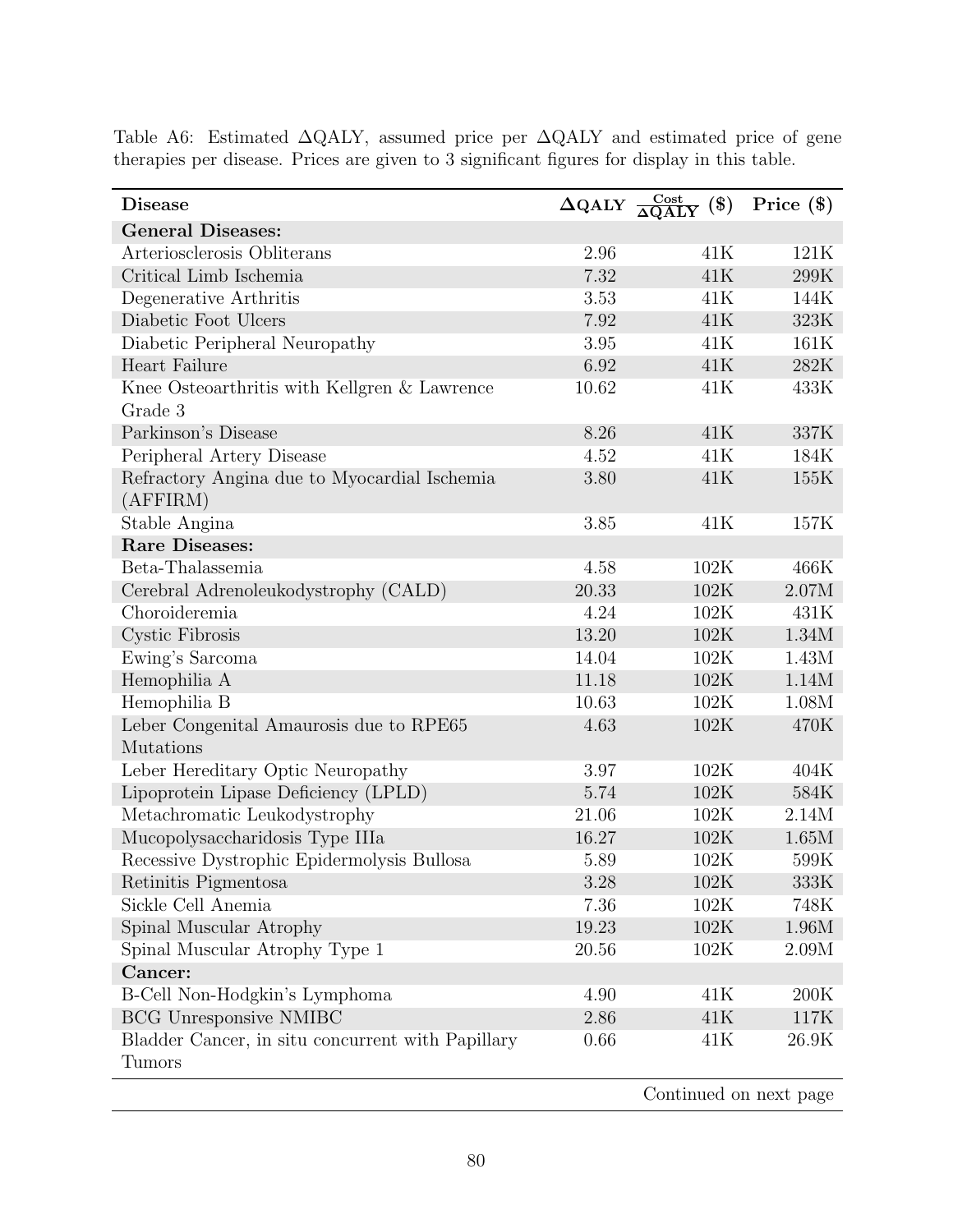Table A6: Estimated ΔQALY, assumed price per ΔQALY and estimated price of gene therapies per disease. Prices are given to 3 significant figures for display in this table.

| Disease | ΔQALY | $\frac{\text{Cost}}{\Delta\text{QALY}}$ (\$) | Price (\$) |
|---|---|---|---|
| **General Diseases:** | | | |
| Arteriosclerosis Obliterans | 2.96 | 41K | 121K |
| Critical Limb Ischemia | 7.32 | 41K | 299K |
| Degenerative Arthritis | 3.53 | 41K | 144K |
| Diabetic Foot Ulcers | 7.92 | 41K | 323K |
| Diabetic Peripheral Neuropathy | 3.95 | 41K | 161K |
| Heart Failure | 6.92 | 41K | 282K |
| Knee Osteoarthritis with Kellgren & Lawrence Grade 3 | 10.62 | 41K | 433K |
| Parkinson's Disease | 8.26 | 41K | 337K |
| Peripheral Artery Disease | 4.52 | 41K | 184K |
| Refractory Angina due to Myocardial Ischemia (AFFIRM) | 3.80 | 41K | 155K |
| Stable Angina | 3.85 | 41K | 157K |
| **Rare Diseases:** | | | |
| Beta-Thalassemia | 4.58 | 102K | 466K |
| Cerebral Adrenoleukodystrophy (CALD) | 20.33 | 102K | 2.07M |
| Choroideremia | 4.24 | 102K | 431K |
| Cystic Fibrosis | 13.20 | 102K | 1.34M |
| Ewing's Sarcoma | 14.04 | 102K | 1.43M |
| Hemophilia A | 11.18 | 102K | 1.14M |
| Hemophilia B | 10.63 | 102K | 1.08M |
| Leber Congenital Amaurosis due to RPE65 Mutations | 4.63 | 102K | 470K |
| Leber Hereditary Optic Neuropathy | 3.97 | 102K | 404K |
| Lipoprotein Lipase Deficiency (LPLD) | 5.74 | 102K | 584K |
| Metachromatic Leukodystrophy | 21.06 | 102K | 2.14M |
| Mucopolysaccharidosis Type IIIa | 16.27 | 102K | 1.65M |
| Recessive Dystrophic Epidermolysis Bullosa | 5.89 | 102K | 599K |
| Retinitis Pigmentosa | 3.28 | 102K | 333K |
| Sickle Cell Anemia | 7.36 | 102K | 748K |
| Spinal Muscular Atrophy | 19.23 | 102K | 1.96M |
| Spinal Muscular Atrophy Type 1 | 20.56 | 102K | 2.09M |
| **Cancer:** | | | |
| B-Cell Non-Hodgkin's Lymphoma | 4.90 | 41K | 200K |
| BCG Unresponsive NMIBC | 2.86 | 41K | 117K |
| Bladder Cancer, in situ concurrent with Papillary Tumors | 0.66 | 41K | 26.9K |

Continued on next page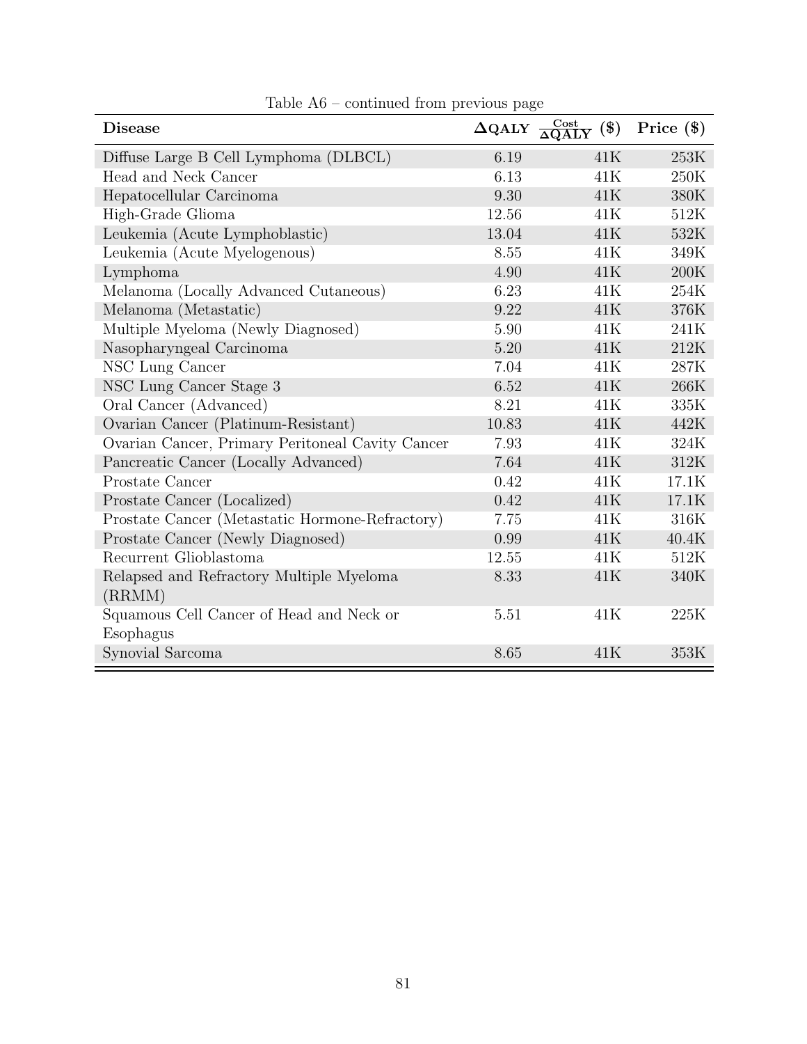Table A6 – continued from previous page

| Disease | ΔQALY | $\frac{\text{Cost}}{\Delta\text{QALY}}$ (\$) | Price (\$) |
|---|---|---|---|
| Diffuse Large B Cell Lymphoma (DLBCL) | 6.19 | 41K | 253K |
| Head and Neck Cancer | 6.13 | 41K | 250K |
| Hepatocellular Carcinoma | 9.30 | 41K | 380K |
| High-Grade Glioma | 12.56 | 41K | 512K |
| Leukemia (Acute Lymphoblastic) | 13.04 | 41K | 532K |
| Leukemia (Acute Myelogenous) | 8.55 | 41K | 349K |
| Lymphoma | 4.90 | 41K | 200K |
| Melanoma (Locally Advanced Cutaneous) | 6.23 | 41K | 254K |
| Melanoma (Metastatic) | 9.22 | 41K | 376K |
| Multiple Myeloma (Newly Diagnosed) | 5.90 | 41K | 241K |
| Nasopharyngeal Carcinoma | 5.20 | 41K | 212K |
| NSC Lung Cancer | 7.04 | 41K | 287K |
| NSC Lung Cancer Stage 3 | 6.52 | 41K | 266K |
| Oral Cancer (Advanced) | 8.21 | 41K | 335K |
| Ovarian Cancer (Platinum-Resistant) | 10.83 | 41K | 442K |
| Ovarian Cancer, Primary Peritoneal Cavity Cancer | 7.93 | 41K | 324K |
| Pancreatic Cancer (Locally Advanced) | 7.64 | 41K | 312K |
| Prostate Cancer | 0.42 | 41K | 17.1K |
| Prostate Cancer (Localized) | 0.42 | 41K | 17.1K |
| Prostate Cancer (Metastatic Hormone-Refractory) | 7.75 | 41K | 316K |
| Prostate Cancer (Newly Diagnosed) | 0.99 | 41K | 40.4K |
| Recurrent Glioblastoma | 12.55 | 41K | 512K |
| Relapsed and Refractory Multiple Myeloma (RRMM) | 8.33 | 41K | 340K |
| Squamous Cell Cancer of Head and Neck or Esophagus | 5.51 | 41K | 225K |
| Synovial Sarcoma | 8.65 | 41K | 353K |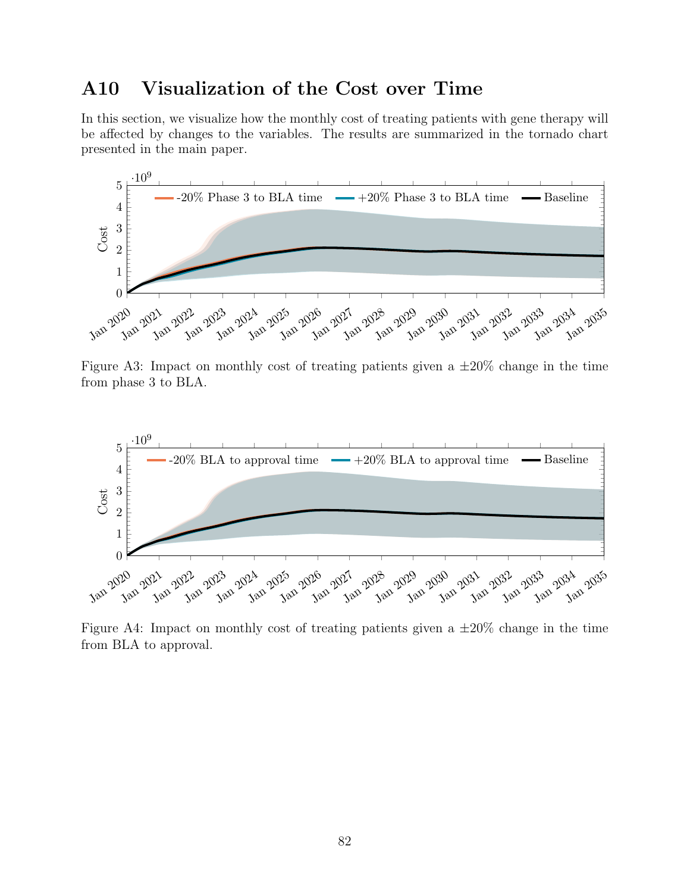## A10 Visualization of the Cost over Time

In this section, we visualize how the monthly cost of treating patients with gene therapy will be affected by changes to the variables. The results are summarized in the tornado chart presented in the main paper.

Figure A3: Impact on monthly cost of treating patients given a ±20% change in the time from phase 3 to BLA.

Figure A4: Impact on monthly cost of treating patients given a ±20% change in the time from BLA to approval.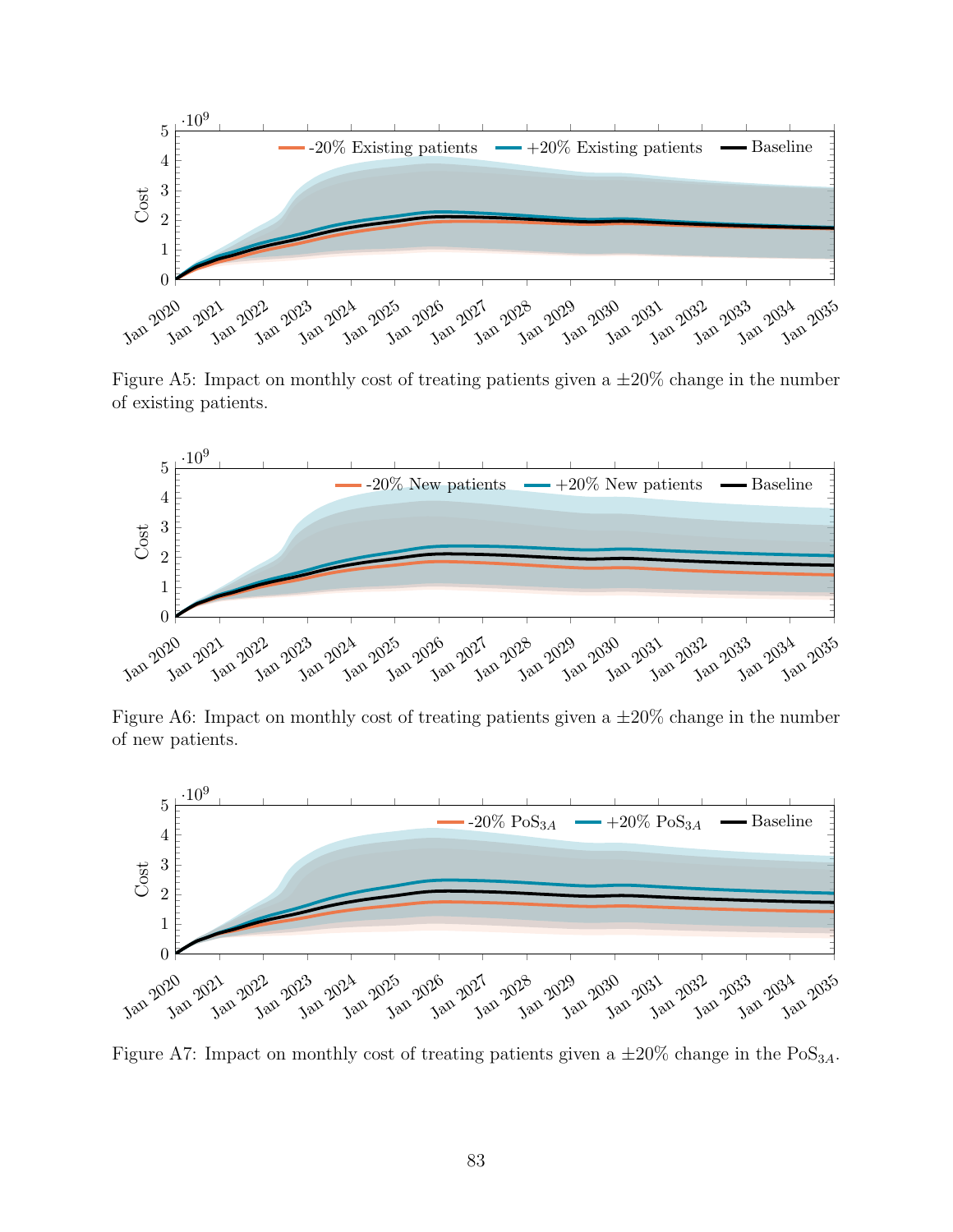Figure A5: Impact on monthly cost of treating patients given a ±20% change in the number of existing patients.

Figure A6: Impact on monthly cost of treating patients given a ±20% change in the number of new patients.

Figure A7: Impact on monthly cost of treating patients given a ±20% change in the $PoS_{3A}$.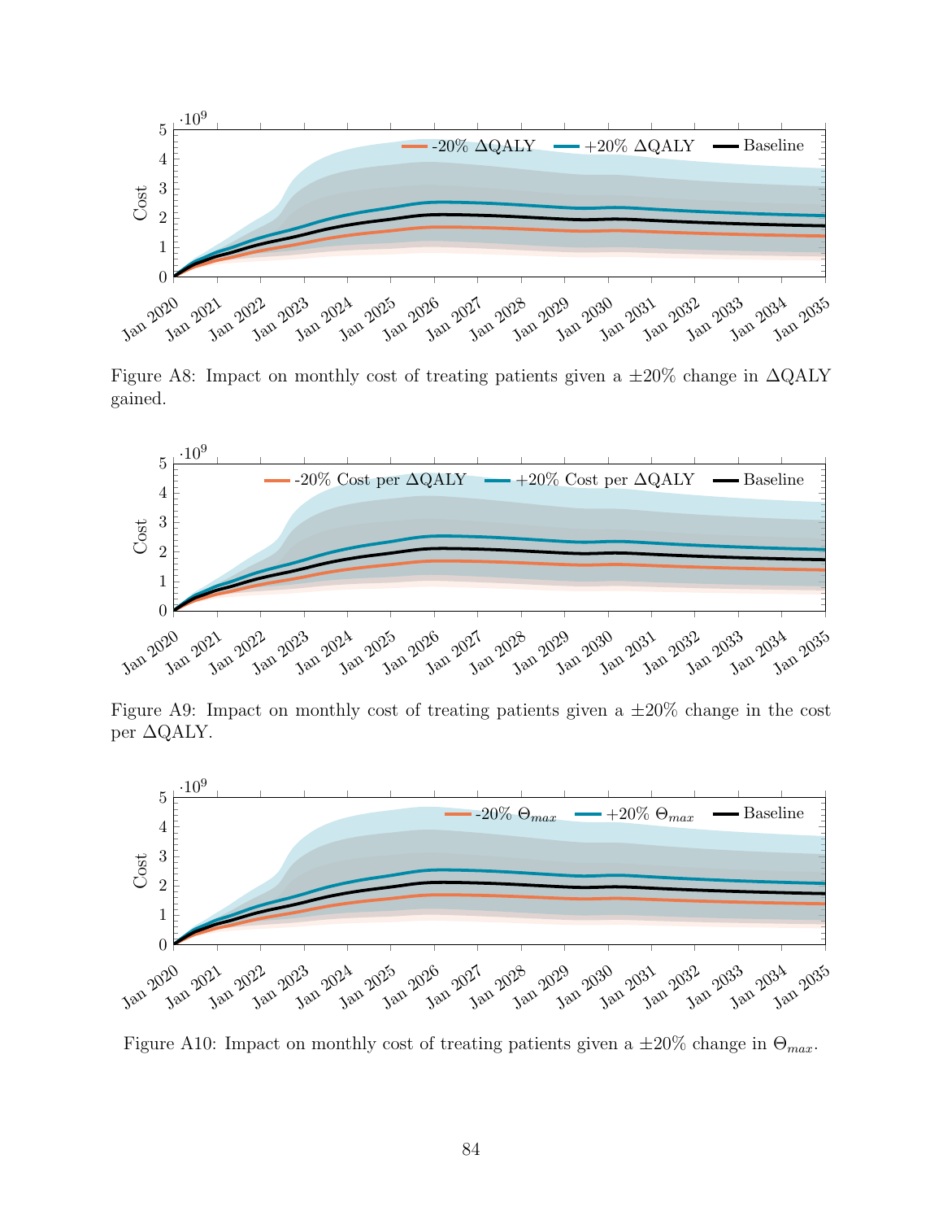Figure A8: Impact on monthly cost of treating patients given a ±20% change in ΔQALY gained.

Figure A9: Impact on monthly cost of treating patients given a ±20% change in the cost per ΔQALY.

Figure A10: Impact on monthly cost of treating patients given a ±20% change in $\Theta_{max}$.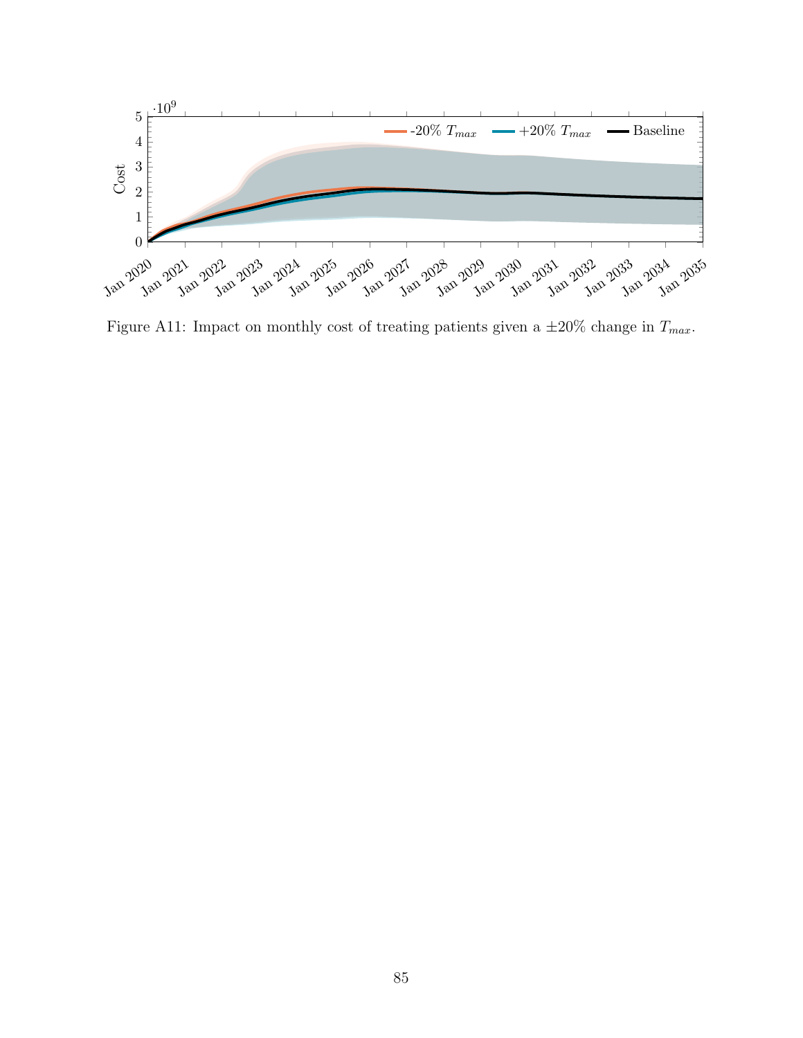$\cdot 10^9$

5
4
3
2
1
0

Cost

-20% $T_{max}$ +20% $T_{max}$ Baseline

Jan 2020 Jan 2021 Jan 2022 Jan 2023 Jan 2024 Jan 2025 Jan 2026 Jan 2027 Jan 2028 Jan 2029 Jan 2030 Jan 2031 Jan 2032 Jan 2033 Jan 2034 Jan 2035

Figure A11: Impact on monthly cost of treating patients given a ±20% change in $T_{max}$.